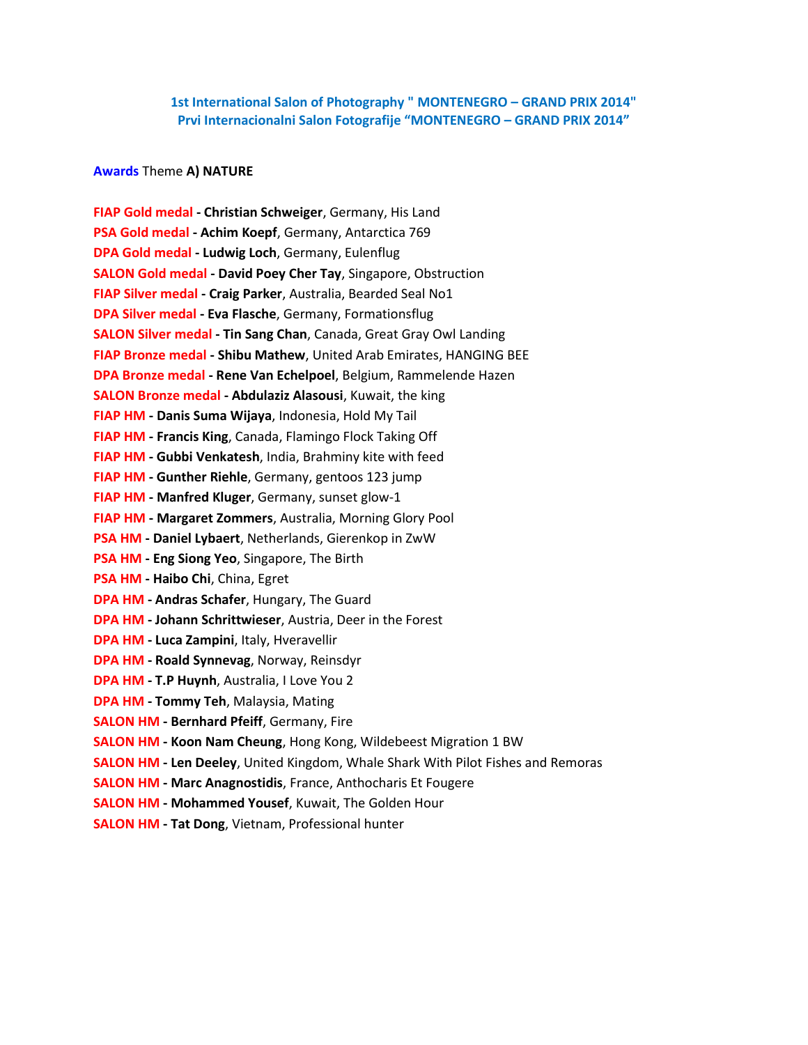# 1st International Salon of Photography " MONTENEGRO – GRAND PRIX 2014"
# Prvi Internacionalni Salon Fotografije “MONTENEGRO – GRAND PRIX 2014”

## Awards Theme **A) NATURE**

**FIAP Gold medal - Christian Schweiger**, Germany, His Land
**PSA Gold medal - Achim Koepf**, Germany, Antarctica 769
**DPA Gold medal - Ludwig Loch**, Germany, Eulenflug
**SALON Gold medal - David Poey Cher Tay**, Singapore, Obstruction
**FIAP Silver medal - Craig Parker**, Australia, Bearded Seal No1
**DPA Silver medal - Eva Flasche**, Germany, Formationsflug
**SALON Silver medal - Tin Sang Chan**, Canada, Great Gray Owl Landing
**FIAP Bronze medal - Shibu Mathew**, United Arab Emirates, HANGING BEE
**DPA Bronze medal - Rene Van Echelpoel**, Belgium, Rammelende Hazen
**SALON Bronze medal - Abdulaziz Alasousi**, Kuwait, the king
**FIAP HM - Danis Suma Wijaya**, Indonesia, Hold My Tail
**FIAP HM - Francis King**, Canada, Flamingo Flock Taking Off
**FIAP HM - Gubbi Venkatesh**, India, Brahminy kite with feed
**FIAP HM - Gunther Riehle**, Germany, gentoos 123 jump
**FIAP HM - Manfred Kluger**, Germany, sunset glow-1
**FIAP HM - Margaret Zommers**, Australia, Morning Glory Pool
**PSA HM - Daniel Lybaert**, Netherlands, Gierenkop in ZwW
**PSA HM - Eng Siong Yeo**, Singapore, The Birth
**PSA HM - Haibo Chi**, China, Egret
**DPA HM - Andras Schafer**, Hungary, The Guard
**DPA HM - Johann Schrittwieser**, Austria, Deer in the Forest
**DPA HM - Luca Zampini**, Italy, Hveravellir
**DPA HM - Roald Synnevag**, Norway, Reinsdyr
**DPA HM - T.P Huynh**, Australia, I Love You 2
**DPA HM - Tommy Teh**, Malaysia, Mating
**SALON HM - Bernhard Pfeiff**, Germany, Fire
**SALON HM - Koon Nam Cheung**, Hong Kong, Wildebeest Migration 1 BW
**SALON HM - Len Deeley**, United Kingdom, Whale Shark With Pilot Fishes and Remoras
**SALON HM - Marc Anagnostidis**, France, Anthocharis Et Fougere
**SALON HM - Mohammed Yousef**, Kuwait, The Golden Hour
**SALON HM - Tat Dong**, Vietnam, Professional hunter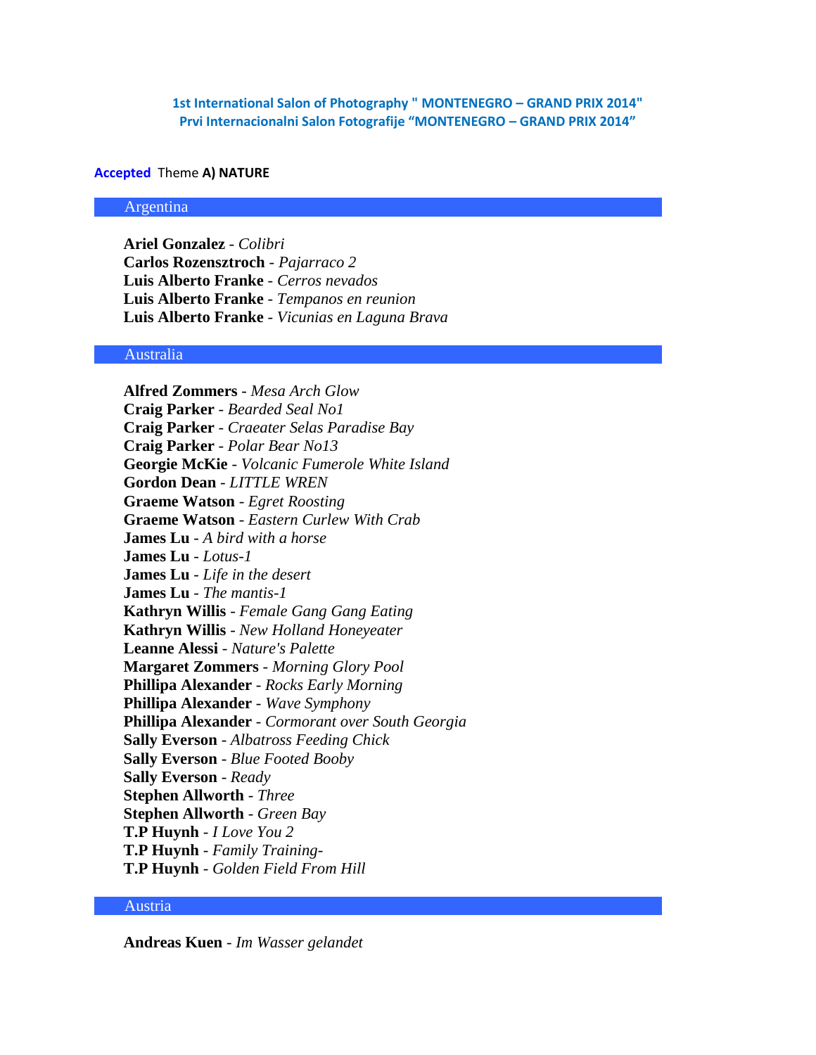**1st International Salon of Photography " MONTENEGRO – GRAND PRIX 2014"**
**Prvi Internacionalni Salon Fotografije "MONTENEGRO – GRAND PRIX 2014"**

**Accepted** Theme **A) NATURE**

## Argentina

**Ariel Gonzalez** - *Colibri*
**Carlos Rozensztroch** - *Pajarraco 2*
**Luis Alberto Franke** - *Cerros nevados*
**Luis Alberto Franke** - *Tempanos en reunion*
**Luis Alberto Franke** - *Vicunias en Laguna Brava*

## Australia

**Alfred Zommers** - *Mesa Arch Glow*
**Craig Parker** - *Bearded Seal No1*
**Craig Parker** - *Craeater Selas Paradise Bay*
**Craig Parker** - *Polar Bear No13*
**Georgie McKie** - *Volcanic Fumerole White Island*
**Gordon Dean** - *LITTLE WREN*
**Graeme Watson** - *Egret Roosting*
**Graeme Watson** - *Eastern Curlew With Crab*
**James Lu** - *A bird with a horse*
**James Lu** - *Lotus-1*
**James Lu** - *Life in the desert*
**James Lu** - *The mantis-1*
**Kathryn Willis** - *Female Gang Gang Eating*
**Kathryn Willis** - *New Holland Honeyeater*
**Leanne Alessi** - *Nature's Palette*
**Margaret Zommers** - *Morning Glory Pool*
**Phillipa Alexander** - *Rocks Early Morning*
**Phillipa Alexander** - *Wave Symphony*
**Phillipa Alexander** - *Cormorant over South Georgia*
**Sally Everson** - *Albatross Feeding Chick*
**Sally Everson** - *Blue Footed Booby*
**Sally Everson** - *Ready*
**Stephen Allworth** - *Three*
**Stephen Allworth** - *Green Bay*
**T.P Huynh** - *I Love You 2*
**T.P Huynh** - *Family Training-*
**T.P Huynh** - *Golden Field From Hill*

## Austria

**Andreas Kuen** - *Im Wasser gelandet*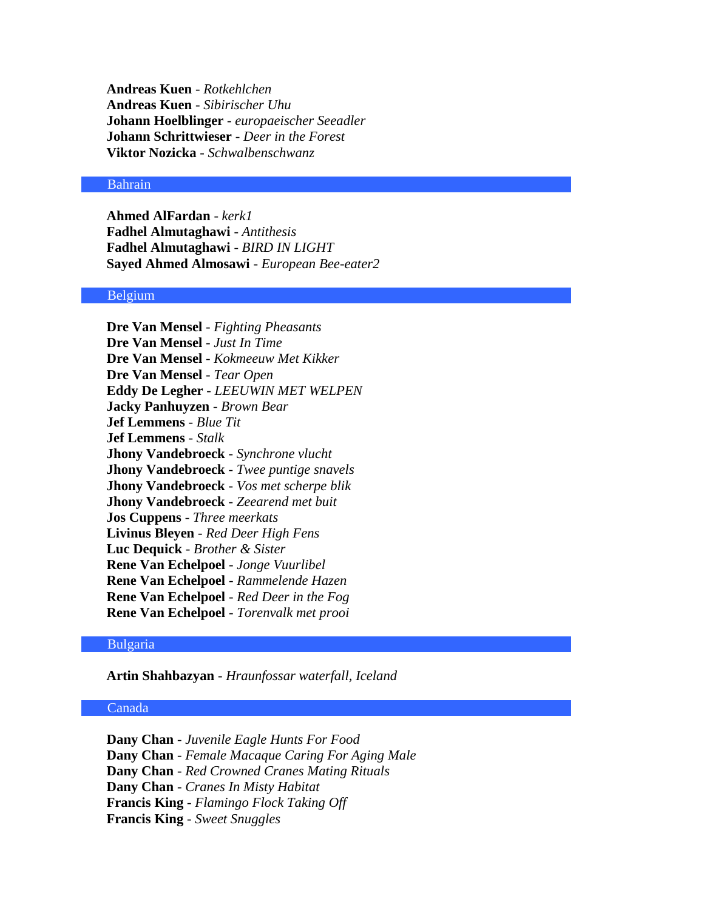**Andreas Kuen** - *Rotkehlchen*
**Andreas Kuen** - *Sibirischer Uhu*
**Johann Hoelblinger** - *europaeischer Seeadler*
**Johann Schrittwieser** - *Deer in the Forest*
**Viktor Nozicka** - *Schwalbenschwanz*

## Bahrain

**Ahmed AlFardan** - *kerk1*
**Fadhel Almutaghawi** - *Antithesis*
**Fadhel Almutaghawi** - *BIRD IN LIGHT*
**Sayed Ahmed Almosawi** - *European Bee-eater2*

## Belgium

**Dre Van Mensel** - *Fighting Pheasants*
**Dre Van Mensel** - *Just In Time*
**Dre Van Mensel** - *Kokmeeuw Met Kikker*
**Dre Van Mensel** - *Tear Open*
**Eddy De Legher** - *LEEUWIN MET WELPEN*
**Jacky Panhuyzen** - *Brown Bear*
**Jef Lemmens** - *Blue Tit*
**Jef Lemmens** - *Stalk*
**Jhony Vandebroeck** - *Synchrone vlucht*
**Jhony Vandebroeck** - *Twee puntige snavels*
**Jhony Vandebroeck** - *Vos met scherpe blik*
**Jhony Vandebroeck** - *Zeearend met buit*
**Jos Cuppens** - *Three meerkats*
**Livinus Bleyen** - *Red Deer High Fens*
**Luc Dequick** - *Brother & Sister*
**Rene Van Echelpoel** - *Jonge Vuurlibel*
**Rene Van Echelpoel** - *Rammelende Hazen*
**Rene Van Echelpoel** - *Red Deer in the Fog*
**Rene Van Echelpoel** - *Torenvalk met prooi*

## Bulgaria

**Artin Shahbazyan** - *Hraunfossar waterfall, Iceland*

## Canada

**Dany Chan** - *Juvenile Eagle Hunts For Food*
**Dany Chan** - *Female Macaque Caring For Aging Male*
**Dany Chan** - *Red Crowned Cranes Mating Rituals*
**Dany Chan** - *Cranes In Misty Habitat*
**Francis King** - *Flamingo Flock Taking Off*
**Francis King** - *Sweet Snuggles*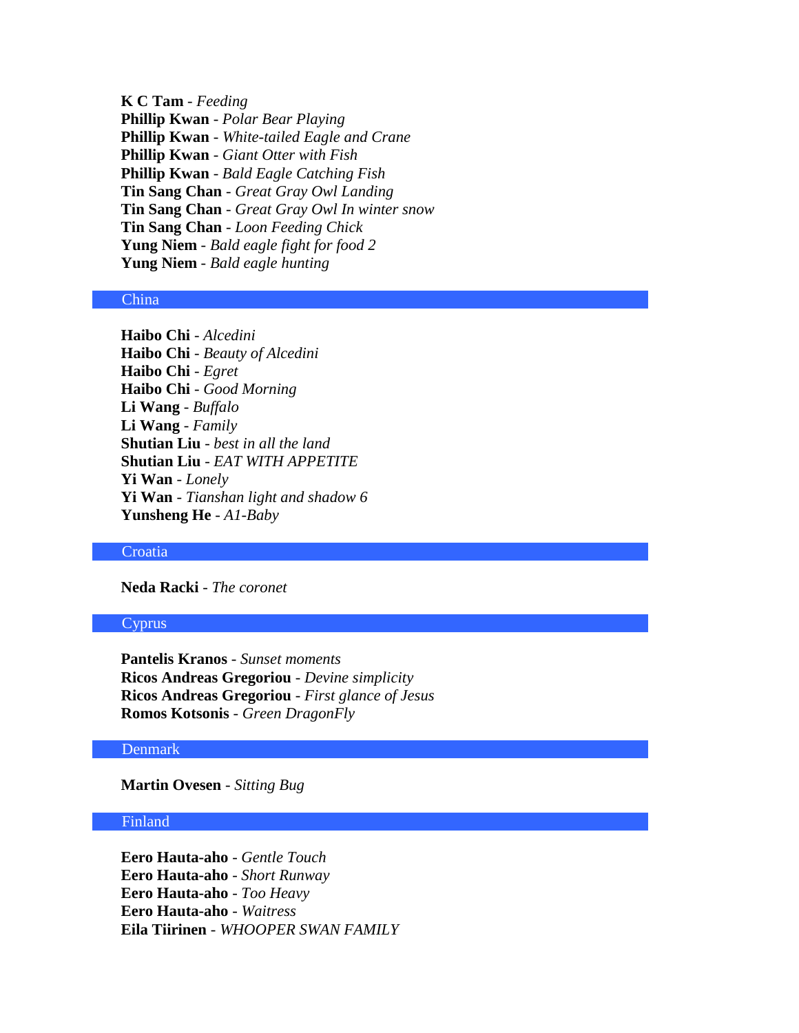**K C Tam** - *Feeding*
**Phillip Kwan** - *Polar Bear Playing*
**Phillip Kwan** - *White-tailed Eagle and Crane*
**Phillip Kwan** - *Giant Otter with Fish*
**Phillip Kwan** - *Bald Eagle Catching Fish*
**Tin Sang Chan** - *Great Gray Owl Landing*
**Tin Sang Chan** - *Great Gray Owl In winter snow*
**Tin Sang Chan** - *Loon Feeding Chick*
**Yung Niem** - *Bald eagle fight for food 2*
**Yung Niem** - *Bald eagle hunting*

## China

**Haibo Chi** - *Alcedini*
**Haibo Chi** - *Beauty of Alcedini*
**Haibo Chi** - *Egret*
**Haibo Chi** - *Good Morning*
**Li Wang** - *Buffalo*
**Li Wang** - *Family*
**Shutian Liu** - *best in all the land*
**Shutian Liu** - *EAT WITH APPETITE*
**Yi Wan** - *Lonely*
**Yi Wan** - *Tianshan light and shadow 6*
**Yunsheng He** - *A1-Baby*

## Croatia

**Neda Racki** - *The coronet*

## Cyprus

**Pantelis Kranos** - *Sunset moments*
**Ricos Andreas Gregoriou** - *Devine simplicity*
**Ricos Andreas Gregoriou** - *First glance of Jesus*
**Romos Kotsonis** - *Green DragonFly*

## Denmark

**Martin Ovesen** - *Sitting Bug*

## Finland

**Eero Hauta-aho** - *Gentle Touch*
**Eero Hauta-aho** - *Short Runway*
**Eero Hauta-aho** - *Too Heavy*
**Eero Hauta-aho** - *Waitress*
**Eila Tiirinen** - *WHOOPER SWAN FAMILY*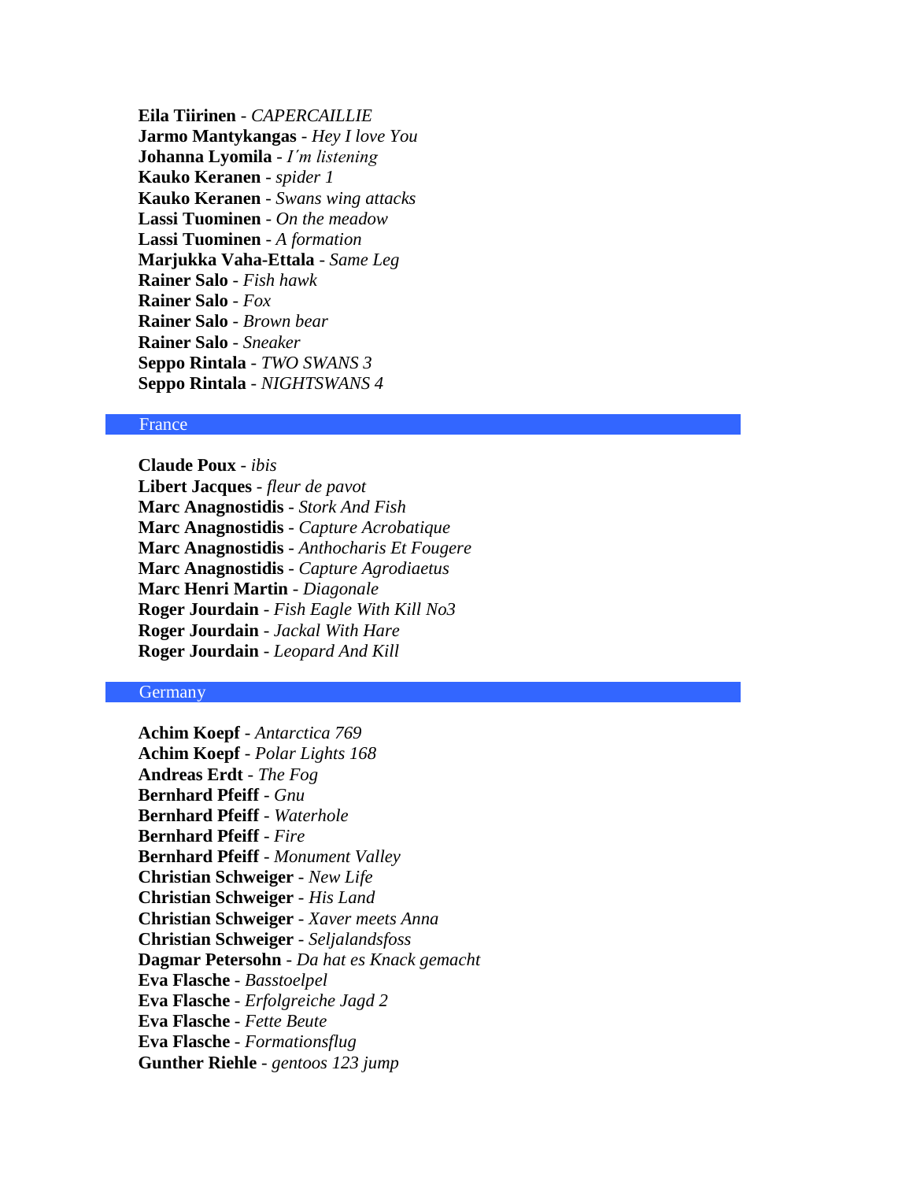**Eila Tiirinen** - *CAPERCAILLIE*
**Jarmo Mantykangas** - *Hey I love You*
**Johanna Lyomila** - *I´m listening*
**Kauko Keranen** - *spider 1*
**Kauko Keranen** - *Swans wing attacks*
**Lassi Tuominen** - *On the meadow*
**Lassi Tuominen** - *A formation*
**Marjukka Vaha-Ettala** - *Same Leg*
**Rainer Salo** - *Fish hawk*
**Rainer Salo** - *Fox*
**Rainer Salo** - *Brown bear*
**Rainer Salo** - *Sneaker*
**Seppo Rintala** - *TWO SWANS 3*
**Seppo Rintala** - *NIGHTSWANS 4*

## France

**Claude Poux** - *ibis*
**Libert Jacques** - *fleur de pavot*
**Marc Anagnostidis** - *Stork And Fish*
**Marc Anagnostidis** - *Capture Acrobatique*
**Marc Anagnostidis** - *Anthocharis Et Fougere*
**Marc Anagnostidis** - *Capture Agrodiaetus*
**Marc Henri Martin** - *Diagonale*
**Roger Jourdain** - *Fish Eagle With Kill No3*
**Roger Jourdain** - *Jackal With Hare*
**Roger Jourdain** - *Leopard And Kill*

## Germany

**Achim Koepf** - *Antarctica 769*
**Achim Koepf** - *Polar Lights 168*
**Andreas Erdt** - *The Fog*
**Bernhard Pfeiff** - *Gnu*
**Bernhard Pfeiff** - *Waterhole*
**Bernhard Pfeiff** - *Fire*
**Bernhard Pfeiff** - *Monument Valley*
**Christian Schweiger** - *New Life*
**Christian Schweiger** - *His Land*
**Christian Schweiger** - *Xaver meets Anna*
**Christian Schweiger** - *Seljalandsfoss*
**Dagmar Petersohn** - *Da hat es Knack gemacht*
**Eva Flasche** - *Basstoelpel*
**Eva Flasche** - *Erfolgreiche Jagd 2*
**Eva Flasche** - *Fette Beute*
**Eva Flasche** - *Formationsflug*
**Gunther Riehle** - *gentoos 123 jump*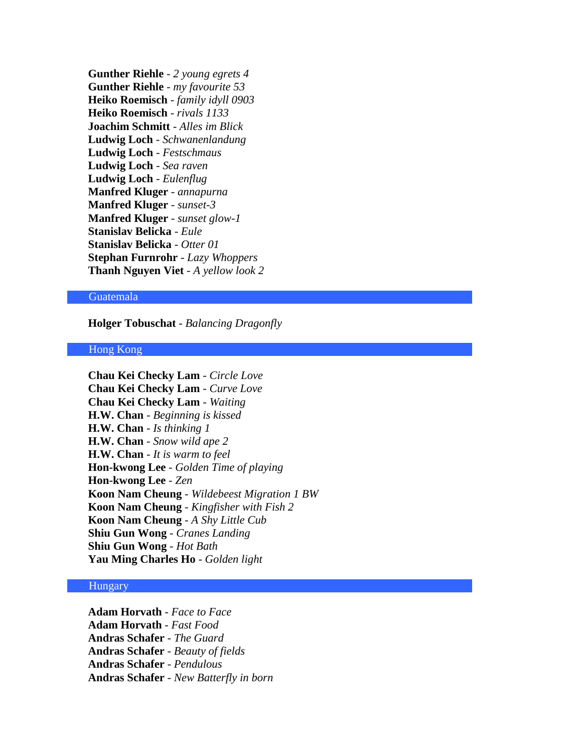**Gunther Riehle** - *2 young egrets 4*
**Gunther Riehle** - *my favourite 53*
**Heiko Roemisch** - *family idyll 0903*
**Heiko Roemisch** - *rivals 1133*
**Joachim Schmitt** - *Alles im Blick*
**Ludwig Loch** - *Schwanenlandung*
**Ludwig Loch** - *Festschmaus*
**Ludwig Loch** - *Sea raven*
**Ludwig Loch** - *Eulenflug*
**Manfred Kluger** - *annapurna*
**Manfred Kluger** - *sunset-3*
**Manfred Kluger** - *sunset glow-1*
**Stanislav Belicka** - *Eule*
**Stanislav Belicka** - *Otter 01*
**Stephan Furnrohr** - *Lazy Whoppers*
**Thanh Nguyen Viet** - *A yellow look 2*

## Guatemala

**Holger Tobuschat** - *Balancing Dragonfly*

## Hong Kong

**Chau Kei Checky Lam** - *Circle Love*
**Chau Kei Checky Lam** - *Curve Love*
**Chau Kei Checky Lam** - *Waiting*
**H.W. Chan** - *Beginning is kissed*
**H.W. Chan** - *Is thinking 1*
**H.W. Chan** - *Snow wild ape 2*
**H.W. Chan** - *It is warm to feel*
**Hon-kwong Lee** - *Golden Time of playing*
**Hon-kwong Lee** - *Zen*
**Koon Nam Cheung** - *Wildebeest Migration 1 BW*
**Koon Nam Cheung** - *Kingfisher with Fish 2*
**Koon Nam Cheung** - *A Shy Little Cub*
**Shiu Gun Wong** - *Cranes Landing*
**Shiu Gun Wong** - *Hot Bath*
**Yau Ming Charles Ho** - *Golden light*

## Hungary

**Adam Horvath** - *Face to Face*
**Adam Horvath** - *Fast Food*
**Andras Schafer** - *The Guard*
**Andras Schafer** - *Beauty of fields*
**Andras Schafer** - *Pendulous*
**Andras Schafer** - *New Batterfly in born*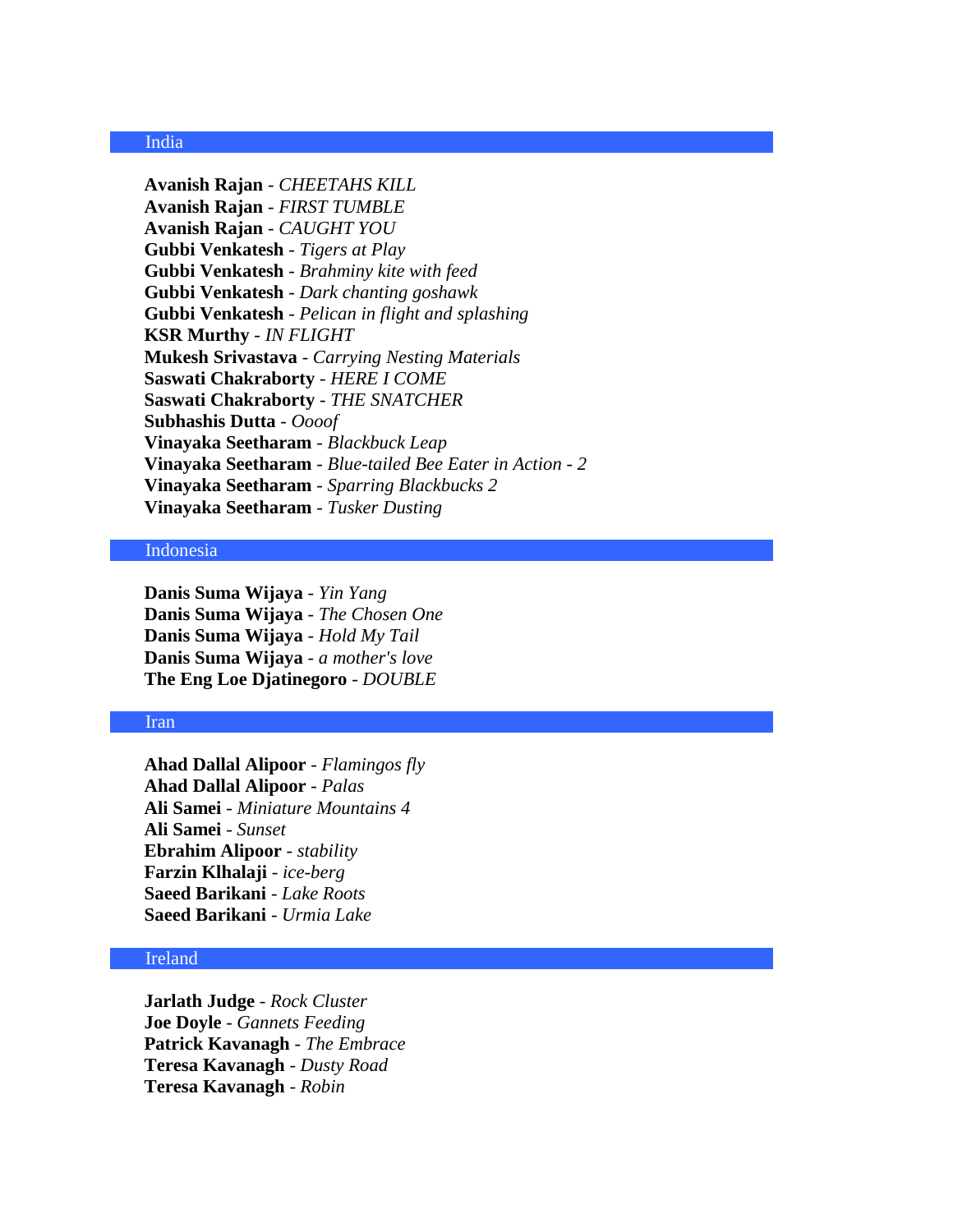## India

**Avanish Rajan** - *CHEETAHS KILL*
**Avanish Rajan** - *FIRST TUMBLE*
**Avanish Rajan** - *CAUGHT YOU*
**Gubbi Venkatesh** - *Tigers at Play*
**Gubbi Venkatesh** - *Brahminy kite with feed*
**Gubbi Venkatesh** - *Dark chanting goshawk*
**Gubbi Venkatesh** - *Pelican in flight and splashing*
**KSR Murthy** - *IN FLIGHT*
**Mukesh Srivastava** - *Carrying Nesting Materials*
**Saswati Chakraborty** - *HERE I COME*
**Saswati Chakraborty** - *THE SNATCHER*
**Subhashis Dutta** - *Oooof*
**Vinayaka Seetharam** - *Blackbuck Leap*
**Vinayaka Seetharam** - *Blue-tailed Bee Eater in Action - 2*
**Vinayaka Seetharam** - *Sparring Blackbucks 2*
**Vinayaka Seetharam** - *Tusker Dusting*

## Indonesia

**Danis Suma Wijaya** - *Yin Yang*
**Danis Suma Wijaya** - *The Chosen One*
**Danis Suma Wijaya** - *Hold My Tail*
**Danis Suma Wijaya** - *a mother's love*
**The Eng Loe Djatinegoro** - *DOUBLE*

## Iran

**Ahad Dallal Alipoor** - *Flamingos fly*
**Ahad Dallal Alipoor** - *Palas*
**Ali Samei** - *Miniature Mountains 4*
**Ali Samei** - *Sunset*
**Ebrahim Alipoor** - *stability*
**Farzin Klhalaji** - *ice-berg*
**Saeed Barikani** - *Lake Roots*
**Saeed Barikani** - *Urmia Lake*

## Ireland

**Jarlath Judge** - *Rock Cluster*
**Joe Doyle** - *Gannets Feeding*
**Patrick Kavanagh** - *The Embrace*
**Teresa Kavanagh** - *Dusty Road*
**Teresa Kavanagh** - *Robin*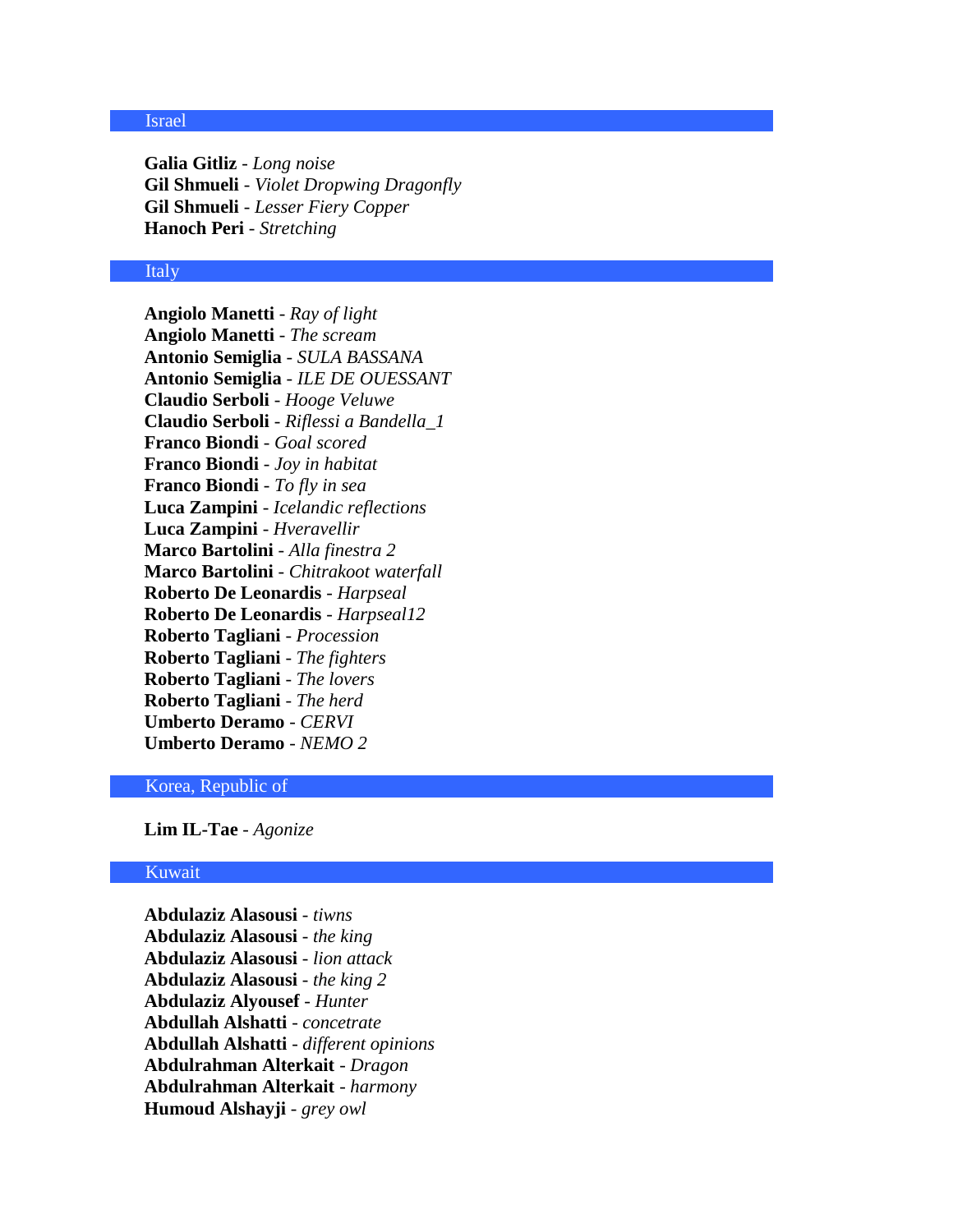## Israel

**Galia Gitliz** - *Long noise*
**Gil Shmueli** - *Violet Dropwing Dragonfly*
**Gil Shmueli** - *Lesser Fiery Copper*
**Hanoch Peri** - *Stretching*

## Italy

**Angiolo Manetti** - *Ray of light*
**Angiolo Manetti** - *The scream*
**Antonio Semiglia** - *SULA BASSANA*
**Antonio Semiglia** - *ILE DE OUESSANT*
**Claudio Serboli** - *Hooge Veluwe*
**Claudio Serboli** - *Riflessi a Bandella_1*
**Franco Biondi** - *Goal scored*
**Franco Biondi** - *Joy in habitat*
**Franco Biondi** - *To fly in sea*
**Luca Zampini** - *Icelandic reflections*
**Luca Zampini** - *Hveravellir*
**Marco Bartolini** - *Alla finestra 2*
**Marco Bartolini** - *Chitrakoot waterfall*
**Roberto De Leonardis** - *Harpseal*
**Roberto De Leonardis** - *Harpseal12*
**Roberto Tagliani** - *Procession*
**Roberto Tagliani** - *The fighters*
**Roberto Tagliani** - *The lovers*
**Roberto Tagliani** - *The herd*
**Umberto Deramo** - *CERVI*
**Umberto Deramo** - *NEMO 2*

## Korea, Republic of

**Lim IL-Tae** - *Agonize*

## Kuwait

**Abdulaziz Alasousi** - *tiwns*
**Abdulaziz Alasousi** - *the king*
**Abdulaziz Alasousi** - *lion attack*
**Abdulaziz Alasousi** - *the king 2*
**Abdulaziz Alyousef** - *Hunter*
**Abdullah Alshatti** - *concetrate*
**Abdullah Alshatti** - *different opinions*
**Abdulrahman Alterkait** - *Dragon*
**Abdulrahman Alterkait** - *harmony*
**Humoud Alshayji** - *grey owl*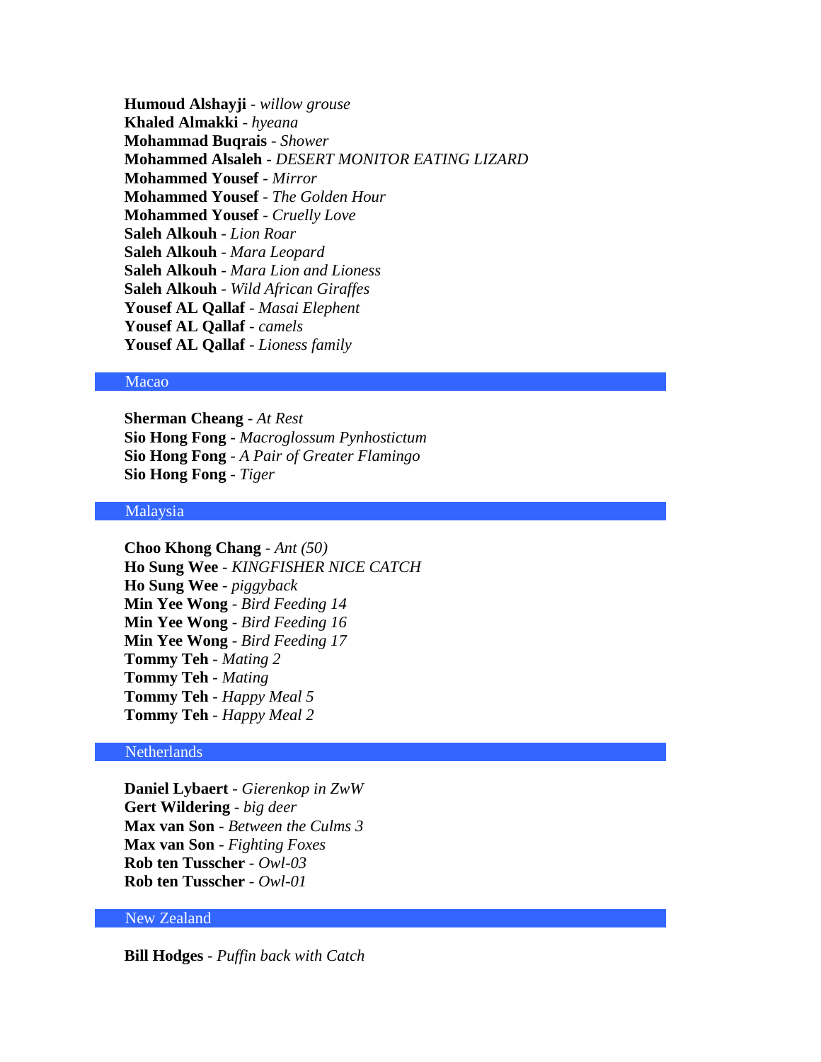**Humoud Alshayji** - *willow grouse*
**Khaled Almakki** - *hyeana*
**Mohammad Buqrais** - *Shower*
**Mohammed Alsaleh** - *DESERT MONITOR EATING LIZARD*
**Mohammed Yousef** - *Mirror*
**Mohammed Yousef** - *The Golden Hour*
**Mohammed Yousef** - *Cruelly Love*
**Saleh Alkouh** - *Lion Roar*
**Saleh Alkouh** - *Mara Leopard*
**Saleh Alkouh** - *Mara Lion and Lioness*
**Saleh Alkouh** - *Wild African Giraffes*
**Yousef AL Qallaf** - *Masai Elephent*
**Yousef AL Qallaf** - *camels*
**Yousef AL Qallaf** - *Lioness family*

## Macao

**Sherman Cheang** - *At Rest*
**Sio Hong Fong** - *Macroglossum Pynhostictum*
**Sio Hong Fong** - *A Pair of Greater Flamingo*
**Sio Hong Fong** - *Tiger*

## Malaysia

**Choo Khong Chang** - *Ant (50)*
**Ho Sung Wee** - *KINGFISHER NICE CATCH*
**Ho Sung Wee** - *piggyback*
**Min Yee Wong** - *Bird Feeding 14*
**Min Yee Wong** - *Bird Feeding 16*
**Min Yee Wong** - *Bird Feeding 17*
**Tommy Teh** - *Mating 2*
**Tommy Teh** - *Mating*
**Tommy Teh** - *Happy Meal 5*
**Tommy Teh** - *Happy Meal 2*

## Netherlands

**Daniel Lybaert** - *Gierenkop in ZwW*
**Gert Wildering** - *big deer*
**Max van Son** - *Between the Culms 3*
**Max van Son** - *Fighting Foxes*
**Rob ten Tusscher** - *Owl-03*
**Rob ten Tusscher** - *Owl-01*

## New Zealand

**Bill Hodges** - *Puffin back with Catch*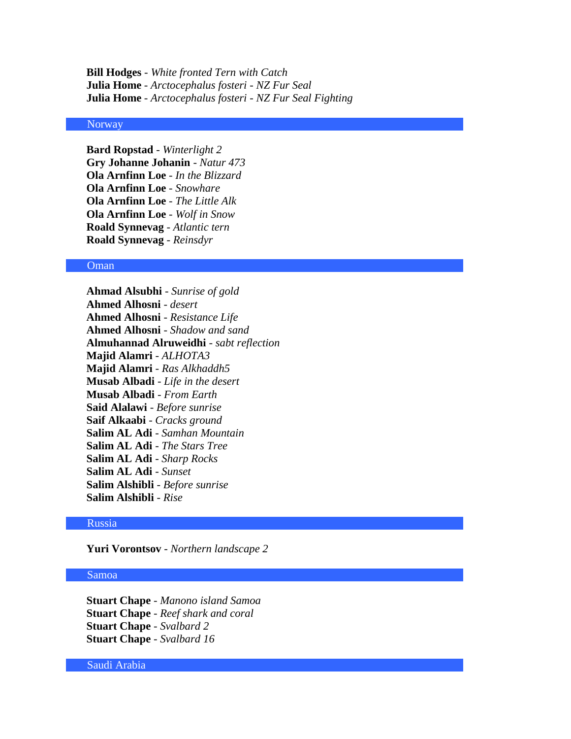**Bill Hodges** - *White fronted Tern with Catch*
**Julia Home** - *Arctocephalus fosteri - NZ Fur Seal*
**Julia Home** - *Arctocephalus fosteri - NZ Fur Seal Fighting*

## Norway

**Bard Ropstad** - *Winterlight 2*
**Gry Johanne Johanin** - *Natur 473*
**Ola Arnfinn Loe** - *In the Blizzard*
**Ola Arnfinn Loe** - *Snowhare*
**Ola Arnfinn Loe** - *The Little Alk*
**Ola Arnfinn Loe** - *Wolf in Snow*
**Roald Synnevag** - *Atlantic tern*
**Roald Synnevag** - *Reinsdyr*

## Oman

**Ahmad Alsubhi** - *Sunrise of gold*
**Ahmed Alhosni** - *desert*
**Ahmed Alhosni** - *Resistance Life*
**Ahmed Alhosni** - *Shadow and sand*
**Almuhannad Alruweidhi** - *sabt reflection*
**Majid Alamri** - *ALHOTA3*
**Majid Alamri** - *Ras Alkhaddh5*
**Musab Albadi** - *Life in the desert*
**Musab Albadi** - *From Earth*
**Said Alalawi** - *Before sunrise*
**Saif Alkaabi** - *Cracks ground*
**Salim AL Adi** - *Samhan Mountain*
**Salim AL Adi** - *The Stars Tree*
**Salim AL Adi** - *Sharp Rocks*
**Salim AL Adi** - *Sunset*
**Salim Alshibli** - *Before sunrise*
**Salim Alshibli** - *Rise*

## Russia

**Yuri Vorontsov** - *Northern landscape 2*

## Samoa

**Stuart Chape** - *Manono island Samoa*
**Stuart Chape** - *Reef shark and coral*
**Stuart Chape** - *Svalbard 2*
**Stuart Chape** - *Svalbard 16*

## Saudi Arabia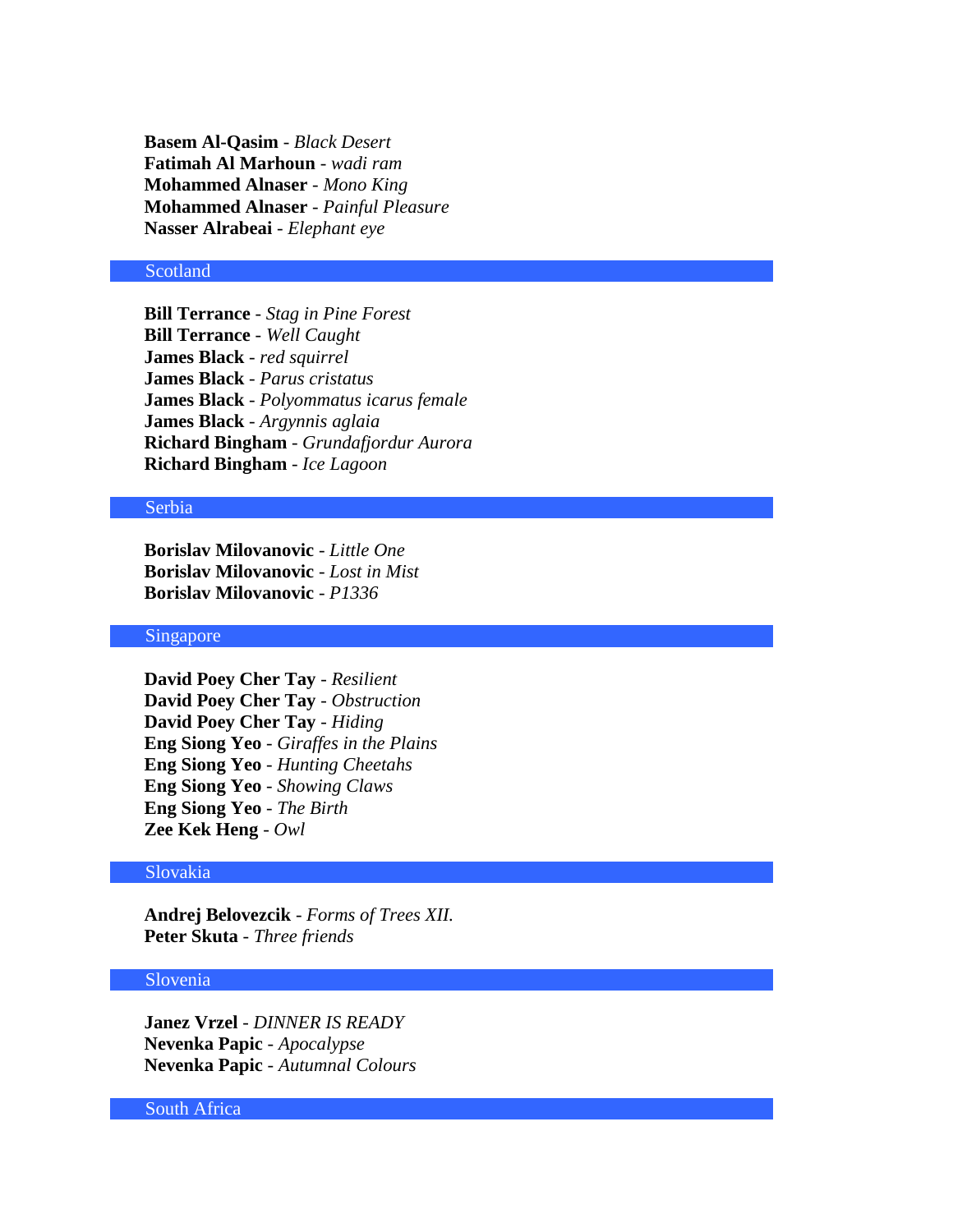**Basem Al-Qasim** - *Black Desert*
**Fatimah Al Marhoun** - *wadi ram*
**Mohammed Alnaser** - *Mono King*
**Mohammed Alnaser** - *Painful Pleasure*
**Nasser Alrabeai** - *Elephant eye*

## Scotland

**Bill Terrance** - *Stag in Pine Forest*
**Bill Terrance** - *Well Caught*
**James Black** - *red squirrel*
**James Black** - *Parus cristatus*
**James Black** - *Polyommatus icarus female*
**James Black** - *Argynnis aglaia*
**Richard Bingham** - *Grundafjordur Aurora*
**Richard Bingham** - *Ice Lagoon*

## Serbia

**Borislav Milovanovic** - *Little One*
**Borislav Milovanovic** - *Lost in Mist*
**Borislav Milovanovic** - *P1336*

## Singapore

**David Poey Cher Tay** - *Resilient*
**David Poey Cher Tay** - *Obstruction*
**David Poey Cher Tay** - *Hiding*
**Eng Siong Yeo** - *Giraffes in the Plains*
**Eng Siong Yeo** - *Hunting Cheetahs*
**Eng Siong Yeo** - *Showing Claws*
**Eng Siong Yeo** - *The Birth*
**Zee Kek Heng** - *Owl*

## Slovakia

**Andrej Belovezcik** - *Forms of Trees XII.*
**Peter Skuta** - *Three friends*

## Slovenia

**Janez Vrzel** - *DINNER IS READY*
**Nevenka Papic** - *Apocalypse*
**Nevenka Papic** - *Autumnal Colours*

## South Africa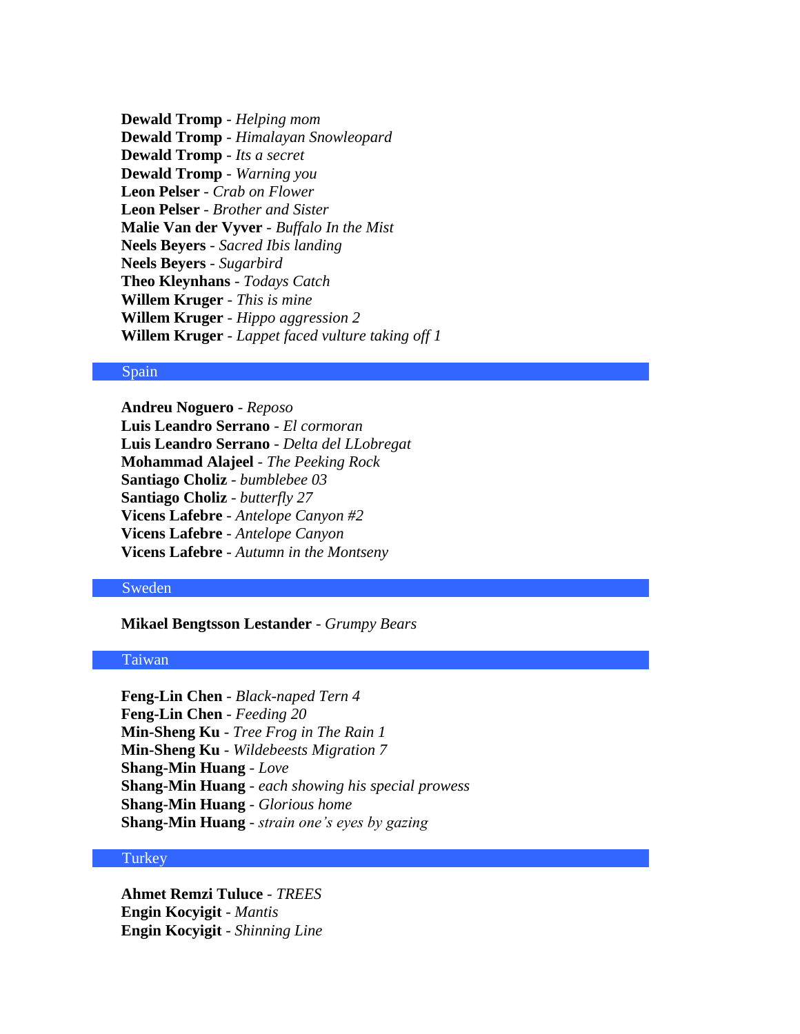**Dewald Tromp** - *Helping mom*
**Dewald Tromp** - *Himalayan Snowleopard*
**Dewald Tromp** - *Its a secret*
**Dewald Tromp** - *Warning you*
**Leon Pelser** - *Crab on Flower*
**Leon Pelser** - *Brother and Sister*
**Malie Van der Vyver** - *Buffalo In the Mist*
**Neels Beyers** - *Sacred Ibis landing*
**Neels Beyers** - *Sugarbird*
**Theo Kleynhans** - *Todays Catch*
**Willem Kruger** - *This is mine*
**Willem Kruger** - *Hippo aggression 2*
**Willem Kruger** - *Lappet faced vulture taking off 1*

## Spain

**Andreu Noguero** - *Reposo*
**Luis Leandro Serrano** - *El cormoran*
**Luis Leandro Serrano** - *Delta del LLobregat*
**Mohammad Alajeel** - *The Peeking Rock*
**Santiago Choliz** - *bumblebee 03*
**Santiago Choliz** - *butterfly 27*
**Vicens Lafebre** - *Antelope Canyon #2*
**Vicens Lafebre** - *Antelope Canyon*
**Vicens Lafebre** - *Autumn in the Montseny*

## Sweden

**Mikael Bengtsson Lestander** - *Grumpy Bears*

## Taiwan

**Feng-Lin Chen** - *Black-naped Tern 4*
**Feng-Lin Chen** - *Feeding 20*
**Min-Sheng Ku** - *Tree Frog in The Rain 1*
**Min-Sheng Ku** - *Wildebeests Migration 7*
**Shang-Min Huang** - *Love*
**Shang-Min Huang** - *each showing his special prowess*
**Shang-Min Huang** - *Glorious home*
**Shang-Min Huang** - *strain one’s eyes by gazing*

## Turkey

**Ahmet Remzi Tuluce** - *TREES*
**Engin Kocyigit** - *Mantis*
**Engin Kocyigit** - *Shinning Line*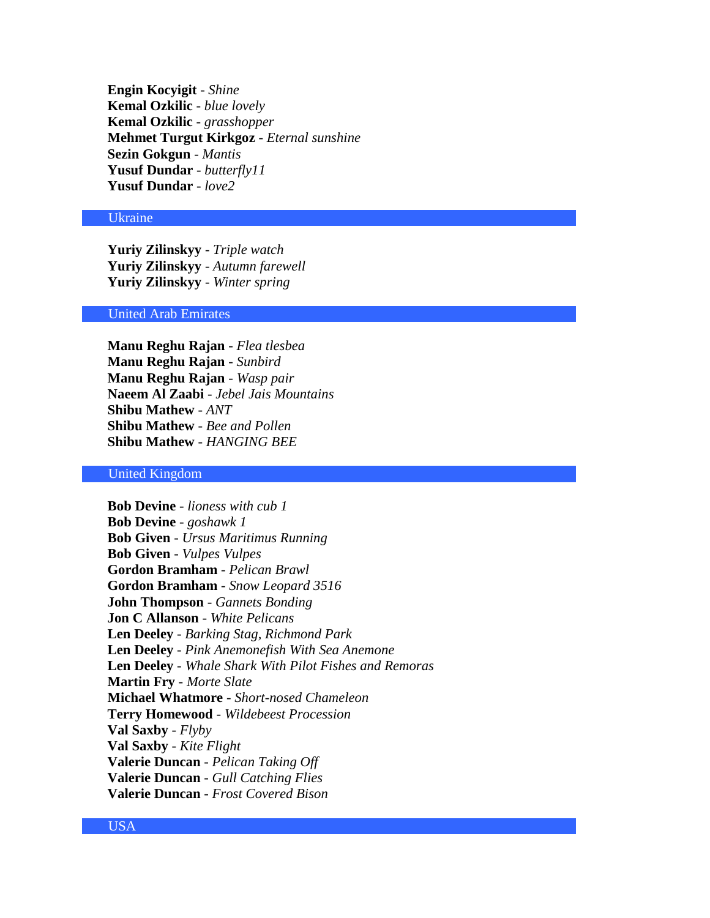**Engin Kocyigit** - *Shine*
**Kemal Ozkilic** - *blue lovely*
**Kemal Ozkilic** - *grasshopper*
**Mehmet Turgut Kirkgoz** - *Eternal sunshine*
**Sezin Gokgun** - *Mantis*
**Yusuf Dundar** - *butterfly11*
**Yusuf Dundar** - *love2*

## Ukraine

**Yuriy Zilinskyy** - *Triple watch*
**Yuriy Zilinskyy** - *Autumn farewell*
**Yuriy Zilinskyy** - *Winter spring*

## United Arab Emirates

**Manu Reghu Rajan** - *Flea tlesbea*
**Manu Reghu Rajan** - *Sunbird*
**Manu Reghu Rajan** - *Wasp pair*
**Naeem Al Zaabi** - *Jebel Jais Mountains*
**Shibu Mathew** - *ANT*
**Shibu Mathew** - *Bee and Pollen*
**Shibu Mathew** - *HANGING BEE*

## United Kingdom

**Bob Devine** - *lioness with cub 1*
**Bob Devine** - *goshawk 1*
**Bob Given** - *Ursus Maritimus Running*
**Bob Given** - *Vulpes Vulpes*
**Gordon Bramham** - *Pelican Brawl*
**Gordon Bramham** - *Snow Leopard 3516*
**John Thompson** - *Gannets Bonding*
**Jon C Allanson** - *White Pelicans*
**Len Deeley** - *Barking Stag, Richmond Park*
**Len Deeley** - *Pink Anemonefish With Sea Anemone*
**Len Deeley** - *Whale Shark With Pilot Fishes and Remoras*
**Martin Fry** - *Morte Slate*
**Michael Whatmore** - *Short-nosed Chameleon*
**Terry Homewood** - *Wildebeest Procession*
**Val Saxby** - *Flyby*
**Val Saxby** - *Kite Flight*
**Valerie Duncan** - *Pelican Taking Off*
**Valerie Duncan** - *Gull Catching Flies*
**Valerie Duncan** - *Frost Covered Bison*

## USA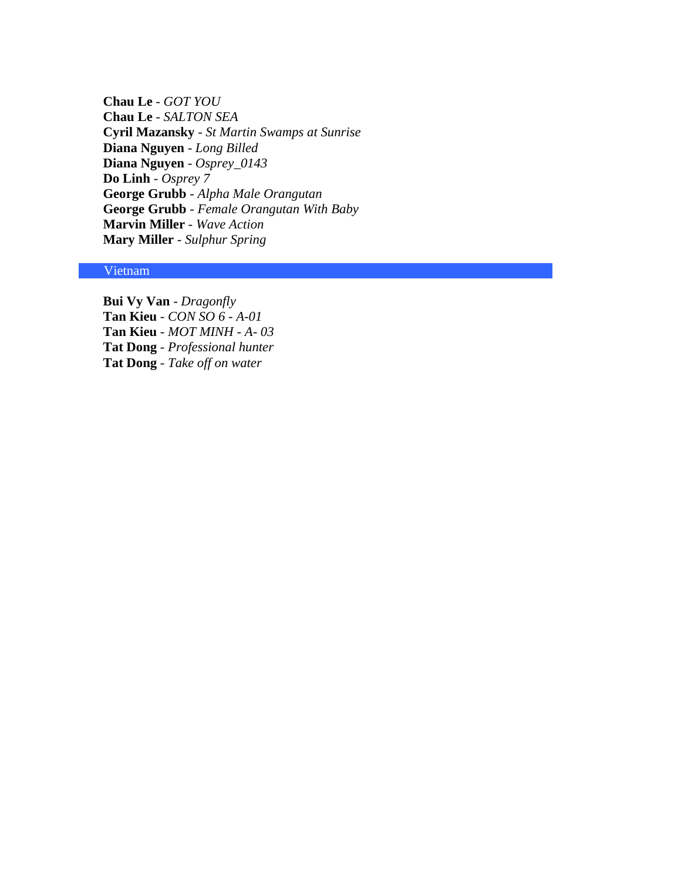**Chau Le** - *GOT YOU*
**Chau Le** - *SALTON SEA*
**Cyril Mazansky** - *St Martin Swamps at Sunrise*
**Diana Nguyen** - *Long Billed*
**Diana Nguyen** - *Osprey_0143*
**Do Linh** - *Osprey 7*
**George Grubb** - *Alpha Male Orangutan*
**George Grubb** - *Female Orangutan With Baby*
**Marvin Miller** - *Wave Action*
**Mary Miller** - *Sulphur Spring*

## Vietnam

**Bui Vy Van** - *Dragonfly*
**Tan Kieu** - *CON SO 6 - A-01*
**Tan Kieu** - *MOT MINH - A- 03*
**Tat Dong** - *Professional hunter*
**Tat Dong** - *Take off on water*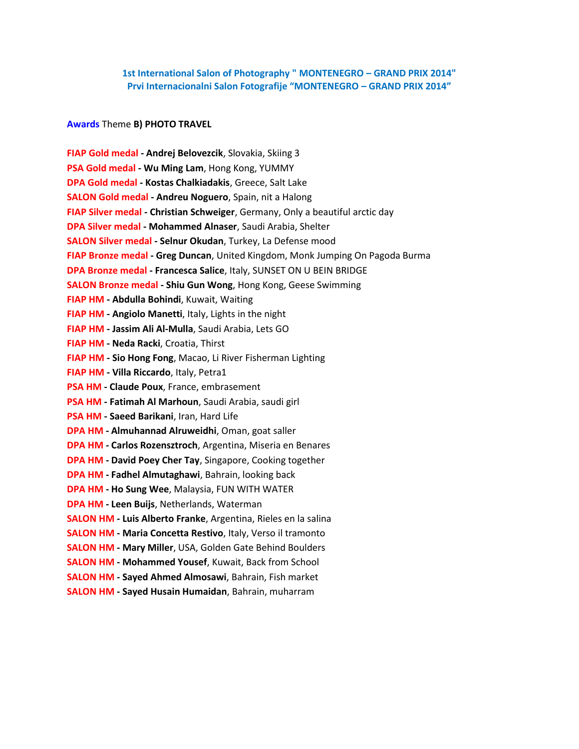**1st International Salon of Photography " MONTENEGRO – GRAND PRIX 2014"**
**Prvi Internacionalni Salon Fotografije “MONTENEGRO – GRAND PRIX 2014”**

**Awards** Theme **B) PHOTO TRAVEL**

**FIAP Gold medal - Andrej Belovezcik**, Slovakia, Skiing 3
**PSA Gold medal - Wu Ming Lam**, Hong Kong, YUMMY
**DPA Gold medal - Kostas Chalkiadakis**, Greece, Salt Lake
**SALON Gold medal - Andreu Noguero**, Spain, nit a Halong
**FIAP Silver medal - Christian Schweiger**, Germany, Only a beautiful arctic day
**DPA Silver medal - Mohammed Alnaser**, Saudi Arabia, Shelter
**SALON Silver medal - Selnur Okudan**, Turkey, La Defense mood
**FIAP Bronze medal - Greg Duncan**, United Kingdom, Monk Jumping On Pagoda Burma
**DPA Bronze medal - Francesca Salice**, Italy, SUNSET ON U BEIN BRIDGE
**SALON Bronze medal - Shiu Gun Wong**, Hong Kong, Geese Swimming
**FIAP HM - Abdulla Bohindi**, Kuwait, Waiting
**FIAP HM - Angiolo Manetti**, Italy, Lights in the night
**FIAP HM - Jassim Ali Al-Mulla**, Saudi Arabia, Lets GO
**FIAP HM - Neda Racki**, Croatia, Thirst
**FIAP HM - Sio Hong Fong**, Macao, Li River Fisherman Lighting
**FIAP HM - Villa Riccardo**, Italy, Petra1
**PSA HM - Claude Poux**, France, embrasement
**PSA HM - Fatimah Al Marhoun**, Saudi Arabia, saudi girl
**PSA HM - Saeed Barikani**, Iran, Hard Life
**DPA HM - Almuhannad Alruweidhi**, Oman, goat saller
**DPA HM - Carlos Rozensztroch**, Argentina, Miseria en Benares
**DPA HM - David Poey Cher Tay**, Singapore, Cooking together
**DPA HM - Fadhel Almutaghawi**, Bahrain, looking back
**DPA HM - Ho Sung Wee**, Malaysia, FUN WITH WATER
**DPA HM - Leen Buijs**, Netherlands, Waterman
**SALON HM - Luis Alberto Franke**, Argentina, Rieles en la salina
**SALON HM - Maria Concetta Restivo**, Italy, Verso il tramonto
**SALON HM - Mary Miller**, USA, Golden Gate Behind Boulders
**SALON HM - Mohammed Yousef**, Kuwait, Back from School
**SALON HM - Sayed Ahmed Almosawi**, Bahrain, Fish market
**SALON HM - Sayed Husain Humaidan**, Bahrain, muharram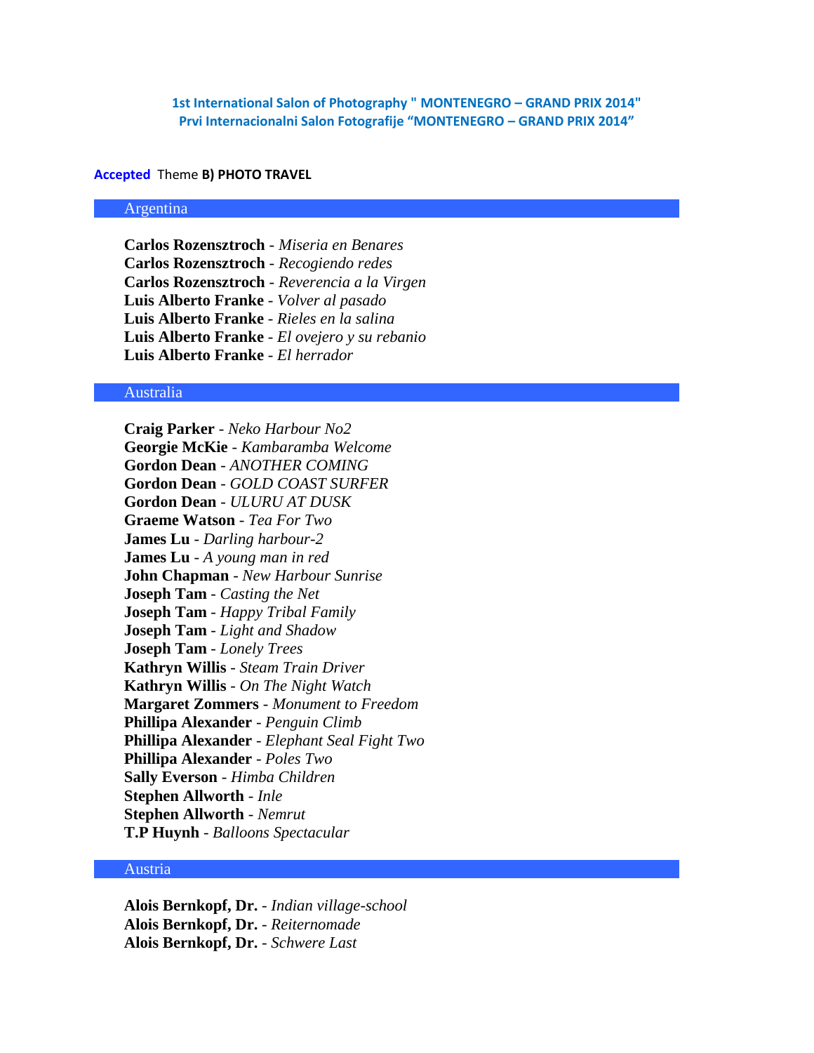1st International Salon of Photography " MONTENEGRO – GRAND PRIX 2014"
Prvi Internacionalni Salon Fotografije "MONTENEGRO – GRAND PRIX 2014"

**Accepted** Theme **B) PHOTO TRAVEL**

## Argentina

**Carlos Rozensztroch** - *Miseria en Benares*
**Carlos Rozensztroch** - *Recogiendo redes*
**Carlos Rozensztroch** - *Reverencia a la Virgen*
**Luis Alberto Franke** - *Volver al pasado*
**Luis Alberto Franke** - *Rieles en la salina*
**Luis Alberto Franke** - *El ovejero y su rebanio*
**Luis Alberto Franke** - *El herrador*

## Australia

**Craig Parker** - *Neko Harbour No2*
**Georgie McKie** - *Kambaramba Welcome*
**Gordon Dean** - *ANOTHER COMING*
**Gordon Dean** - *GOLD COAST SURFER*
**Gordon Dean** - *ULURU AT DUSK*
**Graeme Watson** - *Tea For Two*
**James Lu** - *Darling harbour-2*
**James Lu** - *A young man in red*
**John Chapman** - *New Harbour Sunrise*
**Joseph Tam** - *Casting the Net*
**Joseph Tam** - *Happy Tribal Family*
**Joseph Tam** - *Light and Shadow*
**Joseph Tam** - *Lonely Trees*
**Kathryn Willis** - *Steam Train Driver*
**Kathryn Willis** - *On The Night Watch*
**Margaret Zommers** - *Monument to Freedom*
**Phillipa Alexander** - *Penguin Climb*
**Phillipa Alexander** - *Elephant Seal Fight Two*
**Phillipa Alexander** - *Poles Two*
**Sally Everson** - *Himba Children*
**Stephen Allworth** - *Inle*
**Stephen Allworth** - *Nemrut*
**T.P Huynh** - *Balloons Spectacular*

## Austria

**Alois Bernkopf, Dr.** - *Indian village-school*
**Alois Bernkopf, Dr.** - *Reiternomade*
**Alois Bernkopf, Dr.** - *Schwere Last*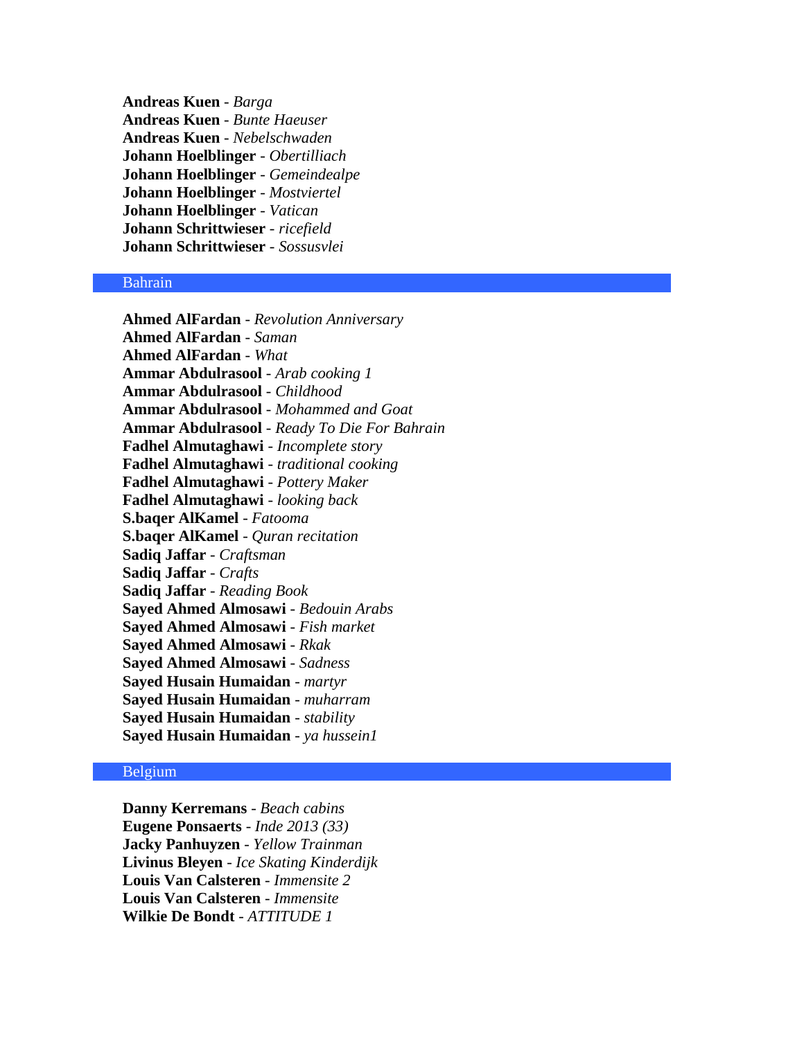**Andreas Kuen** - *Barga*
**Andreas Kuen** - *Bunte Haeuser*
**Andreas Kuen** - *Nebelschwaden*
**Johann Hoelblinger** - *Obertilliach*
**Johann Hoelblinger** - *Gemeindealpe*
**Johann Hoelblinger** - *Mostviertel*
**Johann Hoelblinger** - *Vatican*
**Johann Schrittwieser** - *ricefield*
**Johann Schrittwieser** - *Sossusvlei*

## Bahrain

**Ahmed AlFardan** - *Revolution Anniversary*
**Ahmed AlFardan** - *Saman*
**Ahmed AlFardan** - *What*
**Ammar Abdulrasool** - *Arab cooking 1*
**Ammar Abdulrasool** - *Childhood*
**Ammar Abdulrasool** - *Mohammed and Goat*
**Ammar Abdulrasool** - *Ready To Die For Bahrain*
**Fadhel Almutaghawi** - *Incomplete story*
**Fadhel Almutaghawi** - *traditional cooking*
**Fadhel Almutaghawi** - *Pottery Maker*
**Fadhel Almutaghawi** - *looking back*
**S.baqer AlKamel** - *Fatooma*
**S.baqer AlKamel** - *Quran recitation*
**Sadiq Jaffar** - *Craftsman*
**Sadiq Jaffar** - *Crafts*
**Sadiq Jaffar** - *Reading Book*
**Sayed Ahmed Almosawi** - *Bedouin Arabs*
**Sayed Ahmed Almosawi** - *Fish market*
**Sayed Ahmed Almosawi** - *Rkak*
**Sayed Ahmed Almosawi** - *Sadness*
**Sayed Husain Humaidan** - *martyr*
**Sayed Husain Humaidan** - *muharram*
**Sayed Husain Humaidan** - *stability*
**Sayed Husain Humaidan** - *ya hussein1*

## Belgium

**Danny Kerremans** - *Beach cabins*
**Eugene Ponsaerts** - *Inde 2013 (33)*
**Jacky Panhuyzen** - *Yellow Trainman*
**Livinus Bleyen** - *Ice Skating Kinderdijk*
**Louis Van Calsteren** - *Immensite 2*
**Louis Van Calsteren** - *Immensite*
**Wilkie De Bondt** - *ATTITUDE 1*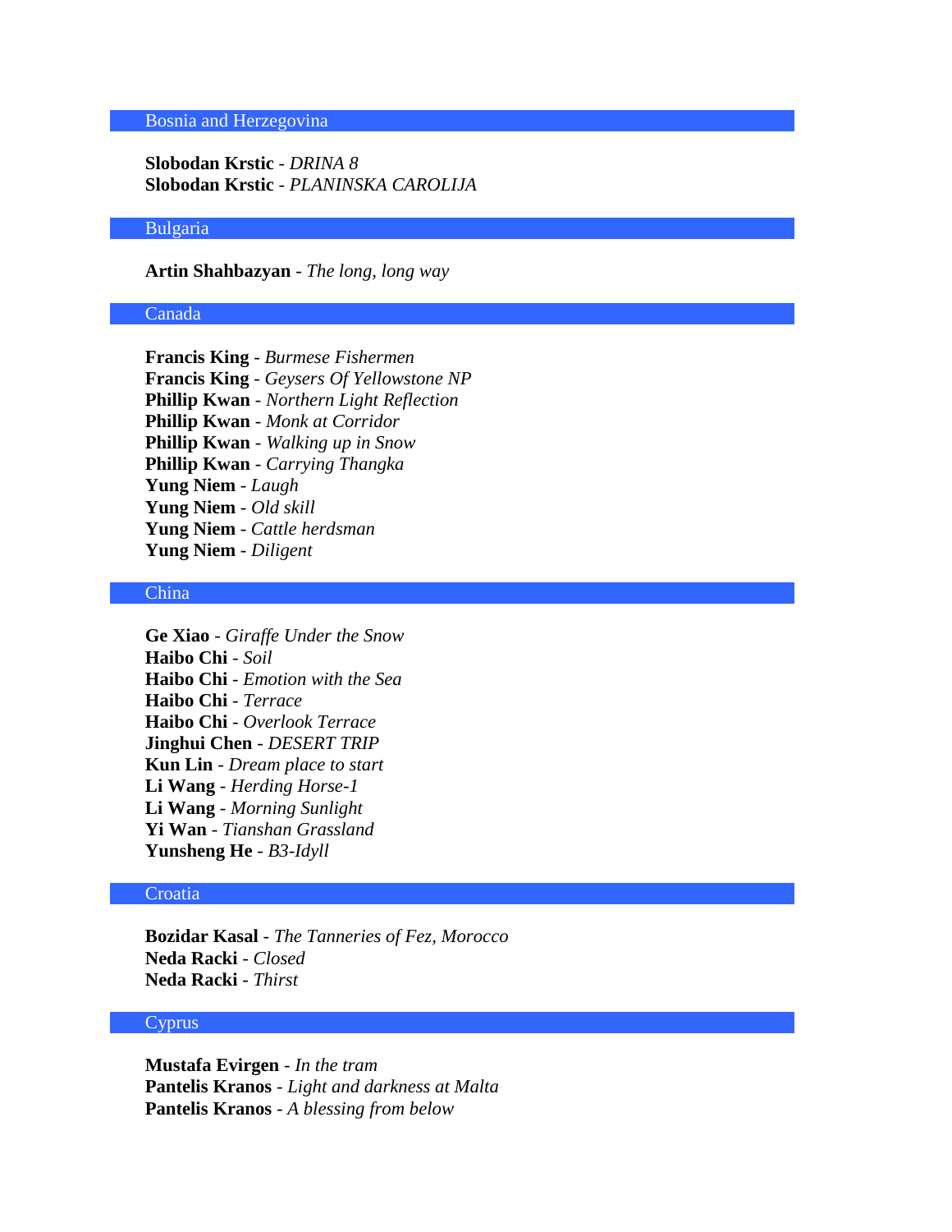## Bosnia and Herzegovina

**Slobodan Krstic** - *DRINA 8*
**Slobodan Krstic** - *PLANINSKA CAROLIJA*

## Bulgaria

**Artin Shahbazyan** - *The long, long way*

## Canada

**Francis King** - *Burmese Fishermen*
**Francis King** - *Geysers Of Yellowstone NP*
**Phillip Kwan** - *Northern Light Reflection*
**Phillip Kwan** - *Monk at Corridor*
**Phillip Kwan** - *Walking up in Snow*
**Phillip Kwan** - *Carrying Thangka*
**Yung Niem** - *Laugh*
**Yung Niem** - *Old skill*
**Yung Niem** - *Cattle herdsman*
**Yung Niem** - *Diligent*

## China

**Ge Xiao** - *Giraffe Under the Snow*
**Haibo Chi** - *Soil*
**Haibo Chi** - *Emotion with the Sea*
**Haibo Chi** - *Terrace*
**Haibo Chi** - *Overlook Terrace*
**Jinghui Chen** - *DESERT TRIP*
**Kun Lin** - *Dream place to start*
**Li Wang** - *Herding Horse-1*
**Li Wang** - *Morning Sunlight*
**Yi Wan** - *Tianshan Grassland*
**Yunsheng He** - *B3-Idyll*

## Croatia

**Bozidar Kasal** - *The Tanneries of Fez, Morocco*
**Neda Racki** - *Closed*
**Neda Racki** - *Thirst*

## Cyprus

**Mustafa Evirgen** - *In the tram*
**Pantelis Kranos** - *Light and darkness at Malta*
**Pantelis Kranos** - *A blessing from below*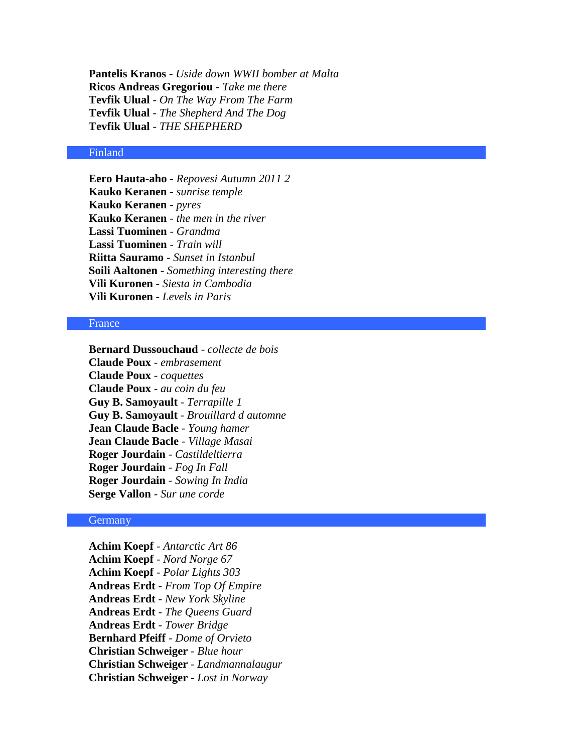**Pantelis Kranos** - *Uside down WWII bomber at Malta*
**Ricos Andreas Gregoriou** - *Take me there*
**Tevfik Ulual** - *On The Way From The Farm*
**Tevfik Ulual** - *The Shepherd And The Dog*
**Tevfik Ulual** - *THE SHEPHERD*

## Finland

**Eero Hauta-aho** - *Repovesi Autumn 2011 2*
**Kauko Keranen** - *sunrise temple*
**Kauko Keranen** - *pyres*
**Kauko Keranen** - *the men in the river*
**Lassi Tuominen** - *Grandma*
**Lassi Tuominen** - *Train will*
**Riitta Sauramo** - *Sunset in Istanbul*
**Soili Aaltonen** - *Something interesting there*
**Vili Kuronen** - *Siesta in Cambodia*
**Vili Kuronen** - *Levels in Paris*

## France

**Bernard Dussouchaud** - *collecte de bois*
**Claude Poux** - *embrasement*
**Claude Poux** - *coquettes*
**Claude Poux** - *au coin du feu*
**Guy B. Samoyault** - *Terrapille 1*
**Guy B. Samoyault** - *Brouillard d automne*
**Jean Claude Bacle** - *Young hamer*
**Jean Claude Bacle** - *Village Masai*
**Roger Jourdain** - *Castildeltierra*
**Roger Jourdain** - *Fog In Fall*
**Roger Jourdain** - *Sowing In India*
**Serge Vallon** - *Sur une corde*

## Germany

**Achim Koepf** - *Antarctic Art 86*
**Achim Koepf** - *Nord Norge 67*
**Achim Koepf** - *Polar Lights 303*
**Andreas Erdt** - *From Top Of Empire*
**Andreas Erdt** - *New York Skyline*
**Andreas Erdt** - *The Queens Guard*
**Andreas Erdt** - *Tower Bridge*
**Bernhard Pfeiff** - *Dome of Orvieto*
**Christian Schweiger** - *Blue hour*
**Christian Schweiger** - *Landmannalaugur*
**Christian Schweiger** - *Lost in Norway*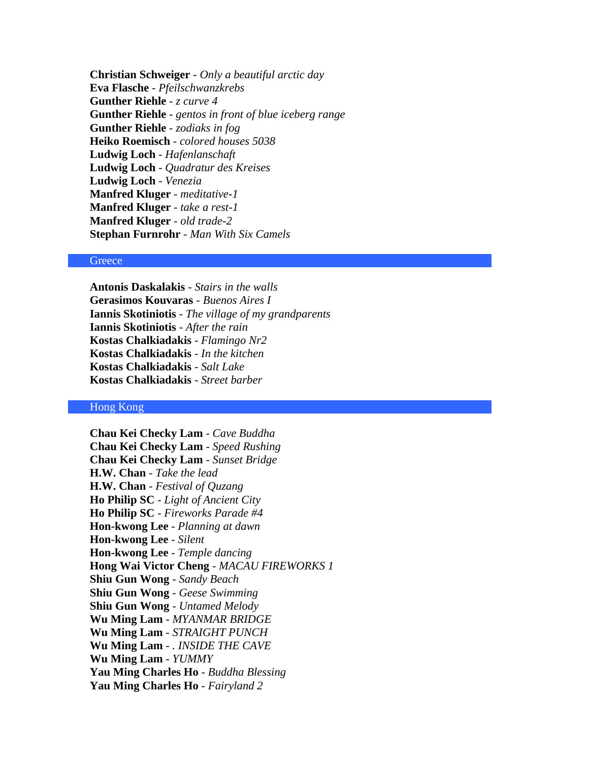**Christian Schweiger** - *Only a beautiful arctic day*
**Eva Flasche** - *Pfeilschwanzkrebs*
**Gunther Riehle** - *z curve 4*
**Gunther Riehle** - *gentos in front of blue iceberg range*
**Gunther Riehle** - *zodiaks in fog*
**Heiko Roemisch** - *colored houses 5038*
**Ludwig Loch** - *Hafenlanschaft*
**Ludwig Loch** - *Quadratur des Kreises*
**Ludwig Loch** - *Venezia*
**Manfred Kluger** - *meditative-1*
**Manfred Kluger** - *take a rest-1*
**Manfred Kluger** - *old trade-2*
**Stephan Furnrohr** - *Man With Six Camels*

## Greece

**Antonis Daskalakis** - *Stairs in the walls*
**Gerasimos Kouvaras** - *Buenos Aires I*
**Iannis Skotiniotis** - *The village of my grandparents*
**Iannis Skotiniotis** - *After the rain*
**Kostas Chalkiadakis** - *Flamingo Nr2*
**Kostas Chalkiadakis** - *In the kitchen*
**Kostas Chalkiadakis** - *Salt Lake*
**Kostas Chalkiadakis** - *Street barber*

## Hong Kong

**Chau Kei Checky Lam** - *Cave Buddha*
**Chau Kei Checky Lam** - *Speed Rushing*
**Chau Kei Checky Lam** - *Sunset Bridge*
**H.W. Chan** - *Take the lead*
**H.W. Chan** - *Festival of Quzang*
**Ho Philip SC** - *Light of Ancient City*
**Ho Philip SC** - *Fireworks Parade #4*
**Hon-kwong Lee** - *Planning at dawn*
**Hon-kwong Lee** - *Silent*
**Hon-kwong Lee** - *Temple dancing*
**Hong Wai Victor Cheng** - *MACAU FIREWORKS 1*
**Shiu Gun Wong** - *Sandy Beach*
**Shiu Gun Wong** - *Geese Swimming*
**Shiu Gun Wong** - *Untamed Melody*
**Wu Ming Lam** - *MYANMAR BRIDGE*
**Wu Ming Lam** - *STRAIGHT PUNCH*
**Wu Ming Lam** - *. INSIDE THE CAVE*
**Wu Ming Lam** - *YUMMY*
**Yau Ming Charles Ho** - *Buddha Blessing*
**Yau Ming Charles Ho** - *Fairyland 2*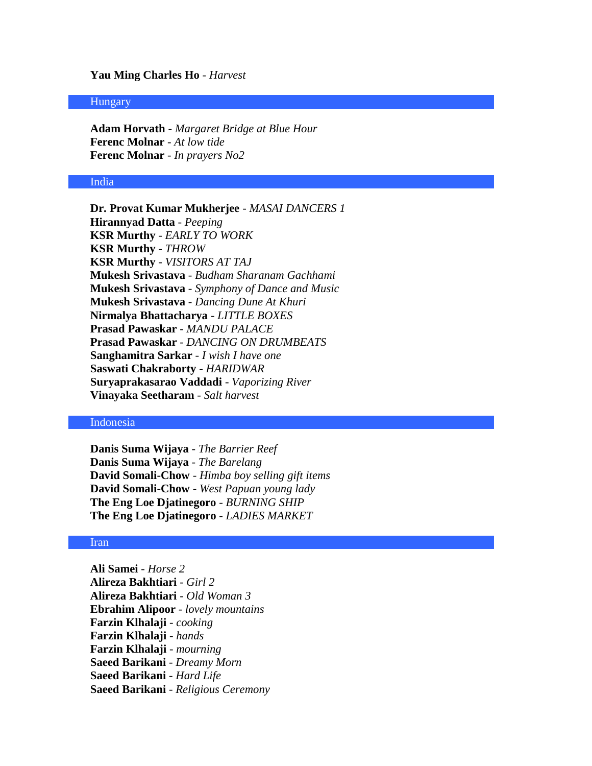**Yau Ming Charles Ho** - *Harvest*

## Hungary

**Adam Horvath** - *Margaret Bridge at Blue Hour*  
**Ferenc Molnar** - *At low tide*  
**Ferenc Molnar** - *In prayers No2*

## India

**Dr. Provat Kumar Mukherjee** - *MASAI DANCERS 1*  
**Hirannyad Datta** - *Peeping*  
**KSR Murthy** - *EARLY TO WORK*  
**KSR Murthy** - *THROW*  
**KSR Murthy** - *VISITORS AT TAJ*  
**Mukesh Srivastava** - *Budham Sharanam Gachhami*  
**Mukesh Srivastava** - *Symphony of Dance and Music*  
**Mukesh Srivastava** - *Dancing Dune At Khuri*  
**Nirmalya Bhattacharya** - *LITTLE BOXES*  
**Prasad Pawaskar** - *MANDU PALACE*  
**Prasad Pawaskar** - *DANCING ON DRUMBEATS*  
**Sanghamitra Sarkar** - *I wish I have one*  
**Saswati Chakraborty** - *HARIDWAR*  
**Suryaprakasarao Vaddadi** - *Vaporizing River*  
**Vinayaka Seetharam** - *Salt harvest*

## Indonesia

**Danis Suma Wijaya** - *The Barrier Reef*  
**Danis Suma Wijaya** - *The Barelang*  
**David Somali-Chow** - *Himba boy selling gift items*  
**David Somali-Chow** - *West Papuan young lady*  
**The Eng Loe Djatinegoro** - *BURNING SHIP*  
**The Eng Loe Djatinegoro** - *LADIES MARKET*

## Iran

**Ali Samei** - *Horse 2*  
**Alireza Bakhtiari** - *Girl 2*  
**Alireza Bakhtiari** - *Old Woman 3*  
**Ebrahim Alipoor** - *lovely mountains*  
**Farzin Klhalaji** - *cooking*  
**Farzin Klhalaji** - *hands*  
**Farzin Klhalaji** - *mourning*  
**Saeed Barikani** - *Dreamy Morn*  
**Saeed Barikani** - *Hard Life*  
**Saeed Barikani** - *Religious Ceremony*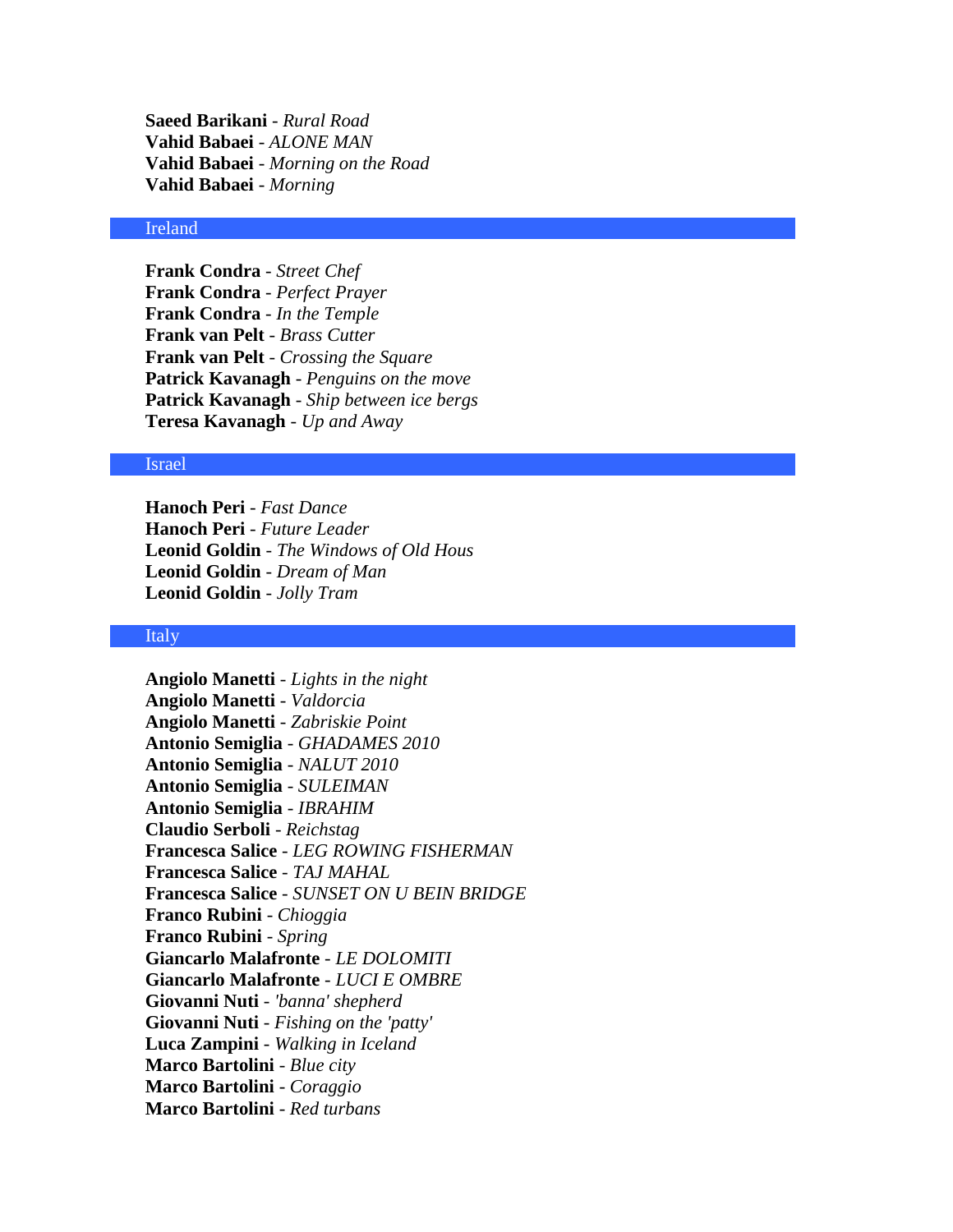**Saeed Barikani** - *Rural Road*
**Vahid Babaei** - *ALONE MAN*
**Vahid Babaei** - *Morning on the Road*
**Vahid Babaei** - *Morning*

## Ireland

**Frank Condra** - *Street Chef*
**Frank Condra** - *Perfect Prayer*
**Frank Condra** - *In the Temple*
**Frank van Pelt** - *Brass Cutter*
**Frank van Pelt** - *Crossing the Square*
**Patrick Kavanagh** - *Penguins on the move*
**Patrick Kavanagh** - *Ship between ice bergs*
**Teresa Kavanagh** - *Up and Away*

## Israel

**Hanoch Peri** - *Fast Dance*
**Hanoch Peri** - *Future Leader*
**Leonid Goldin** - *The Windows of Old Hous*
**Leonid Goldin** - *Dream of Man*
**Leonid Goldin** - *Jolly Tram*

## Italy

**Angiolo Manetti** - *Lights in the night*
**Angiolo Manetti** - *Valdorcia*
**Angiolo Manetti** - *Zabriskie Point*
**Antonio Semiglia** - *GHADAMES 2010*
**Antonio Semiglia** - *NALUT 2010*
**Antonio Semiglia** - *SULEIMAN*
**Antonio Semiglia** - *IBRAHIM*
**Claudio Serboli** - *Reichstag*
**Francesca Salice** - *LEG ROWING FISHERMAN*
**Francesca Salice** - *TAJ MAHAL*
**Francesca Salice** - *SUNSET ON U BEIN BRIDGE*
**Franco Rubini** - *Chioggia*
**Franco Rubini** - *Spring*
**Giancarlo Malafronte** - *LE DOLOMITI*
**Giancarlo Malafronte** - *LUCI E OMBRE*
**Giovanni Nuti** - *'banna' shepherd*
**Giovanni Nuti** - *Fishing on the 'patty'*
**Luca Zampini** - *Walking in Iceland*
**Marco Bartolini** - *Blue city*
**Marco Bartolini** - *Coraggio*
**Marco Bartolini** - *Red turbans*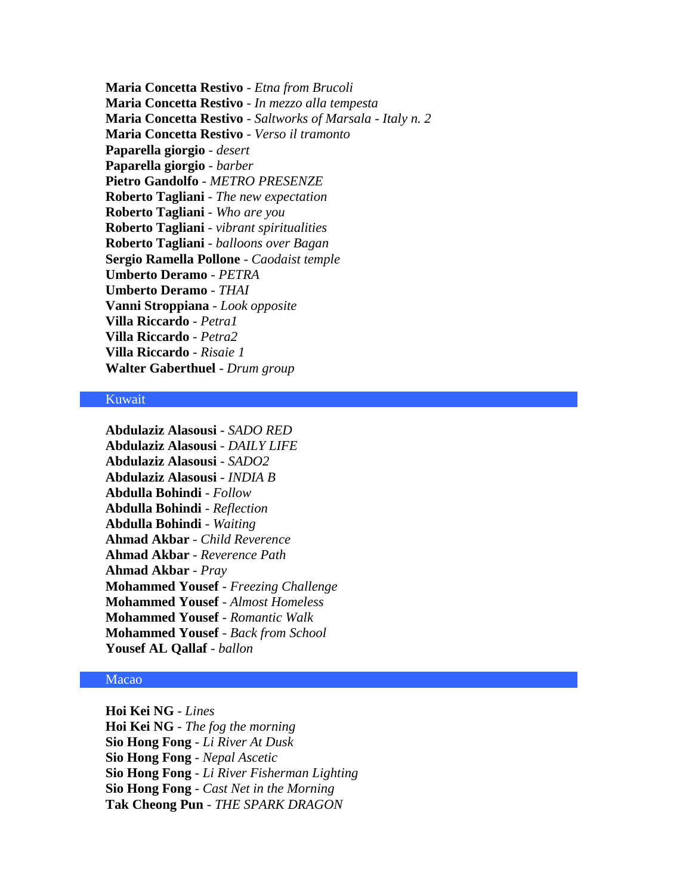**Maria Concetta Restivo** - *Etna from Brucoli*
**Maria Concetta Restivo** - *In mezzo alla tempesta*
**Maria Concetta Restivo** - *Saltworks of Marsala - Italy n. 2*
**Maria Concetta Restivo** - *Verso il tramonto*
**Paparella giorgio** - *desert*
**Paparella giorgio** - *barber*
**Pietro Gandolfo** - *METRO PRESENZE*
**Roberto Tagliani** - *The new expectation*
**Roberto Tagliani** - *Who are you*
**Roberto Tagliani** - *vibrant spiritualities*
**Roberto Tagliani** - *balloons over Bagan*
**Sergio Ramella Pollone** - *Caodaist temple*
**Umberto Deramo** - *PETRA*
**Umberto Deramo** - *THAI*
**Vanni Stroppiana** - *Look opposite*
**Villa Riccardo** - *Petra1*
**Villa Riccardo** - *Petra2*
**Villa Riccardo** - *Risaie 1*
**Walter Gaberthuel** - *Drum group*

## Kuwait

**Abdulaziz Alasousi** - *SADO RED*
**Abdulaziz Alasousi** - *DAILY LIFE*
**Abdulaziz Alasousi** - *SADO2*
**Abdulaziz Alasousi** - *INDIA B*
**Abdulla Bohindi** - *Follow*
**Abdulla Bohindi** - *Reflection*
**Abdulla Bohindi** - *Waiting*
**Ahmad Akbar** - *Child Reverence*
**Ahmad Akbar** - *Reverence Path*
**Ahmad Akbar** - *Pray*
**Mohammed Yousef** - *Freezing Challenge*
**Mohammed Yousef** - *Almost Homeless*
**Mohammed Yousef** - *Romantic Walk*
**Mohammed Yousef** - *Back from School*
**Yousef AL Qallaf** - *ballon*

## Macao

**Hoi Kei NG** - *Lines*
**Hoi Kei NG** - *The fog the morning*
**Sio Hong Fong** - *Li River At Dusk*
**Sio Hong Fong** - *Nepal Ascetic*
**Sio Hong Fong** - *Li River Fisherman Lighting*
**Sio Hong Fong** - *Cast Net in the Morning*
**Tak Cheong Pun** - *THE SPARK DRAGON*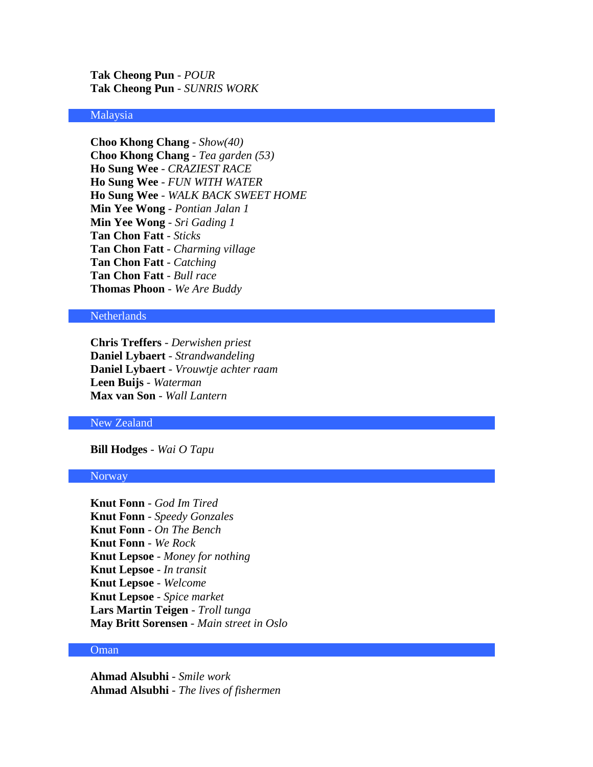**Tak Cheong Pun** - *POUR*
**Tak Cheong Pun** - *SUNRIS WORK*

## Malaysia

**Choo Khong Chang** - *Show(40)*
**Choo Khong Chang** - *Tea garden (53)*
**Ho Sung Wee** - *CRAZIEST RACE*
**Ho Sung Wee** - *FUN WITH WATER*
**Ho Sung Wee** - *WALK BACK SWEET HOME*
**Min Yee Wong** - *Pontian Jalan 1*
**Min Yee Wong** - *Sri Gading 1*
**Tan Chon Fatt** - *Sticks*
**Tan Chon Fatt** - *Charming village*
**Tan Chon Fatt** - *Catching*
**Tan Chon Fatt** - *Bull race*
**Thomas Phoon** - *We Are Buddy*

## Netherlands

**Chris Treffers** - *Derwishen priest*
**Daniel Lybaert** - *Strandwandeling*
**Daniel Lybaert** - *Vrouwtje achter raam*
**Leen Buijs** - *Waterman*
**Max van Son** - *Wall Lantern*

## New Zealand

**Bill Hodges** - *Wai O Tapu*

## Norway

**Knut Fonn** - *God Im Tired*
**Knut Fonn** - *Speedy Gonzales*
**Knut Fonn** - *On The Bench*
**Knut Fonn** - *We Rock*
**Knut Lepsoe** - *Money for nothing*
**Knut Lepsoe** - *In transit*
**Knut Lepsoe** - *Welcome*
**Knut Lepsoe** - *Spice market*
**Lars Martin Teigen** - *Troll tunga*
**May Britt Sorensen** - *Main street in Oslo*

## Oman

**Ahmad Alsubhi** - *Smile work*
**Ahmad Alsubhi** - *The lives of fishermen*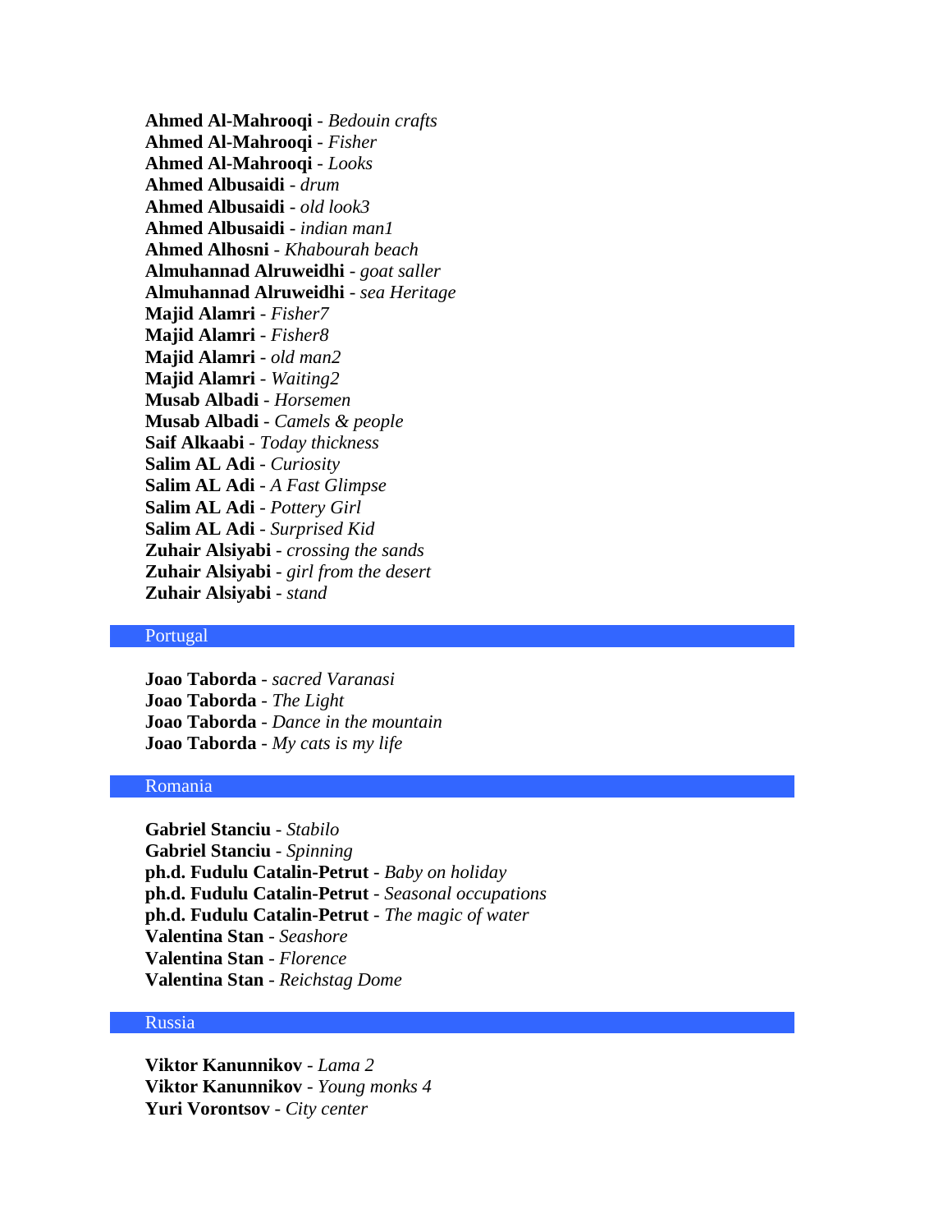**Ahmed Al-Mahrooqi** - *Bedouin crafts*
**Ahmed Al-Mahrooqi** - *Fisher*
**Ahmed Al-Mahrooqi** - *Looks*
**Ahmed Albusaidi** - *drum*
**Ahmed Albusaidi** - *old look3*
**Ahmed Albusaidi** - *indian man1*
**Ahmed Alhosni** - *Khabourah beach*
**Almuhannad Alruweidhi** - *goat saller*
**Almuhannad Alruweidhi** - *sea Heritage*
**Majid Alamri** - *Fisher7*
**Majid Alamri** - *Fisher8*
**Majid Alamri** - *old man2*
**Majid Alamri** - *Waiting2*
**Musab Albadi** - *Horsemen*
**Musab Albadi** - *Camels & people*
**Saif Alkaabi** - *Today thickness*
**Salim AL Adi** - *Curiosity*
**Salim AL Adi** - *A Fast Glimpse*
**Salim AL Adi** - *Pottery Girl*
**Salim AL Adi** - *Surprised Kid*
**Zuhair Alsiyabi** - *crossing the sands*
**Zuhair Alsiyabi** - *girl from the desert*
**Zuhair Alsiyabi** - *stand*

## Portugal

**Joao Taborda** - *sacred Varanasi*
**Joao Taborda** - *The Light*
**Joao Taborda** - *Dance in the mountain*
**Joao Taborda** - *My cats is my life*

## Romania

**Gabriel Stanciu** - *Stabilo*
**Gabriel Stanciu** - *Spinning*
**ph.d. Fudulu Catalin-Petrut** - *Baby on holiday*
**ph.d. Fudulu Catalin-Petrut** - *Seasonal occupations*
**ph.d. Fudulu Catalin-Petrut** - *The magic of water*
**Valentina Stan** - *Seashore*
**Valentina Stan** - *Florence*
**Valentina Stan** - *Reichstag Dome*

## Russia

**Viktor Kanunnikov** - *Lama 2*
**Viktor Kanunnikov** - *Young monks 4*
**Yuri Vorontsov** - *City center*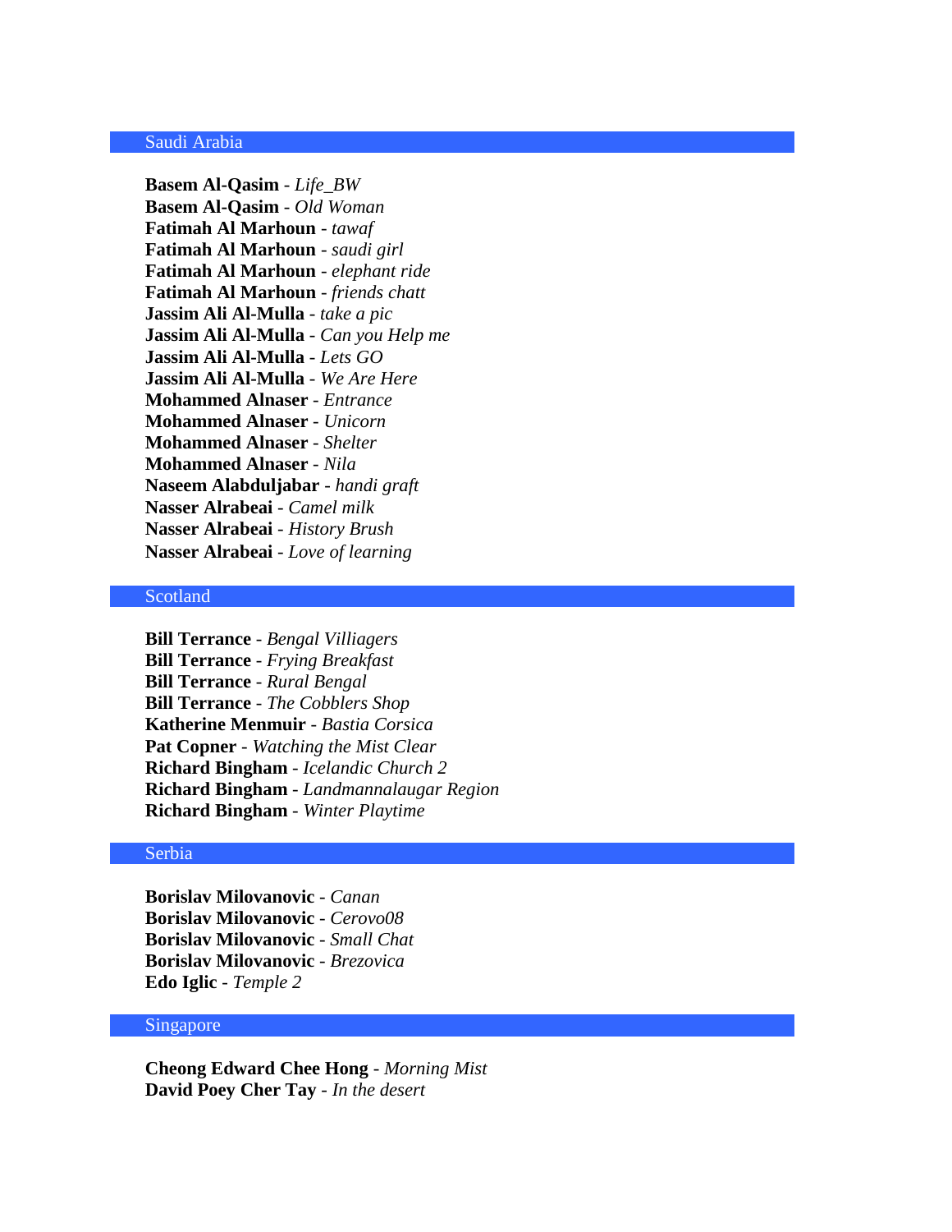## Saudi Arabia

**Basem Al-Qasim** - *Life_BW*
**Basem Al-Qasim** - *Old Woman*
**Fatimah Al Marhoun** - *tawaf*
**Fatimah Al Marhoun** - *saudi girl*
**Fatimah Al Marhoun** - *elephant ride*
**Fatimah Al Marhoun** - *friends chatt*
**Jassim Ali Al-Mulla** - *take a pic*
**Jassim Ali Al-Mulla** - *Can you Help me*
**Jassim Ali Al-Mulla** - *Lets GO*
**Jassim Ali Al-Mulla** - *We Are Here*
**Mohammed Alnaser** - *Entrance*
**Mohammed Alnaser** - *Unicorn*
**Mohammed Alnaser** - *Shelter*
**Mohammed Alnaser** - *Nila*
**Naseem Alabduljabar** - *handi graft*
**Nasser Alrabeai** - *Camel milk*
**Nasser Alrabeai** - *History Brush*
**Nasser Alrabeai** - *Love of learning*

## Scotland

**Bill Terrance** - *Bengal Villiagers*
**Bill Terrance** - *Frying Breakfast*
**Bill Terrance** - *Rural Bengal*
**Bill Terrance** - *The Cobblers Shop*
**Katherine Menmuir** - *Bastia Corsica*
**Pat Copner** - *Watching the Mist Clear*
**Richard Bingham** - *Icelandic Church 2*
**Richard Bingham** - *Landmannalaugar Region*
**Richard Bingham** - *Winter Playtime*

## Serbia

**Borislav Milovanovic** - *Canan*
**Borislav Milovanovic** - *Cerovo08*
**Borislav Milovanovic** - *Small Chat*
**Borislav Milovanovic** - *Brezovica*
**Edo Iglic** - *Temple 2*

## Singapore

**Cheong Edward Chee Hong** - *Morning Mist*
**David Poey Cher Tay** - *In the desert*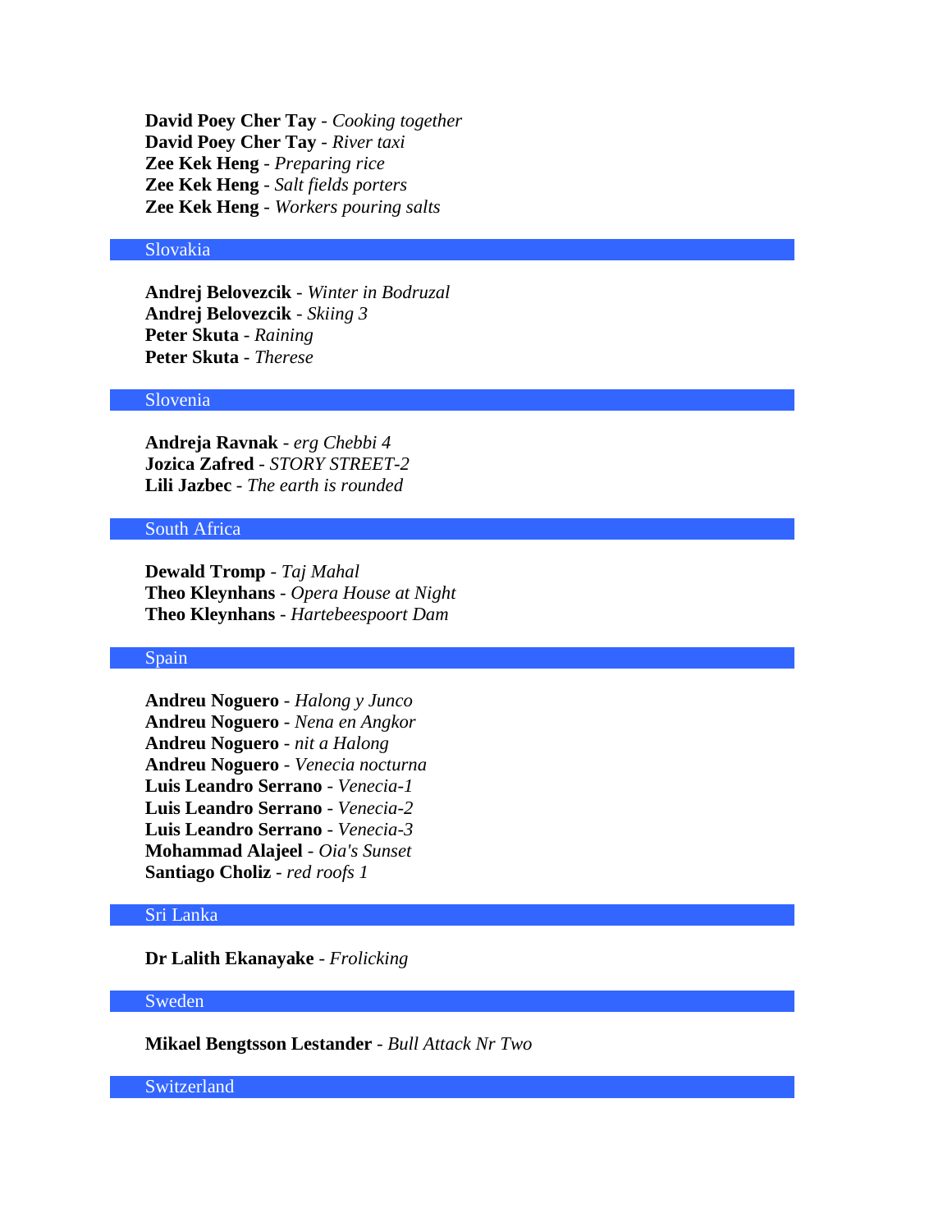**David Poey Cher Tay** - *Cooking together*
**David Poey Cher Tay** - *River taxi*
**Zee Kek Heng** - *Preparing rice*
**Zee Kek Heng** - *Salt fields porters*
**Zee Kek Heng** - *Workers pouring salts*

## Slovakia

**Andrej Belovezcik** - *Winter in Bodruzal*
**Andrej Belovezcik** - *Skiing 3*
**Peter Skuta** - *Raining*
**Peter Skuta** - *Therese*

## Slovenia

**Andreja Ravnak** - *erg Chebbi 4*
**Jozica Zafred** - *STORY STREET-2*
**Lili Jazbec** - *The earth is rounded*

## South Africa

**Dewald Tromp** - *Taj Mahal*
**Theo Kleynhans** - *Opera House at Night*
**Theo Kleynhans** - *Hartebeespoort Dam*

## Spain

**Andreu Noguero** - *Halong y Junco*
**Andreu Noguero** - *Nena en Angkor*
**Andreu Noguero** - *nit a Halong*
**Andreu Noguero** - *Venecia nocturna*
**Luis Leandro Serrano** - *Venecia-1*
**Luis Leandro Serrano** - *Venecia-2*
**Luis Leandro Serrano** - *Venecia-3*
**Mohammad Alajeel** - *Oia's Sunset*
**Santiago Choliz** - *red roofs 1*

## Sri Lanka

**Dr Lalith Ekanayake** - *Frolicking*

## Sweden

**Mikael Bengtsson Lestander** - *Bull Attack Nr Two*

## Switzerland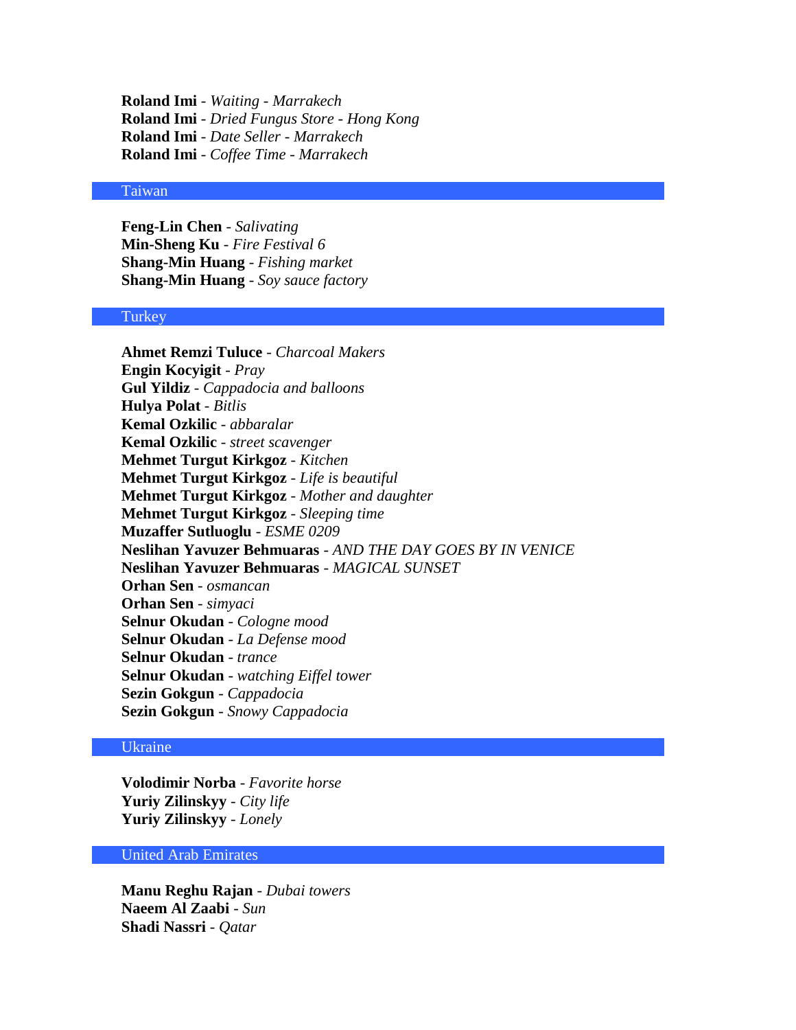**Roland Imi** - *Waiting - Marrakech*
**Roland Imi** - *Dried Fungus Store - Hong Kong*
**Roland Imi** - *Date Seller - Marrakech*
**Roland Imi** - *Coffee Time - Marrakech*

## Taiwan

**Feng-Lin Chen** - *Salivating*
**Min-Sheng Ku** - *Fire Festival 6*
**Shang-Min Huang** - *Fishing market*
**Shang-Min Huang** - *Soy sauce factory*

## Turkey

**Ahmet Remzi Tuluce** - *Charcoal Makers*
**Engin Kocyigit** - *Pray*
**Gul Yildiz** - *Cappadocia and balloons*
**Hulya Polat** - *Bitlis*
**Kemal Ozkilic** - *abbaralar*
**Kemal Ozkilic** - *street scavenger*
**Mehmet Turgut Kirkgoz** - *Kitchen*
**Mehmet Turgut Kirkgoz** - *Life is beautiful*
**Mehmet Turgut Kirkgoz** - *Mother and daughter*
**Mehmet Turgut Kirkgoz** - *Sleeping time*
**Muzaffer Sutluoglu** - *ESME 0209*
**Neslihan Yavuzer Behmuaras** - *AND THE DAY GOES BY IN VENICE*
**Neslihan Yavuzer Behmuaras** - *MAGICAL SUNSET*
**Orhan Sen** - *osmancan*
**Orhan Sen** - *simyaci*
**Selnur Okudan** - *Cologne mood*
**Selnur Okudan** - *La Defense mood*
**Selnur Okudan** - *trance*
**Selnur Okudan** - *watching Eiffel tower*
**Sezin Gokgun** - *Cappadocia*
**Sezin Gokgun** - *Snowy Cappadocia*

## Ukraine

**Volodimir Norba** - *Favorite horse*
**Yuriy Zilinskyy** - *City life*
**Yuriy Zilinskyy** - *Lonely*

## United Arab Emirates

**Manu Reghu Rajan** - *Dubai towers*
**Naeem Al Zaabi** - *Sun*
**Shadi Nassri** - *Qatar*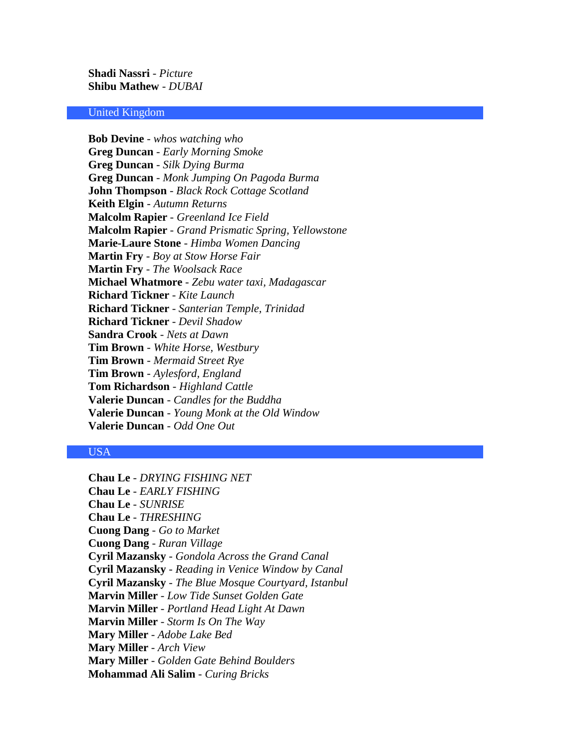**Shadi Nassri** - *Picture*
**Shibu Mathew** - *DUBAI*

## United Kingdom

**Bob Devine** - *whos watching who*
**Greg Duncan** - *Early Morning Smoke*
**Greg Duncan** - *Silk Dying Burma*
**Greg Duncan** - *Monk Jumping On Pagoda Burma*
**John Thompson** - *Black Rock Cottage Scotland*
**Keith Elgin** - *Autumn Returns*
**Malcolm Rapier** - *Greenland Ice Field*
**Malcolm Rapier** - *Grand Prismatic Spring, Yellowstone*
**Marie-Laure Stone** - *Himba Women Dancing*
**Martin Fry** - *Boy at Stow Horse Fair*
**Martin Fry** - *The Woolsack Race*
**Michael Whatmore** - *Zebu water taxi, Madagascar*
**Richard Tickner** - *Kite Launch*
**Richard Tickner** - *Santerian Temple, Trinidad*
**Richard Tickner** - *Devil Shadow*
**Sandra Crook** - *Nets at Dawn*
**Tim Brown** - *White Horse, Westbury*
**Tim Brown** - *Mermaid Street Rye*
**Tim Brown** - *Aylesford, England*
**Tom Richardson** - *Highland Cattle*
**Valerie Duncan** - *Candles for the Buddha*
**Valerie Duncan** - *Young Monk at the Old Window*
**Valerie Duncan** - *Odd One Out*

## USA

**Chau Le** - *DRYING FISHING NET*
**Chau Le** - *EARLY FISHING*
**Chau Le** - *SUNRISE*
**Chau Le** - *THRESHING*
**Cuong Dang** - *Go to Market*
**Cuong Dang** - *Ruran Village*
**Cyril Mazansky** - *Gondola Across the Grand Canal*
**Cyril Mazansky** - *Reading in Venice Window by Canal*
**Cyril Mazansky** - *The Blue Mosque Courtyard, Istanbul*
**Marvin Miller** - *Low Tide Sunset Golden Gate*
**Marvin Miller** - *Portland Head Light At Dawn*
**Marvin Miller** - *Storm Is On The Way*
**Mary Miller** - *Adobe Lake Bed*
**Mary Miller** - *Arch View*
**Mary Miller** - *Golden Gate Behind Boulders*
**Mohammad Ali Salim** - *Curing Bricks*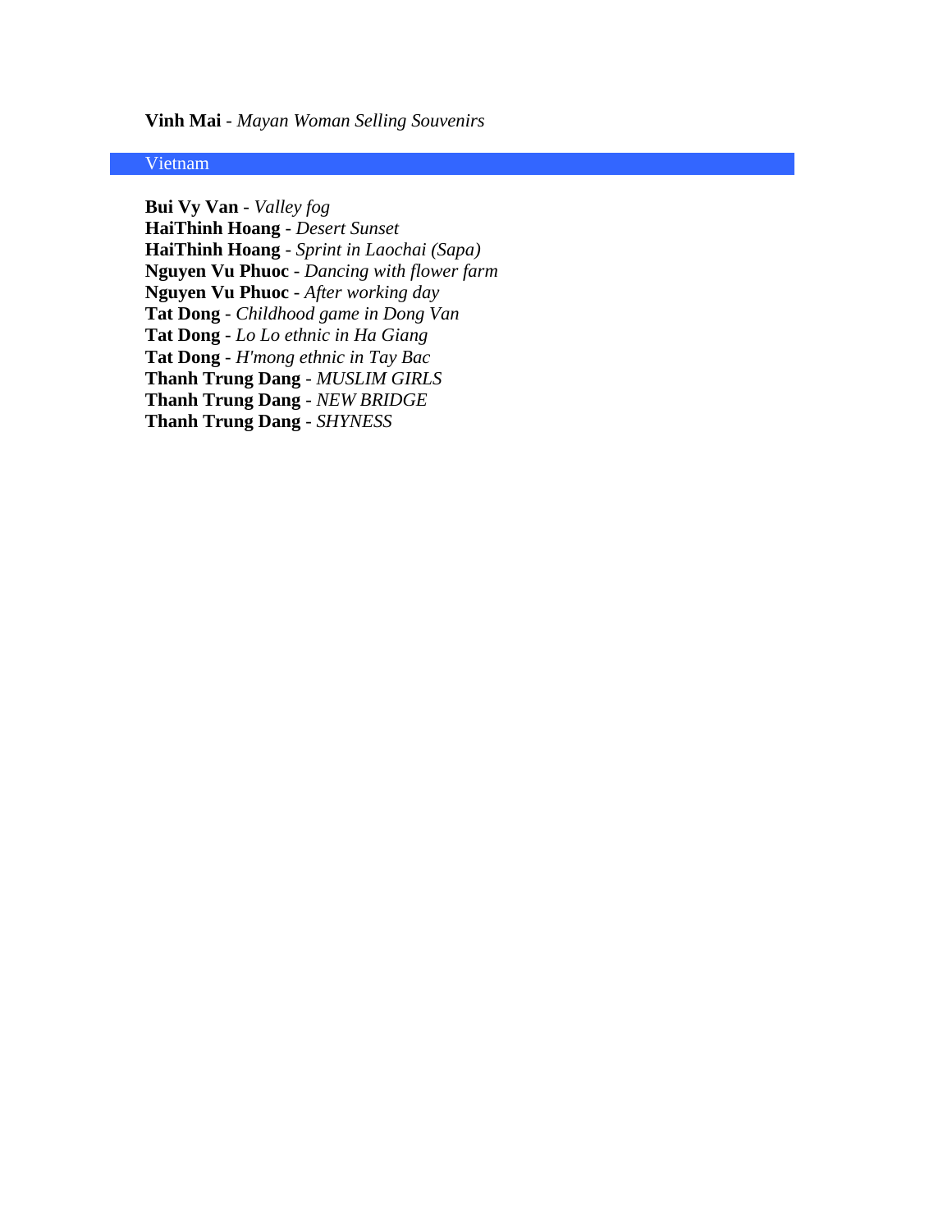**Vinh Mai** - *Mayan Woman Selling Souvenirs*

## Vietnam

**Bui Vy Van** - *Valley fog*
**HaiThinh Hoang** - *Desert Sunset*
**HaiThinh Hoang** - *Sprint in Laochai (Sapa)*
**Nguyen Vu Phuoc** - *Dancing with flower farm*
**Nguyen Vu Phuoc** - *After working day*
**Tat Dong** - *Childhood game in Dong Van*
**Tat Dong** - *Lo Lo ethnic in Ha Giang*
**Tat Dong** - *H'mong ethnic in Tay Bac*
**Thanh Trung Dang** - *MUSLIM GIRLS*
**Thanh Trung Dang** - *NEW BRIDGE*
**Thanh Trung Dang** - *SHYNESS*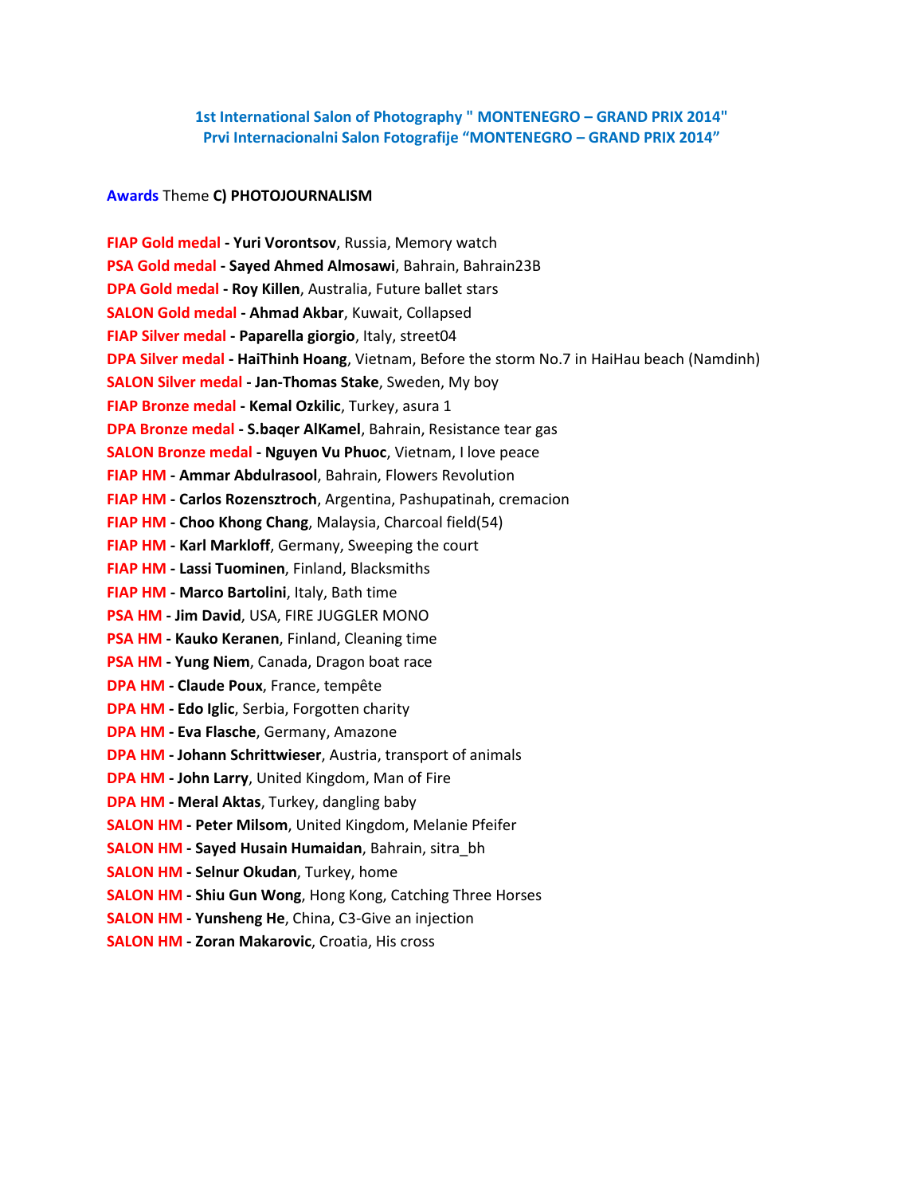### 1st International Salon of Photography " MONTENEGRO – GRAND PRIX 2014"
### Prvi Internacionalni Salon Fotografije "MONTENEGRO – GRAND PRIX 2014"

**Awards** Theme **C) PHOTOJOURNALISM**

**FIAP Gold medal - Yuri Vorontsov**, Russia, Memory watch
**PSA Gold medal - Sayed Ahmed Almosawi**, Bahrain, Bahrain23B
**DPA Gold medal - Roy Killen**, Australia, Future ballet stars
**SALON Gold medal - Ahmad Akbar**, Kuwait, Collapsed
**FIAP Silver medal - Paparella giorgio**, Italy, street04
**DPA Silver medal - HaiThinh Hoang**, Vietnam, Before the storm No.7 in HaiHau beach (Namdinh)
**SALON Silver medal - Jan-Thomas Stake**, Sweden, My boy
**FIAP Bronze medal - Kemal Ozkilic**, Turkey, asura 1
**DPA Bronze medal - S.baqer AlKamel**, Bahrain, Resistance tear gas
**SALON Bronze medal - Nguyen Vu Phuoc**, Vietnam, I love peace
**FIAP HM - Ammar Abdulrasool**, Bahrain, Flowers Revolution
**FIAP HM - Carlos Rozensztroch**, Argentina, Pashupatinah, cremacion
**FIAP HM - Choo Khong Chang**, Malaysia, Charcoal field(54)
**FIAP HM - Karl Markloff**, Germany, Sweeping the court
**FIAP HM - Lassi Tuominen**, Finland, Blacksmiths
**FIAP HM - Marco Bartolini**, Italy, Bath time
**PSA HM - Jim David**, USA, FIRE JUGGLER MONO
**PSA HM - Kauko Keranen**, Finland, Cleaning time
**PSA HM - Yung Niem**, Canada, Dragon boat race
**DPA HM - Claude Poux**, France, tempête
**DPA HM - Edo Iglic**, Serbia, Forgotten charity
**DPA HM - Eva Flasche**, Germany, Amazone
**DPA HM - Johann Schrittwieser**, Austria, transport of animals
**DPA HM - John Larry**, United Kingdom, Man of Fire
**DPA HM - Meral Aktas**, Turkey, dangling baby
**SALON HM - Peter Milsom**, United Kingdom, Melanie Pfeifer
**SALON HM - Sayed Husain Humaidan**, Bahrain, sitra_bh
**SALON HM - Selnur Okudan**, Turkey, home
**SALON HM - Shiu Gun Wong**, Hong Kong, Catching Three Horses
**SALON HM - Yunsheng He**, China, C3-Give an injection
**SALON HM - Zoran Makarovic**, Croatia, His cross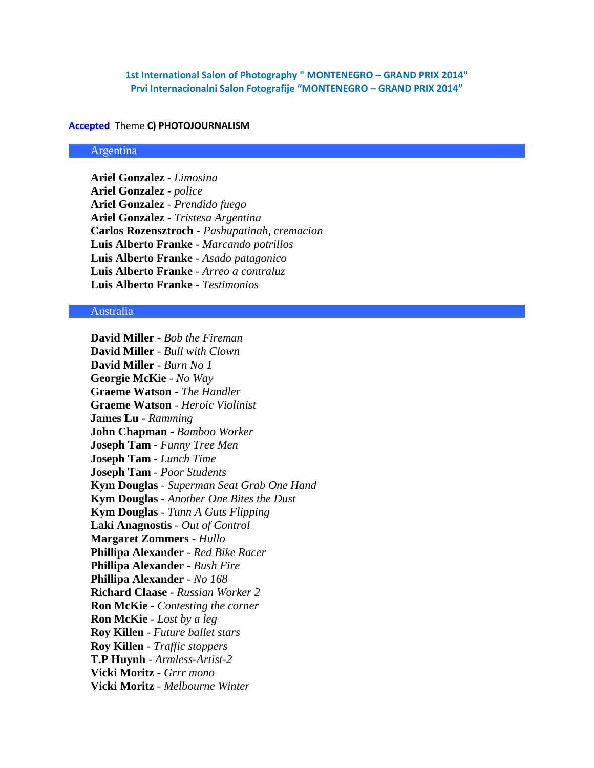1st International Salon of Photography " MONTENEGRO – GRAND PRIX 2014"
Prvi Internacionalni Salon Fotografije “MONTENEGRO – GRAND PRIX 2014”

**Accepted** Theme **C) PHOTOJOURNALISM**

## Argentina

**Ariel Gonzalez** - *Limosina*
**Ariel Gonzalez** - *police*
**Ariel Gonzalez** - *Prendido fuego*
**Ariel Gonzalez** - *Tristesa Argentina*
**Carlos Rozensztroch** - *Pashupatinah, cremacion*
**Luis Alberto Franke** - *Marcando potrillos*
**Luis Alberto Franke** - *Asado patagonico*
**Luis Alberto Franke** - *Arreo a contraluz*
**Luis Alberto Franke** - *Testimonios*

## Australia

**David Miller** - *Bob the Fireman*
**David Miller** - *Bull with Clown*
**David Miller** - *Burn No 1*
**Georgie McKie** - *No Way*
**Graeme Watson** - *The Handler*
**Graeme Watson** - *Heroic Violinist*
**James Lu** - *Ramming*
**John Chapman** - *Bamboo Worker*
**Joseph Tam** - *Funny Tree Men*
**Joseph Tam** - *Lunch Time*
**Joseph Tam** - *Poor Students*
**Kym Douglas** - *Superman Seat Grab One Hand*
**Kym Douglas** - *Another One Bites the Dust*
**Kym Douglas** - *Tunn A Guts Flipping*
**Laki Anagnostis** - *Out of Control*
**Margaret Zommers** - *Hullo*
**Phillipa Alexander** - *Red Bike Racer*
**Phillipa Alexander** - *Bush Fire*
**Phillipa Alexander** - *No 168*
**Richard Claase** - *Russian Worker 2*
**Ron McKie** - *Contesting the corner*
**Ron McKie** - *Lost by a leg*
**Roy Killen** - *Future ballet stars*
**Roy Killen** - *Traffic stoppers*
**T.P Huynh** - *Armless-Artist-2*
**Vicki Moritz** - *Grrr mono*
**Vicki Moritz** - *Melbourne Winter*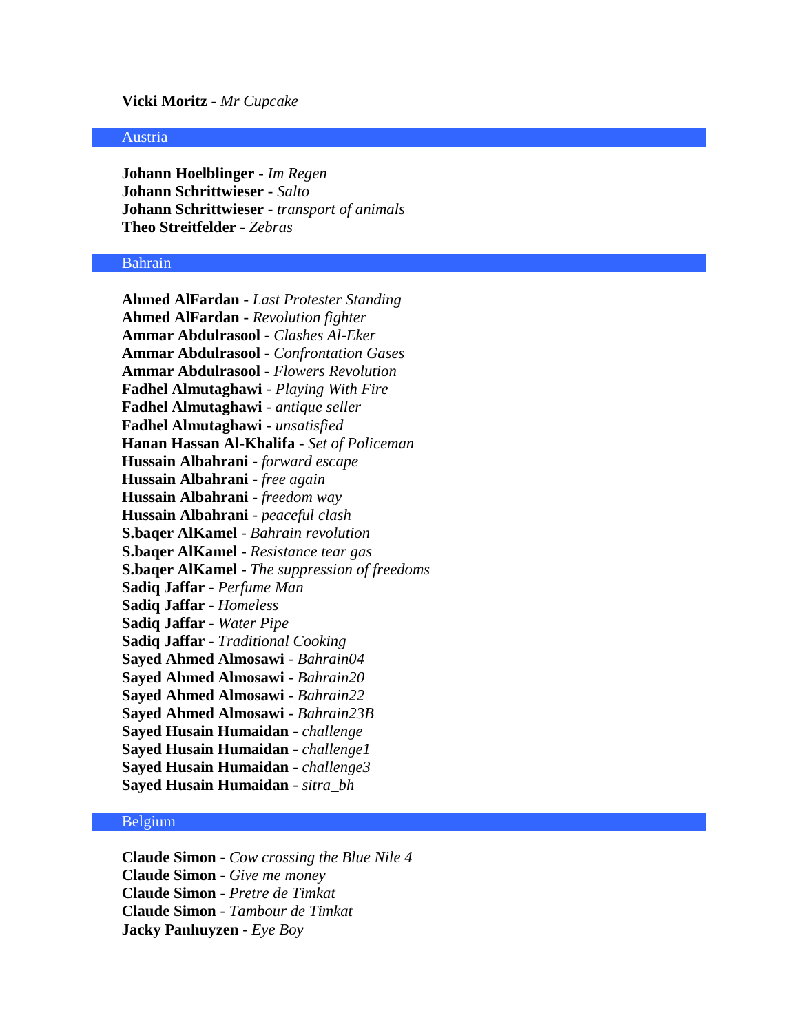**Vicki Moritz** - *Mr Cupcake*

## Austria

**Johann Hoelblinger** - *Im Regen*
**Johann Schrittwieser** - *Salto*
**Johann Schrittwieser** - *transport of animals*
**Theo Streitfelder** - *Zebras*

## Bahrain

**Ahmed AlFardan** - *Last Protester Standing*
**Ahmed AlFardan** - *Revolution fighter*
**Ammar Abdulrasool** - *Clashes Al-Eker*
**Ammar Abdulrasool** - *Confrontation Gases*
**Ammar Abdulrasool** - *Flowers Revolution*
**Fadhel Almutaghawi** - *Playing With Fire*
**Fadhel Almutaghawi** - *antique seller*
**Fadhel Almutaghawi** - *unsatisfied*
**Hanan Hassan Al-Khalifa** - *Set of Policeman*
**Hussain Albahrani** - *forward escape*
**Hussain Albahrani** - *free again*
**Hussain Albahrani** - *freedom way*
**Hussain Albahrani** - *peaceful clash*
**S.baqer AlKamel** - *Bahrain revolution*
**S.baqer AlKamel** - *Resistance tear gas*
**S.baqer AlKamel** - *The suppression of freedoms*
**Sadiq Jaffar** - *Perfume Man*
**Sadiq Jaffar** - *Homeless*
**Sadiq Jaffar** - *Water Pipe*
**Sadiq Jaffar** - *Traditional Cooking*
**Sayed Ahmed Almosawi** - *Bahrain04*
**Sayed Ahmed Almosawi** - *Bahrain20*
**Sayed Ahmed Almosawi** - *Bahrain22*
**Sayed Ahmed Almosawi** - *Bahrain23B*
**Sayed Husain Humaidan** - *challenge*
**Sayed Husain Humaidan** - *challenge1*
**Sayed Husain Humaidan** - *challenge3*
**Sayed Husain Humaidan** - *sitra_bh*

## Belgium

**Claude Simon** - *Cow crossing the Blue Nile 4*
**Claude Simon** - *Give me money*
**Claude Simon** - *Pretre de Timkat*
**Claude Simon** - *Tambour de Timkat*
**Jacky Panhuyzen** - *Eye Boy*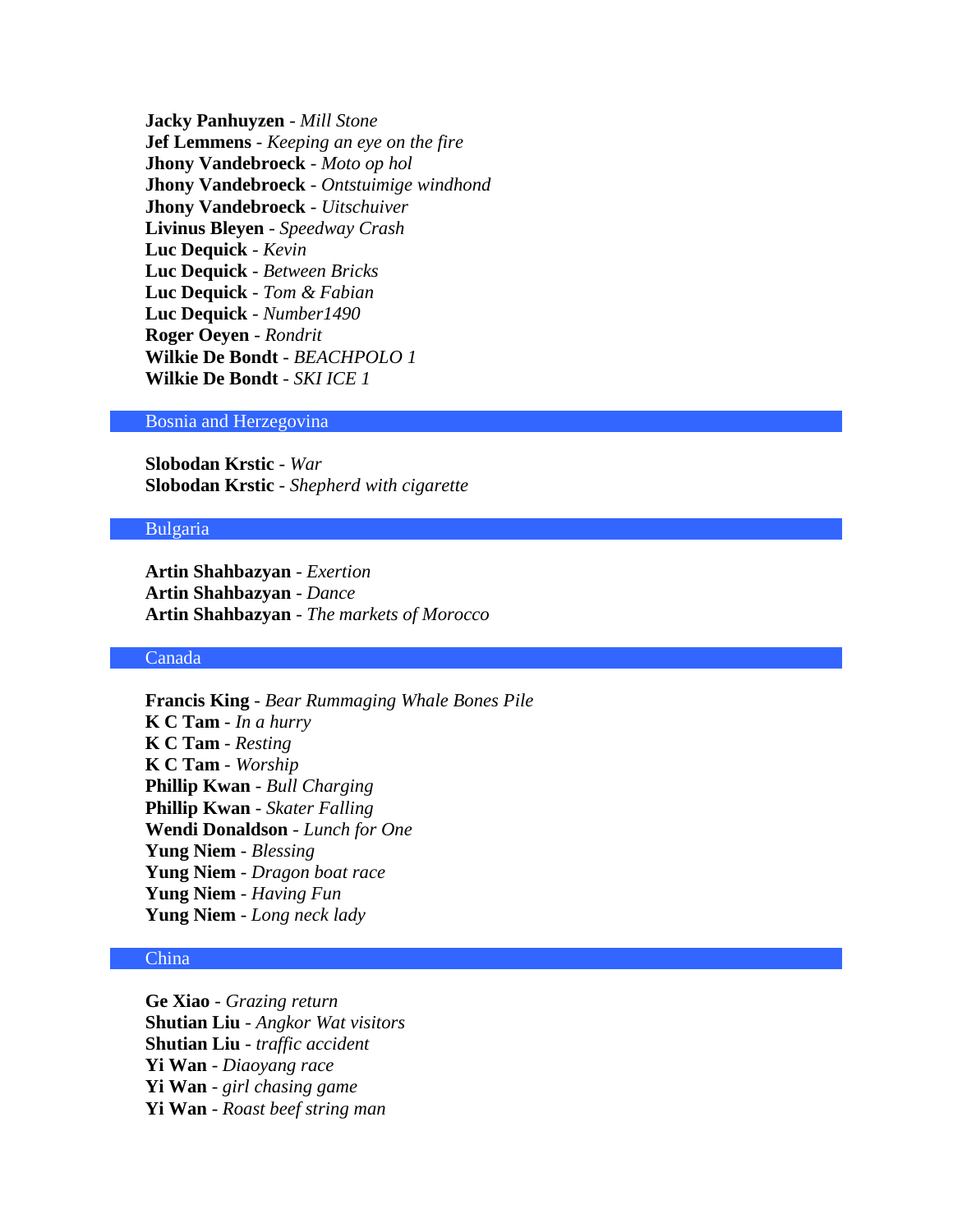**Jacky Panhuyzen** - *Mill Stone*
**Jef Lemmens** - *Keeping an eye on the fire*
**Jhony Vandebroeck** - *Moto op hol*
**Jhony Vandebroeck** - *Ontstuimige windhond*
**Jhony Vandebroeck** - *Uitschuiver*
**Livinus Bleyen** - *Speedway Crash*
**Luc Dequick** - *Kevin*
**Luc Dequick** - *Between Bricks*
**Luc Dequick** - *Tom & Fabian*
**Luc Dequick** - *Number1490*
**Roger Oeyen** - *Rondrit*
**Wilkie De Bondt** - *BEACHPOLO 1*
**Wilkie De Bondt** - *SKI ICE 1*

## Bosnia and Herzegovina

**Slobodan Krstic** - *War*
**Slobodan Krstic** - *Shepherd with cigarette*

## Bulgaria

**Artin Shahbazyan** - *Exertion*
**Artin Shahbazyan** - *Dance*
**Artin Shahbazyan** - *The markets of Morocco*

## Canada

**Francis King** - *Bear Rummaging Whale Bones Pile*
**K C Tam** - *In a hurry*
**K C Tam** - *Resting*
**K C Tam** - *Worship*
**Phillip Kwan** - *Bull Charging*
**Phillip Kwan** - *Skater Falling*
**Wendi Donaldson** - *Lunch for One*
**Yung Niem** - *Blessing*
**Yung Niem** - *Dragon boat race*
**Yung Niem** - *Having Fun*
**Yung Niem** - *Long neck lady*

## China

**Ge Xiao** - *Grazing return*
**Shutian Liu** - *Angkor Wat visitors*
**Shutian Liu** - *traffic accident*
**Yi Wan** - *Diaoyang race*
**Yi Wan** - *girl chasing game*
**Yi Wan** - *Roast beef string man*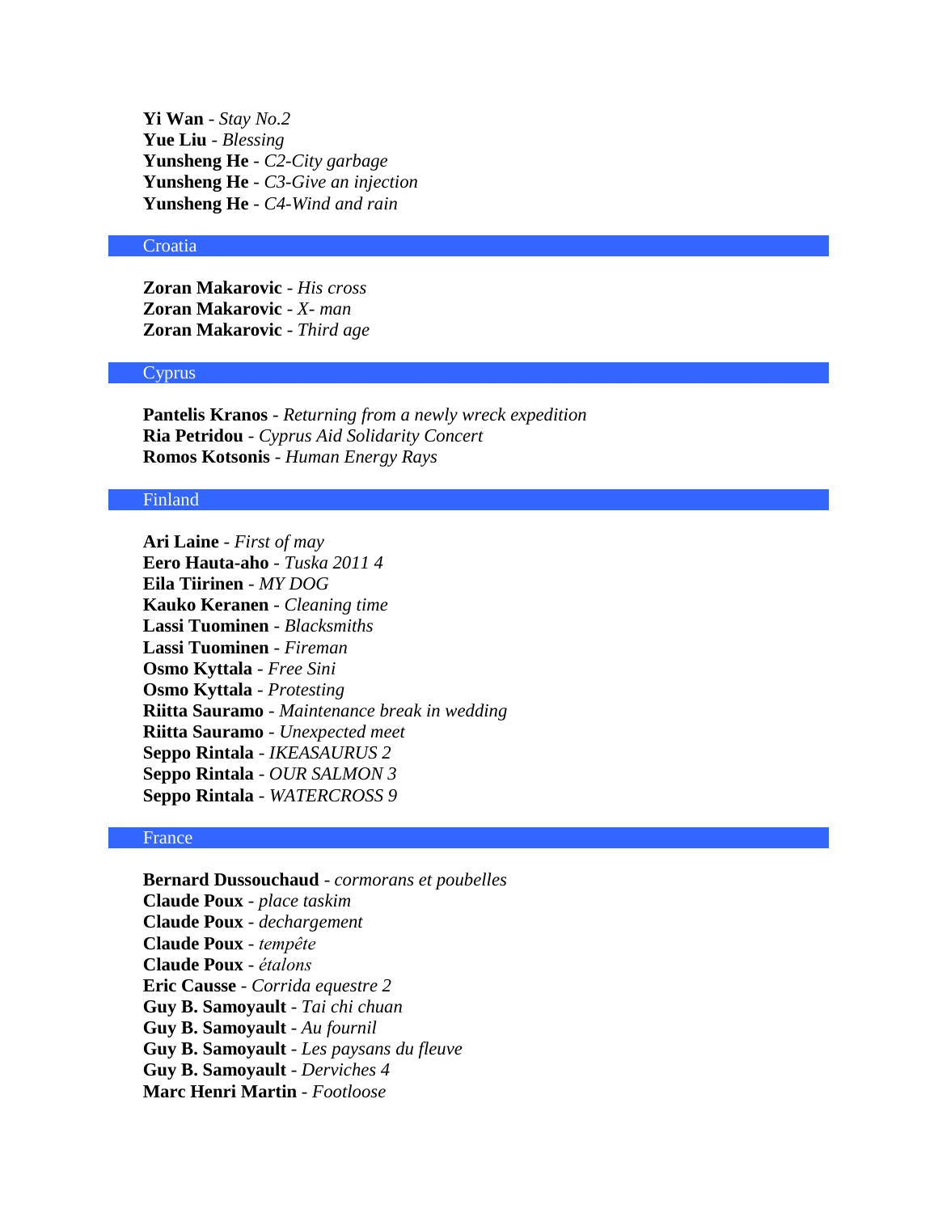**Yi Wan** - *Stay No.2*
**Yue Liu** - *Blessing*
**Yunsheng He** - *C2-City garbage*
**Yunsheng He** - *C3-Give an injection*
**Yunsheng He** - *C4-Wind and rain*

## Croatia

**Zoran Makarovic** - *His cross*
**Zoran Makarovic** - *X- man*
**Zoran Makarovic** - *Third age*

## Cyprus

**Pantelis Kranos** - *Returning from a newly wreck expedition*
**Ria Petridou** - *Cyprus Aid Solidarity Concert*
**Romos Kotsonis** - *Human Energy Rays*

## Finland

**Ari Laine** - *First of may*
**Eero Hauta-aho** - *Tuska 2011 4*
**Eila Tiirinen** - *MY DOG*
**Kauko Keranen** - *Cleaning time*
**Lassi Tuominen** - *Blacksmiths*
**Lassi Tuominen** - *Fireman*
**Osmo Kyttala** - *Free Sini*
**Osmo Kyttala** - *Protesting*
**Riitta Sauramo** - *Maintenance break in wedding*
**Riitta Sauramo** - *Unexpected meet*
**Seppo Rintala** - *IKEASAURUS 2*
**Seppo Rintala** - *OUR SALMON 3*
**Seppo Rintala** - *WATERCROSS 9*

## France

**Bernard Dussouchaud** - *cormorans et poubelles*
**Claude Poux** - *place taskim*
**Claude Poux** - *dechargement*
**Claude Poux** - *tempête*
**Claude Poux** - *étalons*
**Eric Causse** - *Corrida equestre 2*
**Guy B. Samoyault** - *Tai chi chuan*
**Guy B. Samoyault** - *Au fournil*
**Guy B. Samoyault** - *Les paysans du fleuve*
**Guy B. Samoyault** - *Derviches 4*
**Marc Henri Martin** - *Footloose*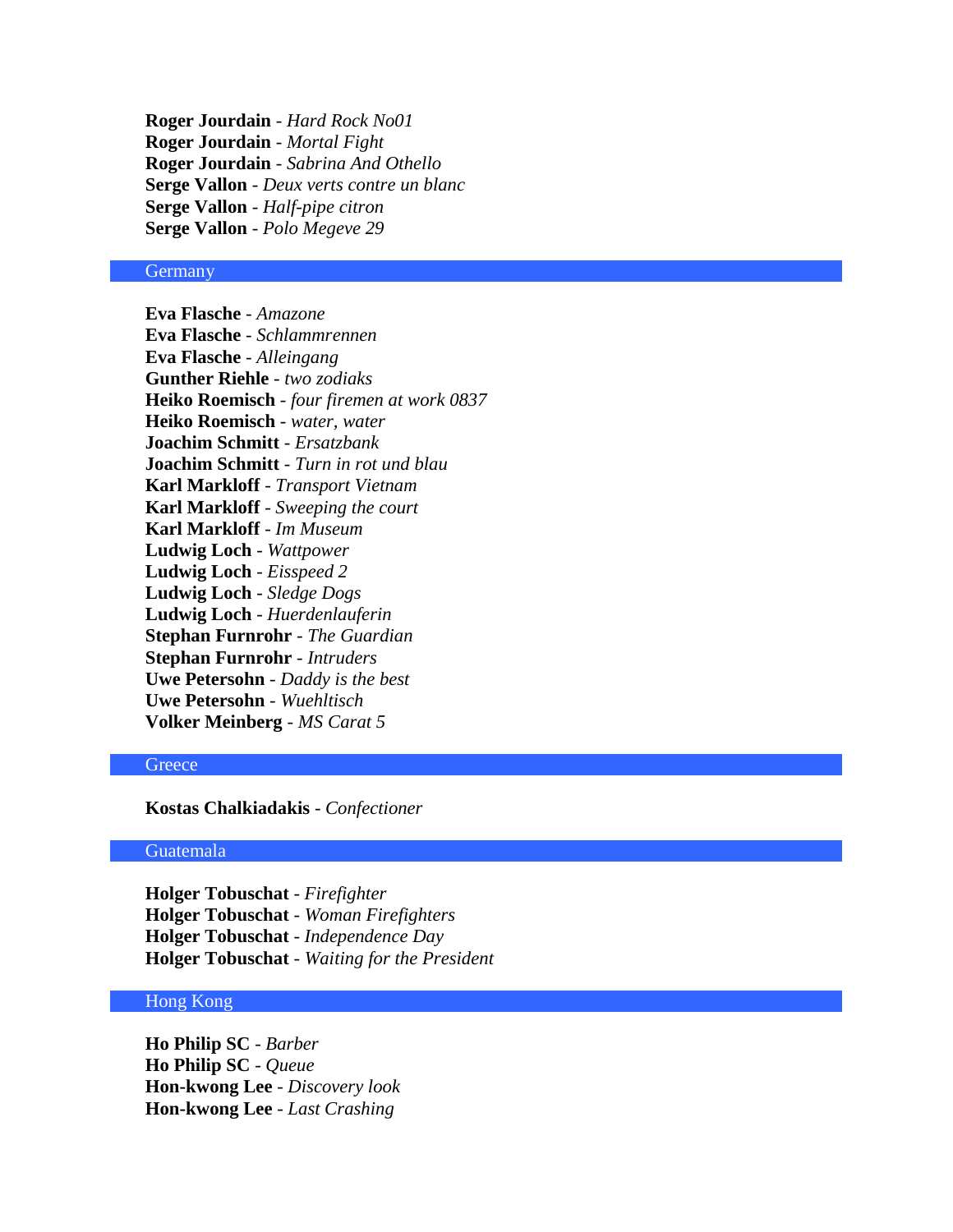**Roger Jourdain** - *Hard Rock No01*
**Roger Jourdain** - *Mortal Fight*
**Roger Jourdain** - *Sabrina And Othello*
**Serge Vallon** - *Deux verts contre un blanc*
**Serge Vallon** - *Half-pipe citron*
**Serge Vallon** - *Polo Megeve 29*

## Germany

**Eva Flasche** - *Amazone*
**Eva Flasche** - *Schlammrennen*
**Eva Flasche** - *Alleingang*
**Gunther Riehle** - *two zodiaks*
**Heiko Roemisch** - *four firemen at work 0837*
**Heiko Roemisch** - *water, water*
**Joachim Schmitt** - *Ersatzbank*
**Joachim Schmitt** - *Turn in rot und blau*
**Karl Markloff** - *Transport Vietnam*
**Karl Markloff** - *Sweeping the court*
**Karl Markloff** - *Im Museum*
**Ludwig Loch** - *Wattpower*
**Ludwig Loch** - *Eisspeed 2*
**Ludwig Loch** - *Sledge Dogs*
**Ludwig Loch** - *Huerdenlauferin*
**Stephan Furnrohr** - *The Guardian*
**Stephan Furnrohr** - *Intruders*
**Uwe Petersohn** - *Daddy is the best*
**Uwe Petersohn** - *Wuehltisch*
**Volker Meinberg** - *MS Carat 5*

## Greece

**Kostas Chalkiadakis** - *Confectioner*

## Guatemala

**Holger Tobuschat** - *Firefighter*
**Holger Tobuschat** - *Woman Firefighters*
**Holger Tobuschat** - *Independence Day*
**Holger Tobuschat** - *Waiting for the President*

## Hong Kong

**Ho Philip SC** - *Barber*
**Ho Philip SC** - *Queue*
**Hon-kwong Lee** - *Discovery look*
**Hon-kwong Lee** - *Last Crashing*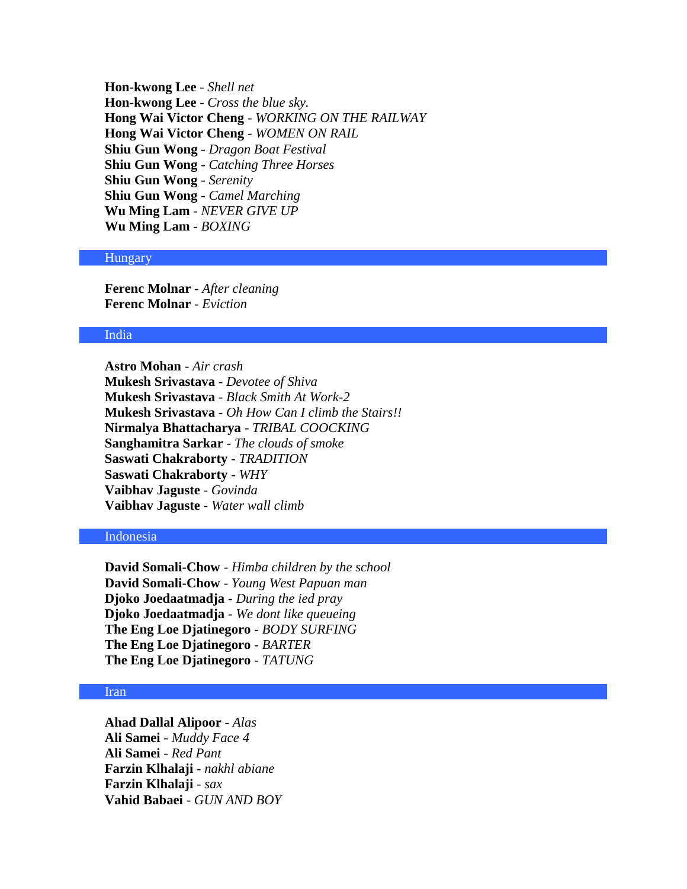**Hon-kwong Lee** - *Shell net*
**Hon-kwong Lee** - *Cross the blue sky.*
**Hong Wai Victor Cheng** - *WORKING ON THE RAILWAY*
**Hong Wai Victor Cheng** - *WOMEN ON RAIL*
**Shiu Gun Wong** - *Dragon Boat Festival*
**Shiu Gun Wong** - *Catching Three Horses*
**Shiu Gun Wong** - *Serenity*
**Shiu Gun Wong** - *Camel Marching*
**Wu Ming Lam** - *NEVER GIVE UP*
**Wu Ming Lam** - *BOXING*

## Hungary

**Ferenc Molnar** - *After cleaning*
**Ferenc Molnar** - *Eviction*

## India

**Astro Mohan** - *Air crash*
**Mukesh Srivastava** - *Devotee of Shiva*
**Mukesh Srivastava** - *Black Smith At Work-2*
**Mukesh Srivastava** - *Oh How Can I climb the Stairs!!*
**Nirmalya Bhattacharya** - *TRIBAL COOCKING*
**Sanghamitra Sarkar** - *The clouds of smoke*
**Saswati Chakraborty** - *TRADITION*
**Saswati Chakraborty** - *WHY*
**Vaibhav Jaguste** - *Govinda*
**Vaibhav Jaguste** - *Water wall climb*

## Indonesia

**David Somali-Chow** - *Himba children by the school*
**David Somali-Chow** - *Young West Papuan man*
**Djoko Joedaatmadja** - *During the ied pray*
**Djoko Joedaatmadja** - *We dont like queueing*
**The Eng Loe Djatinegoro** - *BODY SURFING*
**The Eng Loe Djatinegoro** - *BARTER*
**The Eng Loe Djatinegoro** - *TATUNG*

## Iran

**Ahad Dallal Alipoor** - *Alas*
**Ali Samei** - *Muddy Face 4*
**Ali Samei** - *Red Pant*
**Farzin Klhalaji** - *nakhl abiane*
**Farzin Klhalaji** - *sax*
**Vahid Babaei** - *GUN AND BOY*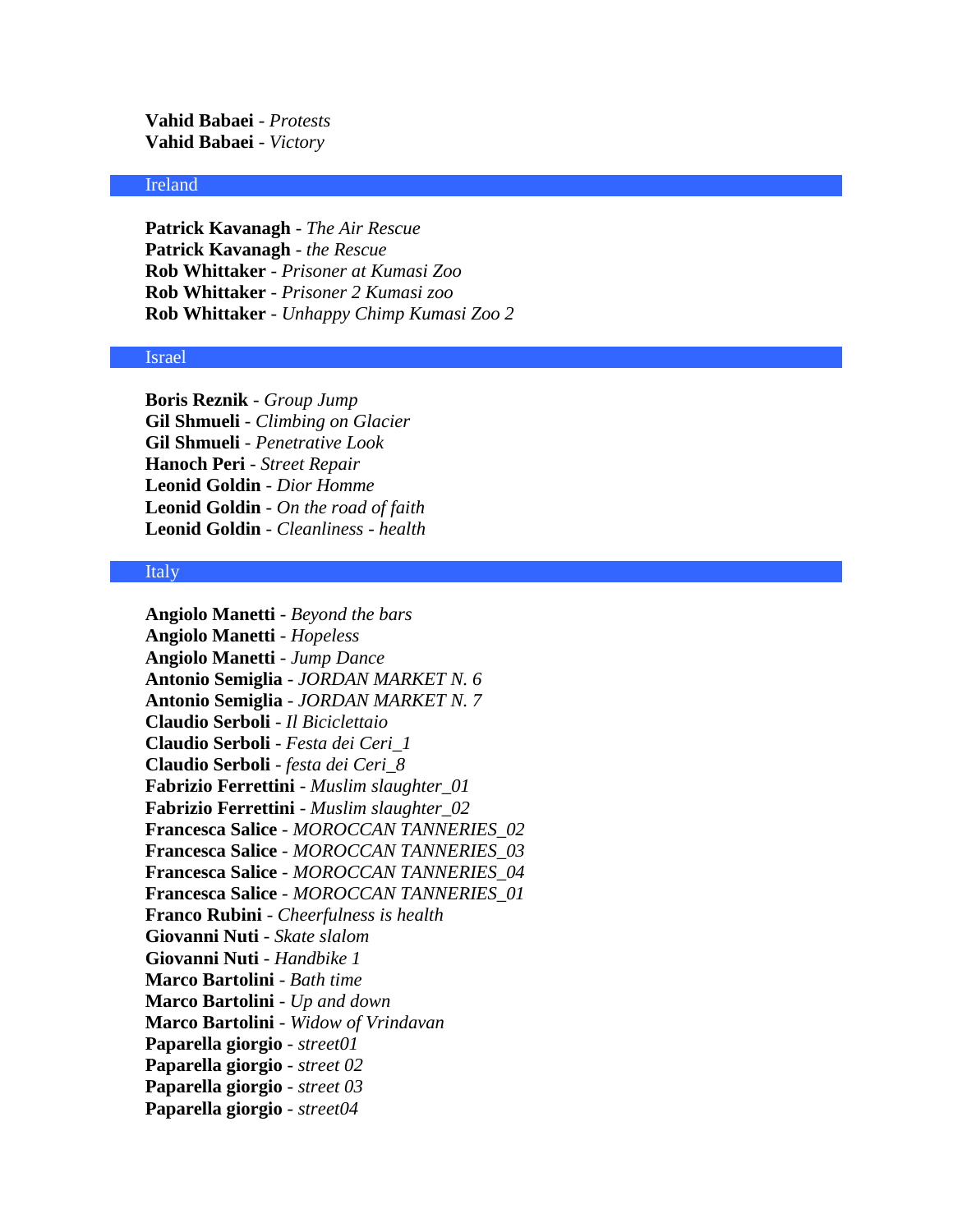**Vahid Babaei** - *Protests*
**Vahid Babaei** - *Victory*

## Ireland

**Patrick Kavanagh** - *The Air Rescue*
**Patrick Kavanagh** - *the Rescue*
**Rob Whittaker** - *Prisoner at Kumasi Zoo*
**Rob Whittaker** - *Prisoner 2 Kumasi zoo*
**Rob Whittaker** - *Unhappy Chimp Kumasi Zoo 2*

## Israel

**Boris Reznik** - *Group Jump*
**Gil Shmueli** - *Climbing on Glacier*
**Gil Shmueli** - *Penetrative Look*
**Hanoch Peri** - *Street Repair*
**Leonid Goldin** - *Dior Homme*
**Leonid Goldin** - *On the road of faith*
**Leonid Goldin** - *Cleanliness - health*

## Italy

**Angiolo Manetti** - *Beyond the bars*
**Angiolo Manetti** - *Hopeless*
**Angiolo Manetti** - *Jump Dance*
**Antonio Semiglia** - *JORDAN MARKET N. 6*
**Antonio Semiglia** - *JORDAN MARKET N. 7*
**Claudio Serboli** - *Il Biciclettaio*
**Claudio Serboli** - *Festa dei Ceri_1*
**Claudio Serboli** - *festa dei Ceri_8*
**Fabrizio Ferrettini** - *Muslim slaughter_01*
**Fabrizio Ferrettini** - *Muslim slaughter_02*
**Francesca Salice** - *MOROCCAN TANNERIES_02*
**Francesca Salice** - *MOROCCAN TANNERIES_03*
**Francesca Salice** - *MOROCCAN TANNERIES_04*
**Francesca Salice** - *MOROCCAN TANNERIES_01*
**Franco Rubini** - *Cheerfulness is health*
**Giovanni Nuti** - *Skate slalom*
**Giovanni Nuti** - *Handbike 1*
**Marco Bartolini** - *Bath time*
**Marco Bartolini** - *Up and down*
**Marco Bartolini** - *Widow of Vrindavan*
**Paparella giorgio** - *street01*
**Paparella giorgio** - *street 02*
**Paparella giorgio** - *street 03*
**Paparella giorgio** - *street04*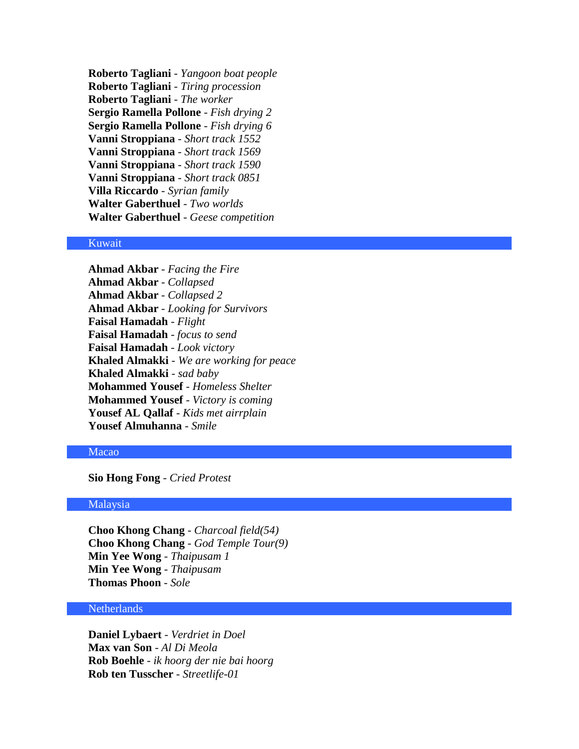**Roberto Tagliani** - *Yangoon boat people*
**Roberto Tagliani** - *Tiring procession*
**Roberto Tagliani** - *The worker*
**Sergio Ramella Pollone** - *Fish drying 2*
**Sergio Ramella Pollone** - *Fish drying 6*
**Vanni Stroppiana** - *Short track 1552*
**Vanni Stroppiana** - *Short track 1569*
**Vanni Stroppiana** - *Short track 1590*
**Vanni Stroppiana** - *Short track 0851*
**Villa Riccardo** - *Syrian family*
**Walter Gaberthuel** - *Two worlds*
**Walter Gaberthuel** - *Geese competition*

## Kuwait

**Ahmad Akbar** - *Facing the Fire*
**Ahmad Akbar** - *Collapsed*
**Ahmad Akbar** - *Collapsed 2*
**Ahmad Akbar** - *Looking for Survivors*
**Faisal Hamadah** - *Flight*
**Faisal Hamadah** - *focus to send*
**Faisal Hamadah** - *Look victory*
**Khaled Almakki** - *We are working for peace*
**Khaled Almakki** - *sad baby*
**Mohammed Yousef** - *Homeless Shelter*
**Mohammed Yousef** - *Victory is coming*
**Yousef AL Qallaf** - *Kids met airrplain*
**Yousef Almuhanna** - *Smile*

## Macao

**Sio Hong Fong** - *Cried Protest*

## Malaysia

**Choo Khong Chang** - *Charcoal field(54)*
**Choo Khong Chang** - *God Temple Tour(9)*
**Min Yee Wong** - *Thaipusam 1*
**Min Yee Wong** - *Thaipusam*
**Thomas Phoon** - *Sole*

## Netherlands

**Daniel Lybaert** - *Verdriet in Doel*
**Max van Son** - *Al Di Meola*
**Rob Boehle** - *ik hoorg der nie bai hoorg*
**Rob ten Tusscher** - *Streetlife-01*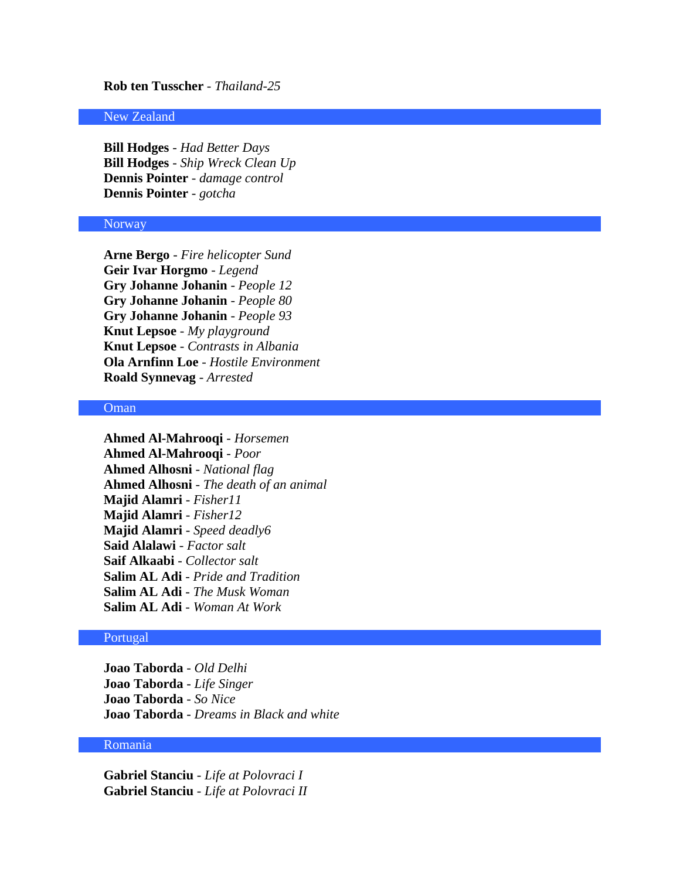**Rob ten Tusscher** - *Thailand-25*

## New Zealand

**Bill Hodges** - *Had Better Days*
**Bill Hodges** - *Ship Wreck Clean Up*
**Dennis Pointer** - *damage control*
**Dennis Pointer** - *gotcha*

## Norway

**Arne Bergo** - *Fire helicopter Sund*
**Geir Ivar Horgmo** - *Legend*
**Gry Johanne Johanin** - *People 12*
**Gry Johanne Johanin** - *People 80*
**Gry Johanne Johanin** - *People 93*
**Knut Lepsoe** - *My playground*
**Knut Lepsoe** - *Contrasts in Albania*
**Ola Arnfinn Loe** - *Hostile Environment*
**Roald Synnevag** - *Arrested*

## Oman

**Ahmed Al-Mahrooqi** - *Horsemen*
**Ahmed Al-Mahrooqi** - *Poor*
**Ahmed Alhosni** - *National flag*
**Ahmed Alhosni** - *The death of an animal*
**Majid Alamri** - *Fisher11*
**Majid Alamri** - *Fisher12*
**Majid Alamri** - *Speed deadly6*
**Said Alalawi** - *Factor salt*
**Saif Alkaabi** - *Collector salt*
**Salim AL Adi** - *Pride and Tradition*
**Salim AL Adi** - *The Musk Woman*
**Salim AL Adi** - *Woman At Work*

## Portugal

**Joao Taborda** - *Old Delhi*
**Joao Taborda** - *Life Singer*
**Joao Taborda** - *So Nice*
**Joao Taborda** - *Dreams in Black and white*

## Romania

**Gabriel Stanciu** - *Life at Polovraci I*
**Gabriel Stanciu** - *Life at Polovraci II*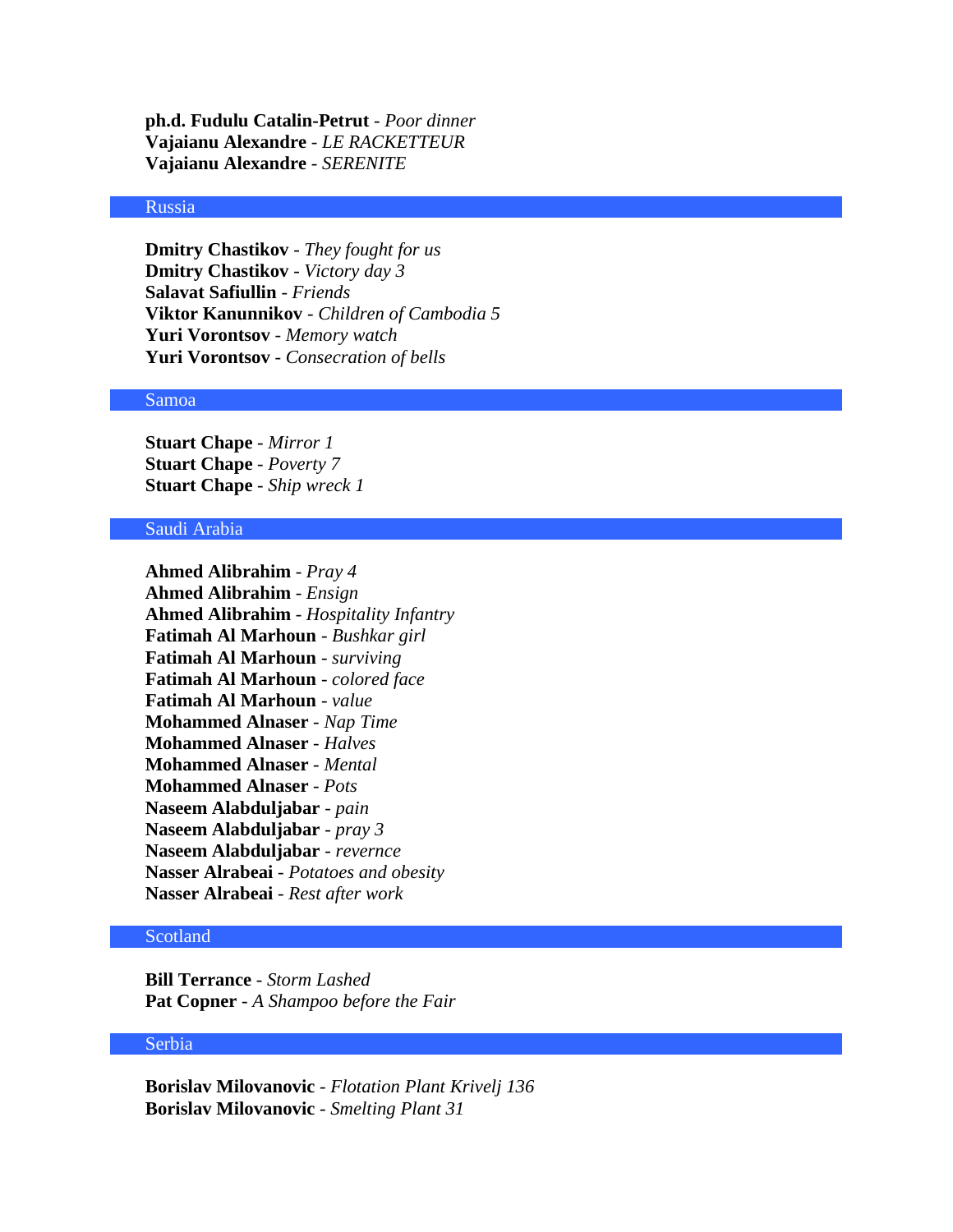**ph.d. Fudulu Catalin-Petrut** - *Poor dinner*
**Vajaianu Alexandre** - *LE RACKETTEUR*
**Vajaianu Alexandre** - *SERENITE*

## Russia

**Dmitry Chastikov** - *They fought for us*
**Dmitry Chastikov** - *Victory day 3*
**Salavat Safiullin** - *Friends*
**Viktor Kanunnikov** - *Children of Cambodia 5*
**Yuri Vorontsov** - *Memory watch*
**Yuri Vorontsov** - *Consecration of bells*

## Samoa

**Stuart Chape** - *Mirror 1*
**Stuart Chape** - *Poverty 7*
**Stuart Chape** - *Ship wreck 1*

## Saudi Arabia

**Ahmed Alibrahim** - *Pray 4*
**Ahmed Alibrahim** - *Ensign*
**Ahmed Alibrahim** - *Hospitality Infantry*
**Fatimah Al Marhoun** - *Bushkar girl*
**Fatimah Al Marhoun** - *surviving*
**Fatimah Al Marhoun** - *colored face*
**Fatimah Al Marhoun** - *value*
**Mohammed Alnaser** - *Nap Time*
**Mohammed Alnaser** - *Halves*
**Mohammed Alnaser** - *Mental*
**Mohammed Alnaser** - *Pots*
**Naseem Alabduljabar** - *pain*
**Naseem Alabduljabar** - *pray 3*
**Naseem Alabduljabar** - *revernce*
**Nasser Alrabeai** - *Potatoes and obesity*
**Nasser Alrabeai** - *Rest after work*

## Scotland

**Bill Terrance** - *Storm Lashed*
**Pat Copner** - *A Shampoo before the Fair*

## Serbia

**Borislav Milovanovic** - *Flotation Plant Krivelj 136*
**Borislav Milovanovic** - *Smelting Plant 31*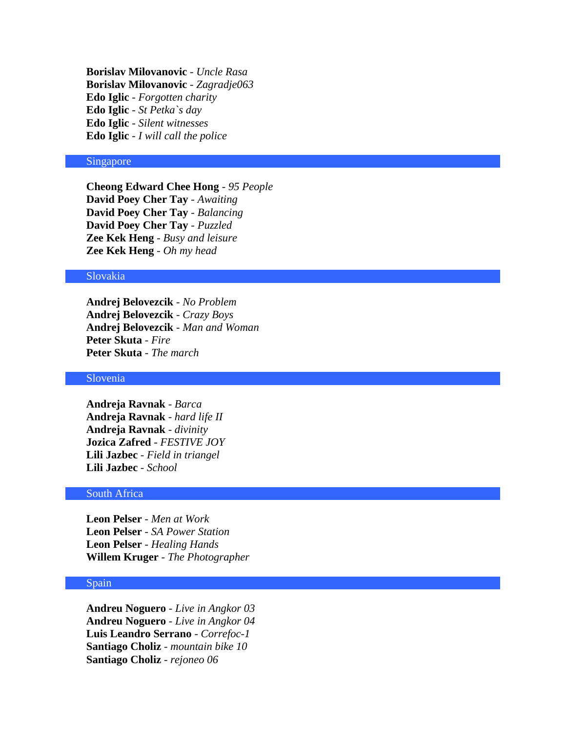**Borislav Milovanovic** - *Uncle Rasa*
**Borislav Milovanovic** - *Zagradje063*
**Edo Iglic** - *Forgotten charity*
**Edo Iglic** - *St Petka`s day*
**Edo Iglic** - *Silent witnesses*
**Edo Iglic** - *I will call the police*

## Singapore

**Cheong Edward Chee Hong** - *95 People*
**David Poey Cher Tay** - *Awaiting*
**David Poey Cher Tay** - *Balancing*
**David Poey Cher Tay** - *Puzzled*
**Zee Kek Heng** - *Busy and leisure*
**Zee Kek Heng** - *Oh my head*

## Slovakia

**Andrej Belovezcik** - *No Problem*
**Andrej Belovezcik** - *Crazy Boys*
**Andrej Belovezcik** - *Man and Woman*
**Peter Skuta** - *Fire*
**Peter Skuta** - *The march*

## Slovenia

**Andreja Ravnak** - *Barca*
**Andreja Ravnak** - *hard life II*
**Andreja Ravnak** - *divinity*
**Jozica Zafred** - *FESTIVE JOY*
**Lili Jazbec** - *Field in triangel*
**Lili Jazbec** - *School*

## South Africa

**Leon Pelser** - *Men at Work*
**Leon Pelser** - *SA Power Station*
**Leon Pelser** - *Healing Hands*
**Willem Kruger** - *The Photographer*

## Spain

**Andreu Noguero** - *Live in Angkor 03*
**Andreu Noguero** - *Live in Angkor 04*
**Luis Leandro Serrano** - *Correfoc-1*
**Santiago Choliz** - *mountain bike 10*
**Santiago Choliz** - *rejoneo 06*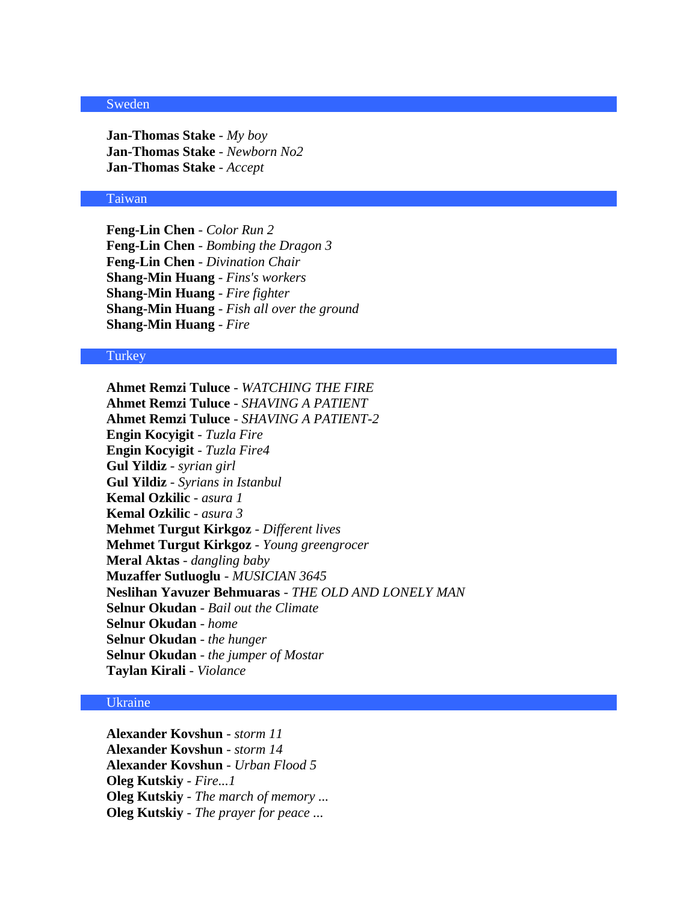## Sweden

**Jan-Thomas Stake** - *My boy*
**Jan-Thomas Stake** - *Newborn No2*
**Jan-Thomas Stake** - *Accept*

## Taiwan

**Feng-Lin Chen** - *Color Run 2*
**Feng-Lin Chen** - *Bombing the Dragon 3*
**Feng-Lin Chen** - *Divination Chair*
**Shang-Min Huang** - *Fins's workers*
**Shang-Min Huang** - *Fire fighter*
**Shang-Min Huang** - *Fish all over the ground*
**Shang-Min Huang** - *Fire*

## Turkey

**Ahmet Remzi Tuluce** - *WATCHING THE FIRE*
**Ahmet Remzi Tuluce** - *SHAVING A PATIENT*
**Ahmet Remzi Tuluce** - *SHAVING A PATIENT-2*
**Engin Kocyigit** - *Tuzla Fire*
**Engin Kocyigit** - *Tuzla Fire4*
**Gul Yildiz** - *syrian girl*
**Gul Yildiz** - *Syrians in Istanbul*
**Kemal Ozkilic** - *asura 1*
**Kemal Ozkilic** - *asura 3*
**Mehmet Turgut Kirkgoz** - *Different lives*
**Mehmet Turgut Kirkgoz** - *Young greengrocer*
**Meral Aktas** - *dangling baby*
**Muzaffer Sutluoglu** - *MUSICIAN 3645*
**Neslihan Yavuzer Behmuaras** - *THE OLD AND LONELY MAN*
**Selnur Okudan** - *Bail out the Climate*
**Selnur Okudan** - *home*
**Selnur Okudan** - *the hunger*
**Selnur Okudan** - *the jumper of Mostar*
**Taylan Kirali** - *Violance*

## Ukraine

**Alexander Kovshun** - *storm 11*
**Alexander Kovshun** - *storm 14*
**Alexander Kovshun** - *Urban Flood 5*
**Oleg Kutskiy** - *Fire...1*
**Oleg Kutskiy** - *The march of memory ...*
**Oleg Kutskiy** - *The prayer for peace ...*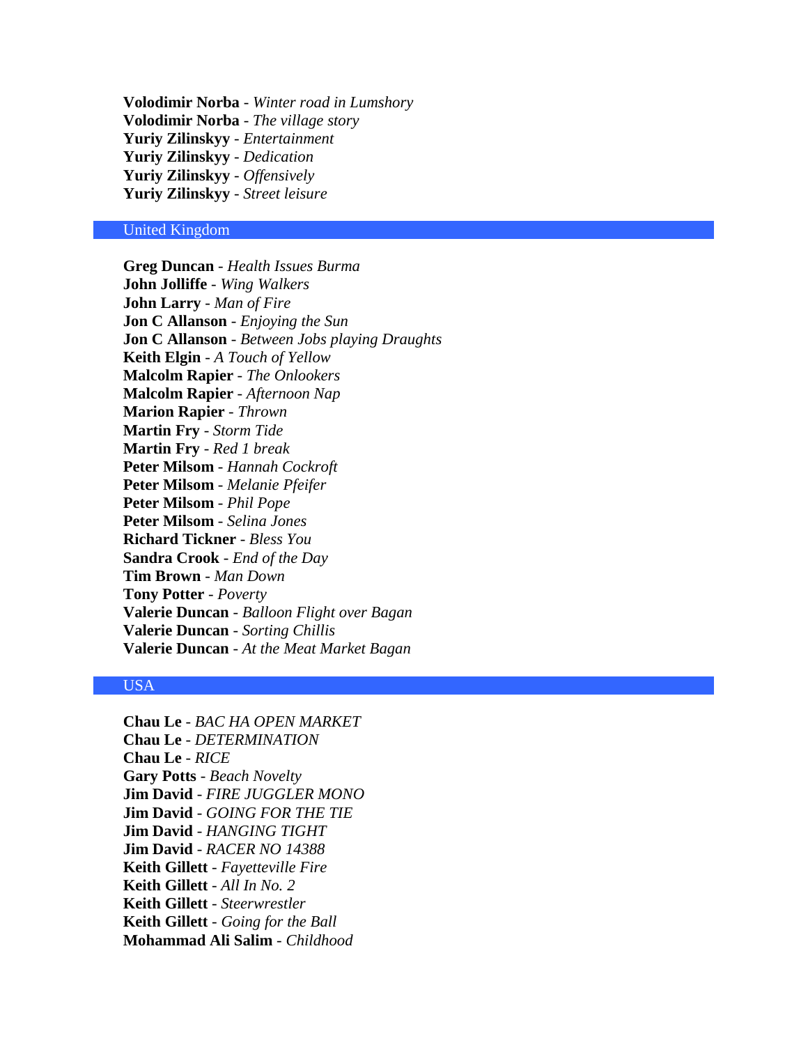**Volodimir Norba** - *Winter road in Lumshory*
**Volodimir Norba** - *The village story*
**Yuriy Zilinskyy** - *Entertainment*
**Yuriy Zilinskyy** - *Dedication*
**Yuriy Zilinskyy** - *Offensively*
**Yuriy Zilinskyy** - *Street leisure*

## United Kingdom

**Greg Duncan** - *Health Issues Burma*
**John Jolliffe** - *Wing Walkers*
**John Larry** - *Man of Fire*
**Jon C Allanson** - *Enjoying the Sun*
**Jon C Allanson** - *Between Jobs playing Draughts*
**Keith Elgin** - *A Touch of Yellow*
**Malcolm Rapier** - *The Onlookers*
**Malcolm Rapier** - *Afternoon Nap*
**Marion Rapier** - *Thrown*
**Martin Fry** - *Storm Tide*
**Martin Fry** - *Red 1 break*
**Peter Milsom** - *Hannah Cockroft*
**Peter Milsom** - *Melanie Pfeifer*
**Peter Milsom** - *Phil Pope*
**Peter Milsom** - *Selina Jones*
**Richard Tickner** - *Bless You*
**Sandra Crook** - *End of the Day*
**Tim Brown** - *Man Down*
**Tony Potter** - *Poverty*
**Valerie Duncan** - *Balloon Flight over Bagan*
**Valerie Duncan** - *Sorting Chillis*
**Valerie Duncan** - *At the Meat Market Bagan*

## USA

**Chau Le** - *BAC HA OPEN MARKET*
**Chau Le** - *DETERMINATION*
**Chau Le** - *RICE*
**Gary Potts** - *Beach Novelty*
**Jim David** - *FIRE JUGGLER MONO*
**Jim David** - *GOING FOR THE TIE*
**Jim David** - *HANGING TIGHT*
**Jim David** - *RACER NO 14388*
**Keith Gillett** - *Fayetteville Fire*
**Keith Gillett** - *All In No. 2*
**Keith Gillett** - *Steerwrestler*
**Keith Gillett** - *Going for the Ball*
**Mohammad Ali Salim** - *Childhood*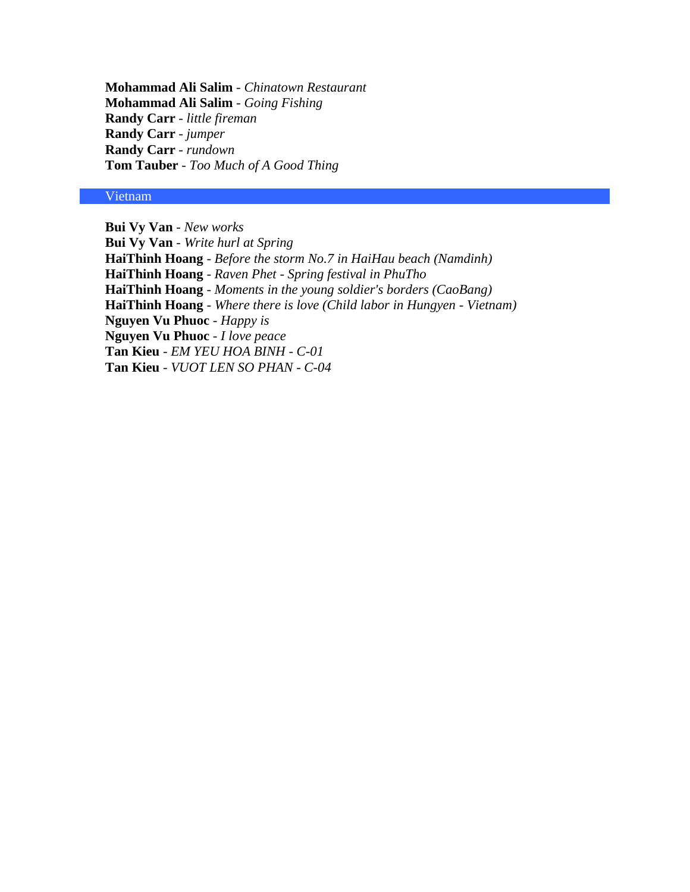**Mohammad Ali Salim** - *Chinatown Restaurant*
**Mohammad Ali Salim** - *Going Fishing*
**Randy Carr** - *little fireman*
**Randy Carr** - *jumper*
**Randy Carr** - *rundown*
**Tom Tauber** - *Too Much of A Good Thing*

## Vietnam

**Bui Vy Van** - *New works*
**Bui Vy Van** - *Write hurl at Spring*
**HaiThinh Hoang** - *Before the storm No.7 in HaiHau beach (Namdinh)*
**HaiThinh Hoang** - *Raven Phet - Spring festival in PhuTho*
**HaiThinh Hoang** - *Moments in the young soldier's borders (CaoBang)*
**HaiThinh Hoang** - *Where there is love (Child labor in Hungyen - Vietnam)*
**Nguyen Vu Phuoc** - *Happy is*
**Nguyen Vu Phuoc** - *I love peace*
**Tan Kieu** - *EM YEU HOA BINH - C-01*
**Tan Kieu** - *VUOT LEN SO PHAN - C-04*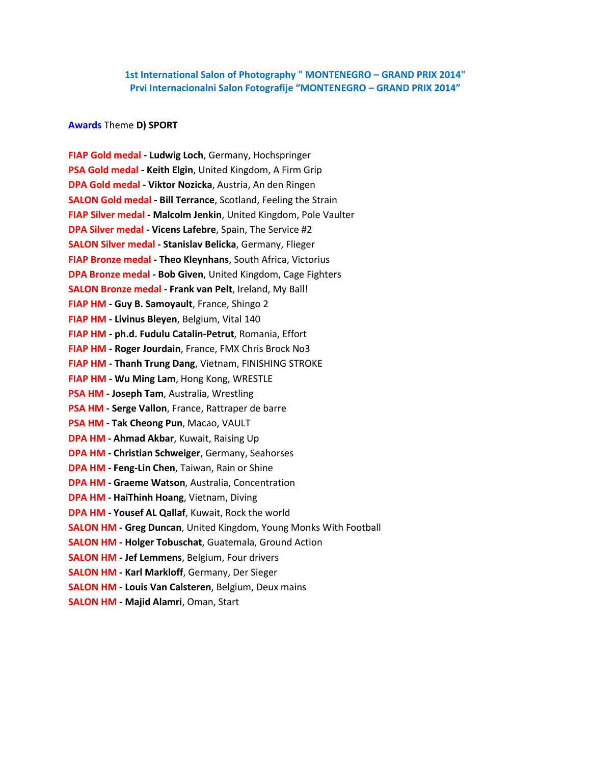**1st International Salon of Photography " MONTENEGRO – GRAND PRIX 2014"**
**Prvi Internacionalni Salon Fotografije “MONTENEGRO – GRAND PRIX 2014”**

**Awards** Theme **D) SPORT**

**FIAP Gold medal - Ludwig Loch**, Germany, Hochspringer
**PSA Gold medal - Keith Elgin**, United Kingdom, A Firm Grip
**DPA Gold medal - Viktor Nozicka**, Austria, An den Ringen
**SALON Gold medal - Bill Terrance**, Scotland, Feeling the Strain
**FIAP Silver medal - Malcolm Jenkin**, United Kingdom, Pole Vaulter
**DPA Silver medal - Vicens Lafebre**, Spain, The Service #2
**SALON Silver medal - Stanislav Belicka**, Germany, Flieger
**FIAP Bronze medal - Theo Kleynhans**, South Africa, Victorius
**DPA Bronze medal - Bob Given**, United Kingdom, Cage Fighters
**SALON Bronze medal - Frank van Pelt**, Ireland, My Ball!
**FIAP HM - Guy B. Samoyault**, France, Shingo 2
**FIAP HM - Livinus Bleyen**, Belgium, Vital 140
**FIAP HM - ph.d. Fudulu Catalin-Petrut**, Romania, Effort
**FIAP HM - Roger Jourdain**, France, FMX Chris Brock No3
**FIAP HM - Thanh Trung Dang**, Vietnam, FINISHING STROKE
**FIAP HM - Wu Ming Lam**, Hong Kong, WRESTLE
**PSA HM - Joseph Tam**, Australia, Wrestling
**PSA HM - Serge Vallon**, France, Rattraper de barre
**PSA HM - Tak Cheong Pun**, Macao, VAULT
**DPA HM - Ahmad Akbar**, Kuwait, Raising Up
**DPA HM - Christian Schweiger**, Germany, Seahorses
**DPA HM - Feng-Lin Chen**, Taiwan, Rain or Shine
**DPA HM - Graeme Watson**, Australia, Concentration
**DPA HM - HaiThinh Hoang**, Vietnam, Diving
**DPA HM - Yousef AL Qallaf**, Kuwait, Rock the world
**SALON HM - Greg Duncan**, United Kingdom, Young Monks With Football
**SALON HM - Holger Tobuschat**, Guatemala, Ground Action
**SALON HM - Jef Lemmens**, Belgium, Four drivers
**SALON HM - Karl Markloff**, Germany, Der Sieger
**SALON HM - Louis Van Calsteren**, Belgium, Deux mains
**SALON HM - Majid Alamri**, Oman, Start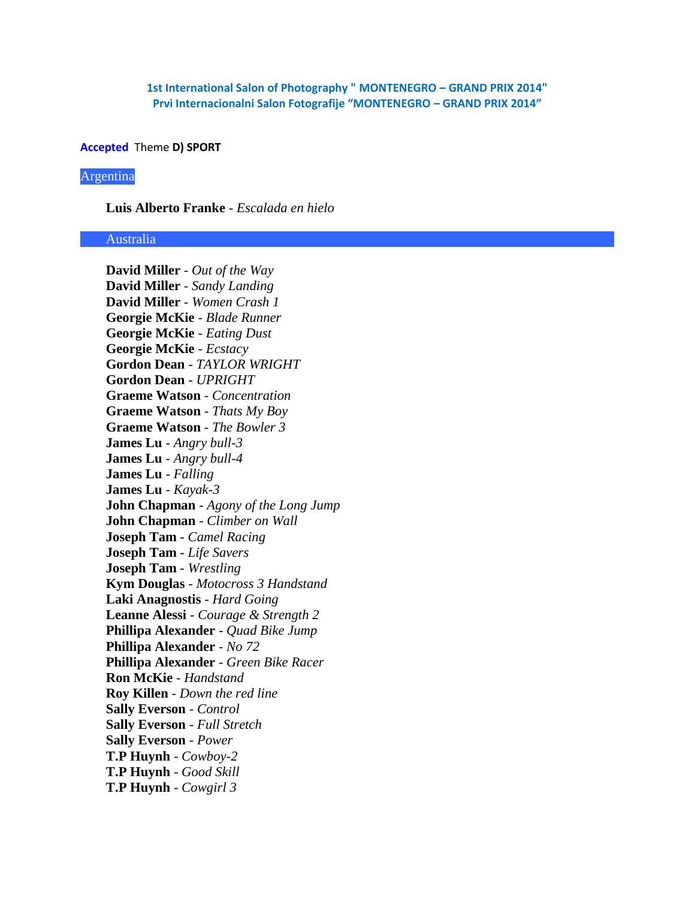**1st International Salon of Photography " MONTENEGRO – GRAND PRIX 2014"**
**Prvi Internacionalni Salon Fotografije “MONTENEGRO – GRAND PRIX 2014”**

**Accepted** Theme **D) SPORT**

## Argentina

**Luis Alberto Franke** - *Escalada en hielo*

## Australia

**David Miller** - *Out of the Way*
**David Miller** - *Sandy Landing*
**David Miller** - *Women Crash 1*
**Georgie McKie** - *Blade Runner*
**Georgie McKie** - *Eating Dust*
**Georgie McKie** - *Ecstacy*
**Gordon Dean** - *TAYLOR WRIGHT*
**Gordon Dean** - *UPRIGHT*
**Graeme Watson** - *Concentration*
**Graeme Watson** - *Thats My Boy*
**Graeme Watson** - *The Bowler 3*
**James Lu** - *Angry bull-3*
**James Lu** - *Angry bull-4*
**James Lu** - *Falling*
**James Lu** - *Kayak-3*
**John Chapman** - *Agony of the Long Jump*
**John Chapman** - *Climber on Wall*
**Joseph Tam** - *Camel Racing*
**Joseph Tam** - *Life Savers*
**Joseph Tam** - *Wrestling*
**Kym Douglas** - *Motocross 3 Handstand*
**Laki Anagnostis** - *Hard Going*
**Leanne Alessi** - *Courage & Strength 2*
**Phillipa Alexander** - *Quad Bike Jump*
**Phillipa Alexander** - *No 72*
**Phillipa Alexander** - *Green Bike Racer*
**Ron McKie** - *Handstand*
**Roy Killen** - *Down the red line*
**Sally Everson** - *Control*
**Sally Everson** - *Full Stretch*
**Sally Everson** - *Power*
**T.P Huynh** - *Cowboy-2*
**T.P Huynh** - *Good Skill*
**T.P Huynh** - *Cowgirl 3*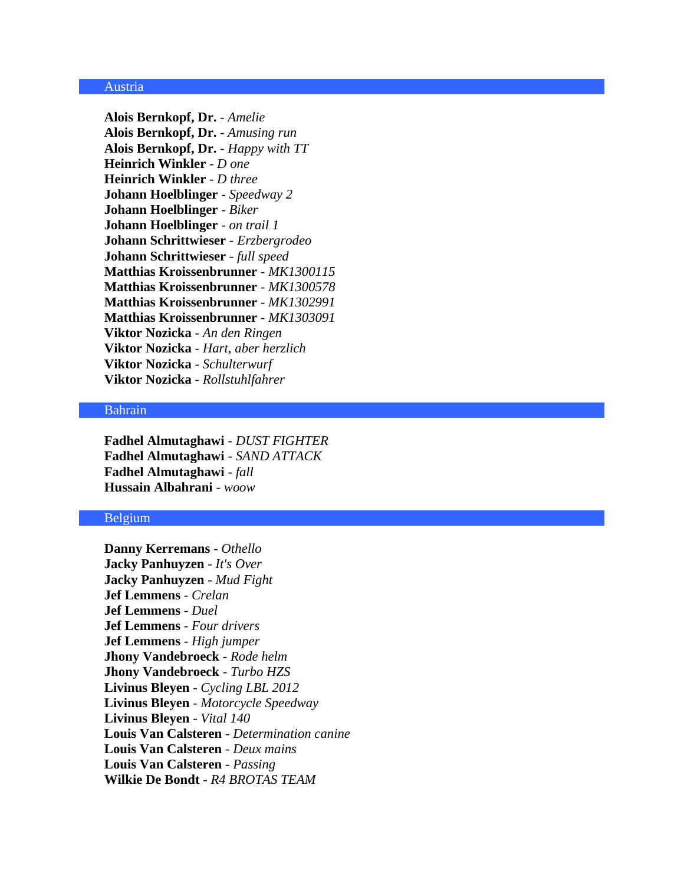## Austria

**Alois Bernkopf, Dr.** - *Amelie*
**Alois Bernkopf, Dr.** - *Amusing run*
**Alois Bernkopf, Dr.** - *Happy with TT*
**Heinrich Winkler** - *D one*
**Heinrich Winkler** - *D three*
**Johann Hoelblinger** - *Speedway 2*
**Johann Hoelblinger** - *Biker*
**Johann Hoelblinger** - *on trail 1*
**Johann Schrittwieser** - *Erzbergrodeo*
**Johann Schrittwieser** - *full speed*
**Matthias Kroissenbrunner** - *MK1300115*
**Matthias Kroissenbrunner** - *MK1300578*
**Matthias Kroissenbrunner** - *MK1302991*
**Matthias Kroissenbrunner** - *MK1303091*
**Viktor Nozicka** - *An den Ringen*
**Viktor Nozicka** - *Hart, aber herzlich*
**Viktor Nozicka** - *Schulterwurf*
**Viktor Nozicka** - *Rollstuhlfahrer*

## Bahrain

**Fadhel Almutaghawi** - *DUST FIGHTER*
**Fadhel Almutaghawi** - *SAND ATTACK*
**Fadhel Almutaghawi** - *fall*
**Hussain Albahrani** - *woow*

## Belgium

**Danny Kerremans** - *Othello*
**Jacky Panhuyzen** - *It's Over*
**Jacky Panhuyzen** - *Mud Fight*
**Jef Lemmens** - *Crelan*
**Jef Lemmens** - *Duel*
**Jef Lemmens** - *Four drivers*
**Jef Lemmens** - *High jumper*
**Jhony Vandebroeck** - *Rode helm*
**Jhony Vandebroeck** - *Turbo HZS*
**Livinus Bleyen** - *Cycling LBL 2012*
**Livinus Bleyen** - *Motorcycle Speedway*
**Livinus Bleyen** - *Vital 140*
**Louis Van Calsteren** - *Determination canine*
**Louis Van Calsteren** - *Deux mains*
**Louis Van Calsteren** - *Passing*
**Wilkie De Bondt** - *R4 BROTAS TEAM*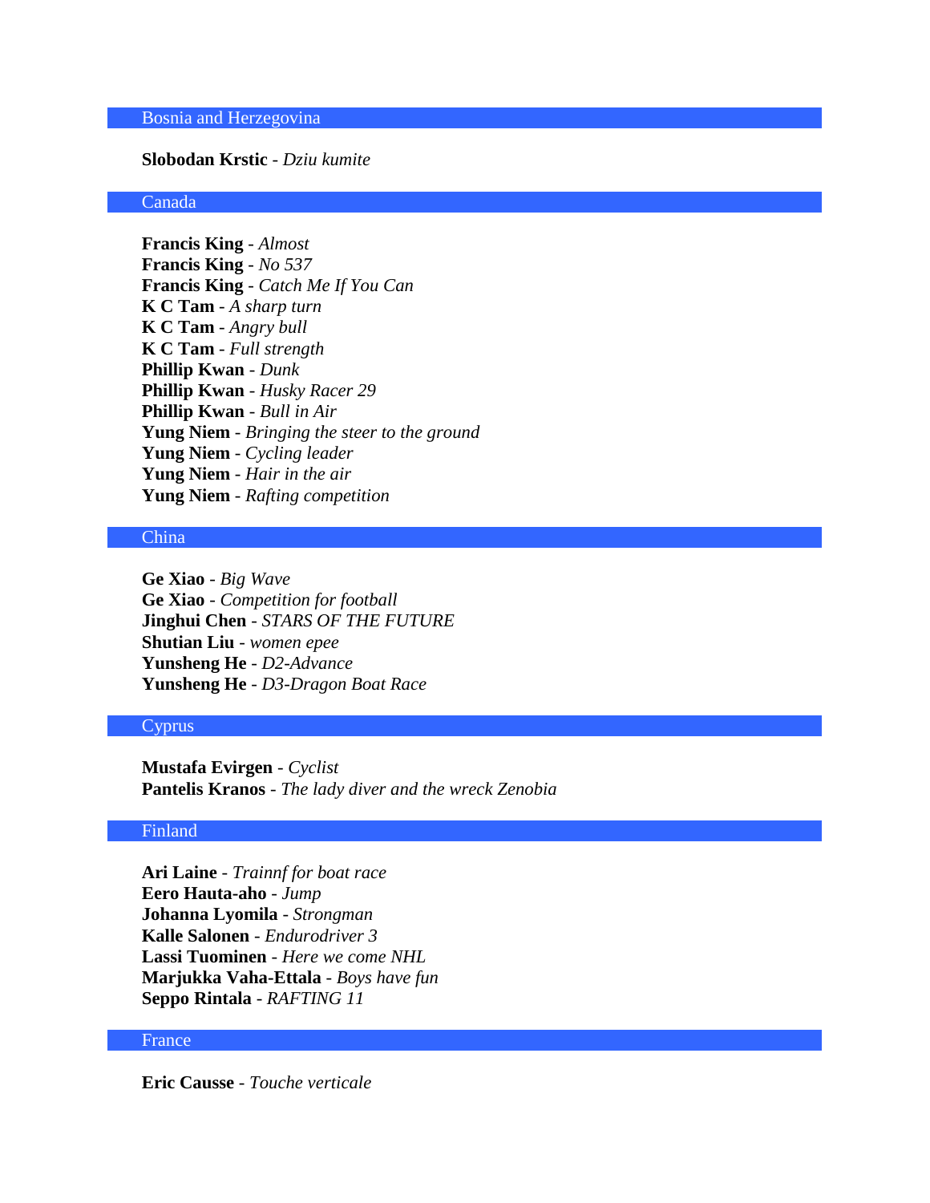## Bosnia and Herzegovina

**Slobodan Krstic** - *Dziu kumite*

## Canada

**Francis King** - *Almost*
**Francis King** - *No 537*
**Francis King** - *Catch Me If You Can*
**K C Tam** - *A sharp turn*
**K C Tam** - *Angry bull*
**K C Tam** - *Full strength*
**Phillip Kwan** - *Dunk*
**Phillip Kwan** - *Husky Racer 29*
**Phillip Kwan** - *Bull in Air*
**Yung Niem** - *Bringing the steer to the ground*
**Yung Niem** - *Cycling leader*
**Yung Niem** - *Hair in the air*
**Yung Niem** - *Rafting competition*

## China

**Ge Xiao** - *Big Wave*
**Ge Xiao** - *Competition for football*
**Jinghui Chen** - *STARS OF THE FUTURE*
**Shutian Liu** - *women epee*
**Yunsheng He** - *D2-Advance*
**Yunsheng He** - *D3-Dragon Boat Race*

## Cyprus

**Mustafa Evirgen** - *Cyclist*
**Pantelis Kranos** - *The lady diver and the wreck Zenobia*

## Finland

**Ari Laine** - *Trainnf for boat race*
**Eero Hauta-aho** - *Jump*
**Johanna Lyomila** - *Strongman*
**Kalle Salonen** - *Endurodriver 3*
**Lassi Tuominen** - *Here we come NHL*
**Marjukka Vaha-Ettala** - *Boys have fun*
**Seppo Rintala** - *RAFTING 11*

## France

**Eric Causse** - *Touche verticale*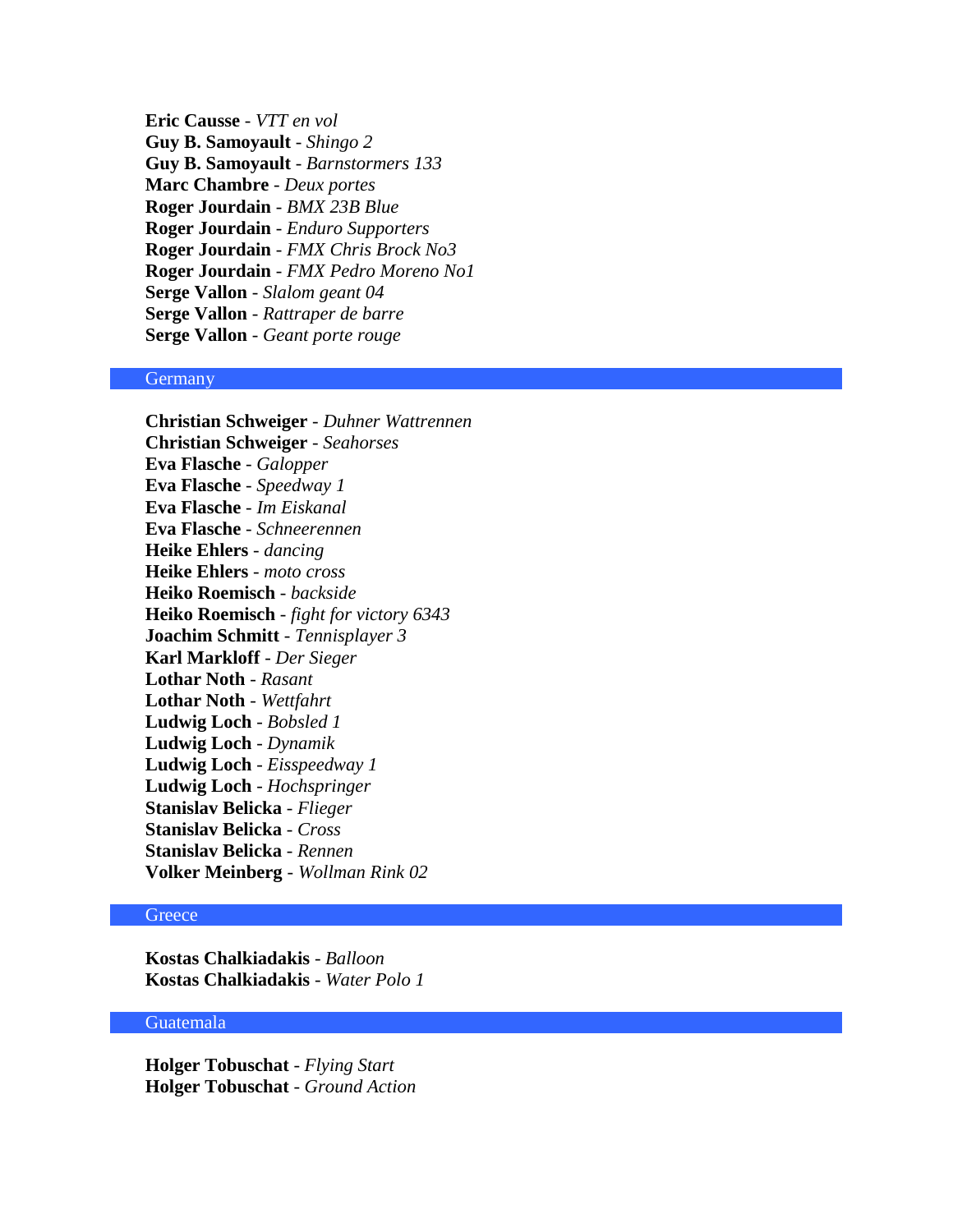**Eric Causse** - *VTT en vol*
**Guy B. Samoyault** - *Shingo 2*
**Guy B. Samoyault** - *Barnstormers 133*
**Marc Chambre** - *Deux portes*
**Roger Jourdain** - *BMX 23B Blue*
**Roger Jourdain** - *Enduro Supporters*
**Roger Jourdain** - *FMX Chris Brock No3*
**Roger Jourdain** - *FMX Pedro Moreno No1*
**Serge Vallon** - *Slalom geant 04*
**Serge Vallon** - *Rattraper de barre*
**Serge Vallon** - *Geant porte rouge*

## Germany

**Christian Schweiger** - *Duhner Wattrennen*
**Christian Schweiger** - *Seahorses*
**Eva Flasche** - *Galopper*
**Eva Flasche** - *Speedway 1*
**Eva Flasche** - *Im Eiskanal*
**Eva Flasche** - *Schneerennen*
**Heike Ehlers** - *dancing*
**Heike Ehlers** - *moto cross*
**Heiko Roemisch** - *backside*
**Heiko Roemisch** - *fight for victory 6343*
**Joachim Schmitt** - *Tennisplayer 3*
**Karl Markloff** - *Der Sieger*
**Lothar Noth** - *Rasant*
**Lothar Noth** - *Wettfahrt*
**Ludwig Loch** - *Bobsled 1*
**Ludwig Loch** - *Dynamik*
**Ludwig Loch** - *Eisspeedway 1*
**Ludwig Loch** - *Hochspringer*
**Stanislav Belicka** - *Flieger*
**Stanislav Belicka** - *Cross*
**Stanislav Belicka** - *Rennen*
**Volker Meinberg** - *Wollman Rink 02*

## Greece

**Kostas Chalkiadakis** - *Balloon*
**Kostas Chalkiadakis** - *Water Polo 1*

## Guatemala

**Holger Tobuschat** - *Flying Start*
**Holger Tobuschat** - *Ground Action*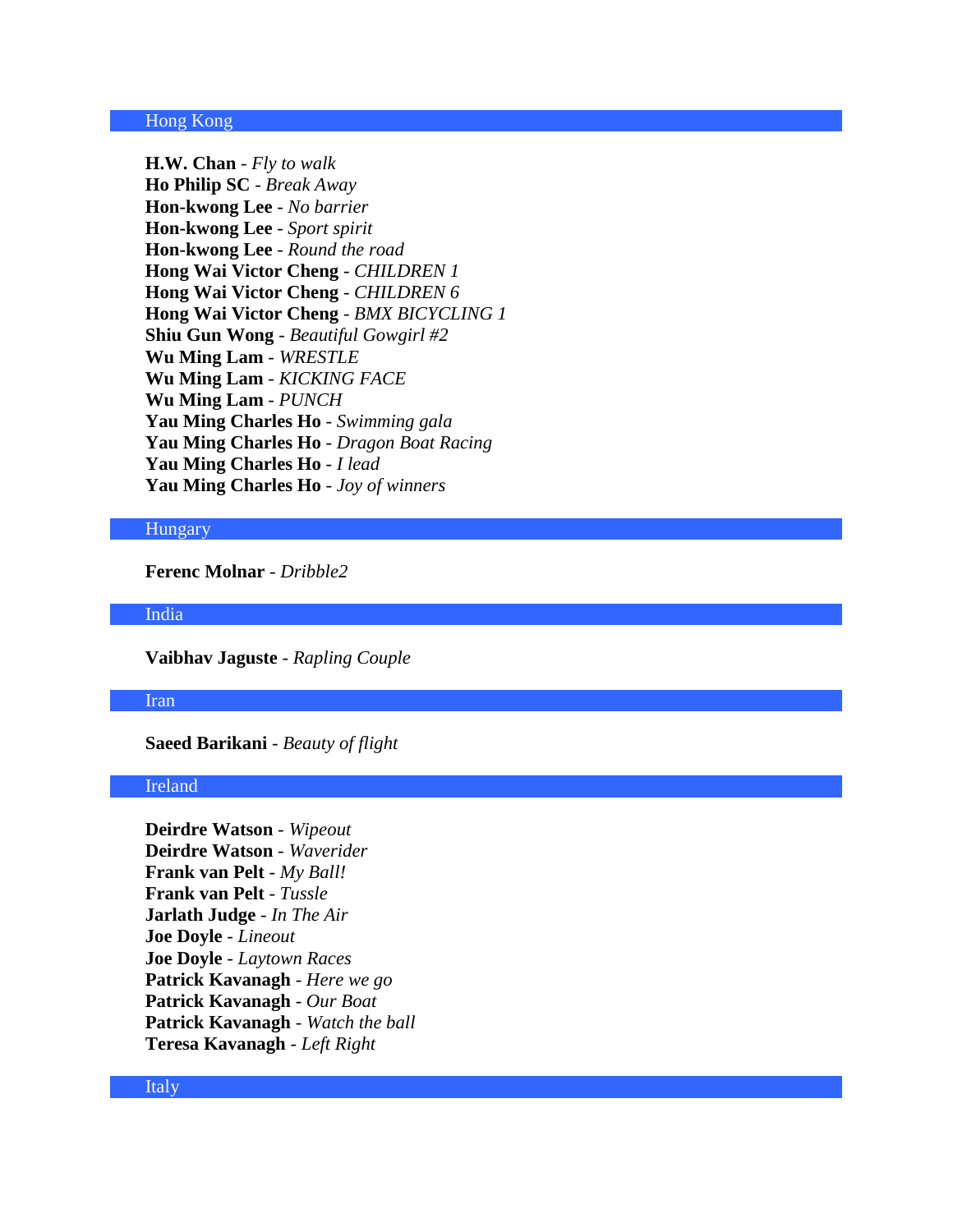## Hong Kong

**H.W. Chan** - *Fly to walk*
**Ho Philip SC** - *Break Away*
**Hon-kwong Lee** - *No barrier*
**Hon-kwong Lee** - *Sport spirit*
**Hon-kwong Lee** - *Round the road*
**Hong Wai Victor Cheng** - *CHILDREN 1*
**Hong Wai Victor Cheng** - *CHILDREN 6*
**Hong Wai Victor Cheng** - *BMX BICYCLING 1*
**Shiu Gun Wong** - *Beautiful Gowgirl #2*
**Wu Ming Lam** - *WRESTLE*
**Wu Ming Lam** - *KICKING FACE*
**Wu Ming Lam** - *PUNCH*
**Yau Ming Charles Ho** - *Swimming gala*
**Yau Ming Charles Ho** - *Dragon Boat Racing*
**Yau Ming Charles Ho** - *I lead*
**Yau Ming Charles Ho** - *Joy of winners*

## Hungary

**Ferenc Molnar** - *Dribble2*

## India

**Vaibhav Jaguste** - *Rapling Couple*

## Iran

**Saeed Barikani** - *Beauty of flight*

## Ireland

**Deirdre Watson** - *Wipeout*
**Deirdre Watson** - *Waverider*
**Frank van Pelt** - *My Ball!*
**Frank van Pelt** - *Tussle*
**Jarlath Judge** - *In The Air*
**Joe Doyle** - *Lineout*
**Joe Doyle** - *Laytown Races*
**Patrick Kavanagh** - *Here we go*
**Patrick Kavanagh** - *Our Boat*
**Patrick Kavanagh** - *Watch the ball*
**Teresa Kavanagh** - *Left Right*

## Italy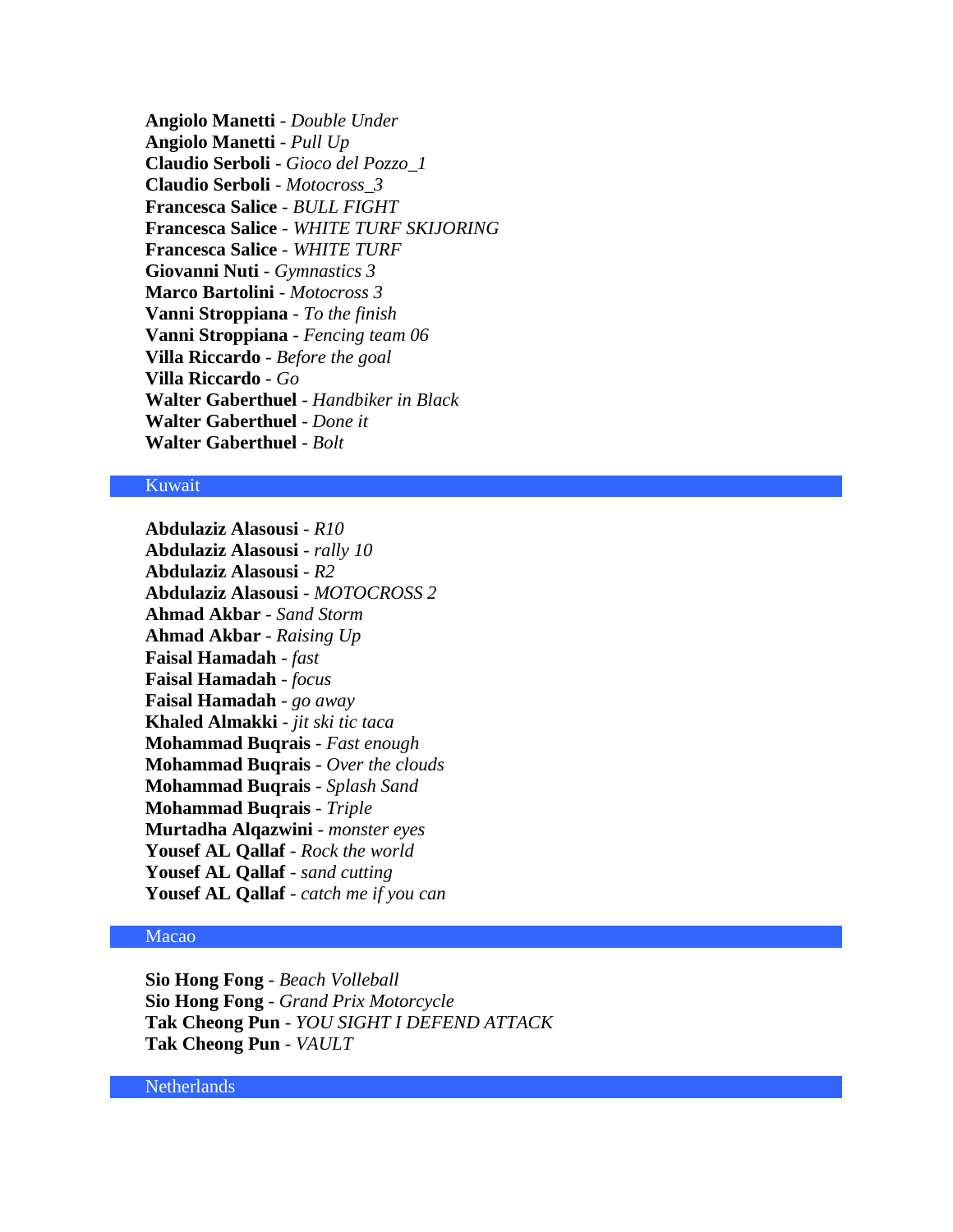**Angiolo Manetti** - *Double Under*
**Angiolo Manetti** - *Pull Up*
**Claudio Serboli** - *Gioco del Pozzo_1*
**Claudio Serboli** - *Motocross_3*
**Francesca Salice** - *BULL FIGHT*
**Francesca Salice** - *WHITE TURF SKIJORING*
**Francesca Salice** - *WHITE TURF*
**Giovanni Nuti** - *Gymnastics 3*
**Marco Bartolini** - *Motocross 3*
**Vanni Stroppiana** - *To the finish*
**Vanni Stroppiana** - *Fencing team 06*
**Villa Riccardo** - *Before the goal*
**Villa Riccardo** - *Go*
**Walter Gaberthuel** - *Handbiker in Black*
**Walter Gaberthuel** - *Done it*
**Walter Gaberthuel** - *Bolt*

## Kuwait

**Abdulaziz Alasousi** - *R10*
**Abdulaziz Alasousi** - *rally 10*
**Abdulaziz Alasousi** - *R2*
**Abdulaziz Alasousi** - *MOTOCROSS 2*
**Ahmad Akbar** - *Sand Storm*
**Ahmad Akbar** - *Raising Up*
**Faisal Hamadah** - *fast*
**Faisal Hamadah** - *focus*
**Faisal Hamadah** - *go away*
**Khaled Almakki** - *jit ski tic taca*
**Mohammad Buqrais** - *Fast enough*
**Mohammad Buqrais** - *Over the clouds*
**Mohammad Buqrais** - *Splash Sand*
**Mohammad Buqrais** - *Triple*
**Murtadha Alqazwini** - *monster eyes*
**Yousef AL Qallaf** - *Rock the world*
**Yousef AL Qallaf** - *sand cutting*
**Yousef AL Qallaf** - *catch me if you can*

## Macao

**Sio Hong Fong** - *Beach Volleball*
**Sio Hong Fong** - *Grand Prix Motorcycle*
**Tak Cheong Pun** - *YOU SIGHT I DEFEND ATTACK*
**Tak Cheong Pun** - *VAULT*

## Netherlands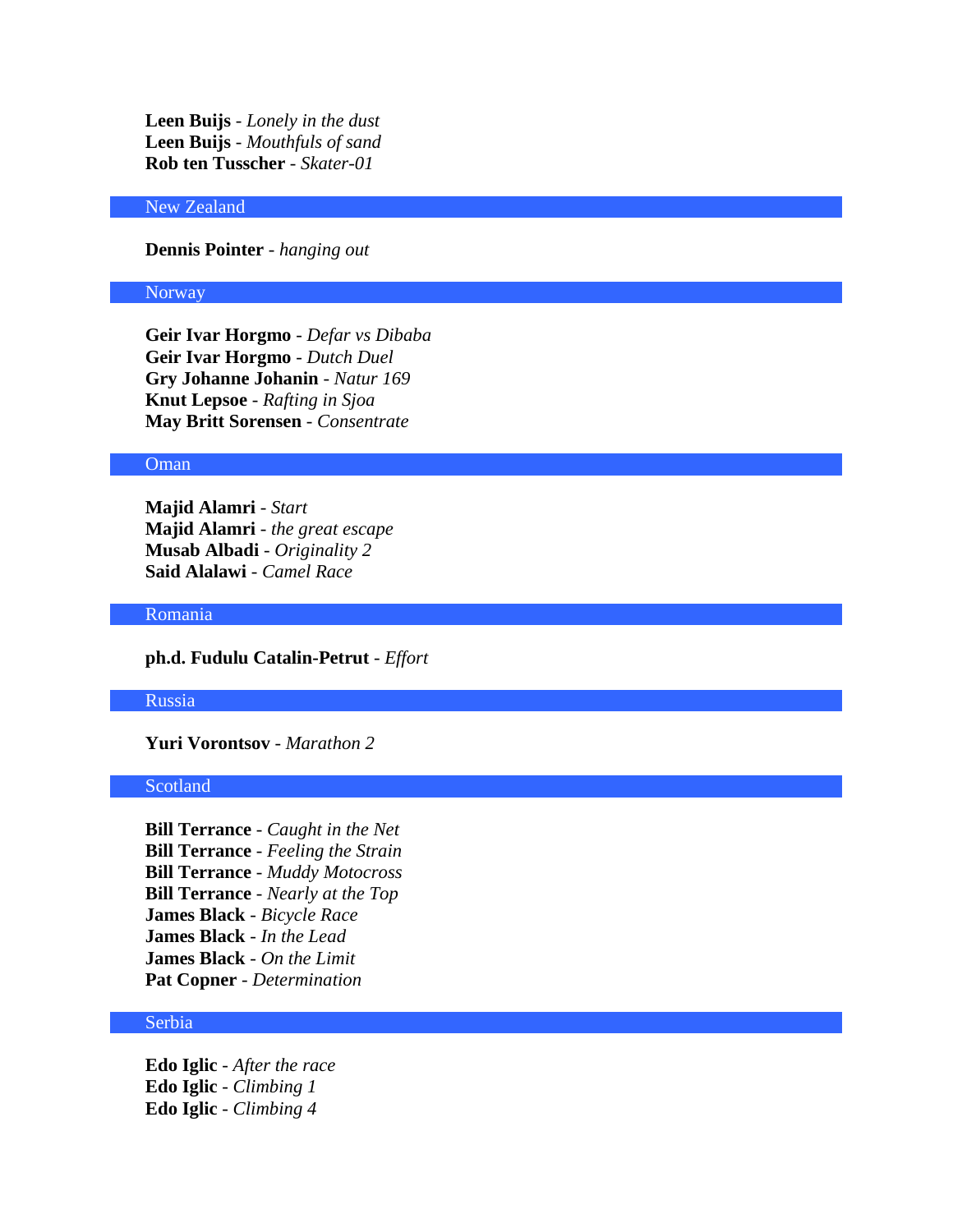**Leen Buijs** - *Lonely in the dust*
**Leen Buijs** - *Mouthfuls of sand*
**Rob ten Tusscher** - *Skater-01*

## New Zealand

**Dennis Pointer** - *hanging out*

## Norway

**Geir Ivar Horgmo** - *Defar vs Dibaba*
**Geir Ivar Horgmo** - *Dutch Duel*
**Gry Johanne Johanin** - *Natur 169*
**Knut Lepsoe** - *Rafting in Sjoa*
**May Britt Sorensen** - *Consentrate*

## Oman

**Majid Alamri** - *Start*
**Majid Alamri** - *the great escape*
**Musab Albadi** - *Originality 2*
**Said Alalawi** - *Camel Race*

## Romania

**ph.d. Fudulu Catalin-Petrut** - *Effort*

## Russia

**Yuri Vorontsov** - *Marathon 2*

## Scotland

**Bill Terrance** - *Caught in the Net*
**Bill Terrance** - *Feeling the Strain*
**Bill Terrance** - *Muddy Motocross*
**Bill Terrance** - *Nearly at the Top*
**James Black** - *Bicycle Race*
**James Black** - *In the Lead*
**James Black** - *On the Limit*
**Pat Copner** - *Determination*

## Serbia

**Edo Iglic** - *After the race*
**Edo Iglic** - *Climbing 1*
**Edo Iglic** - *Climbing 4*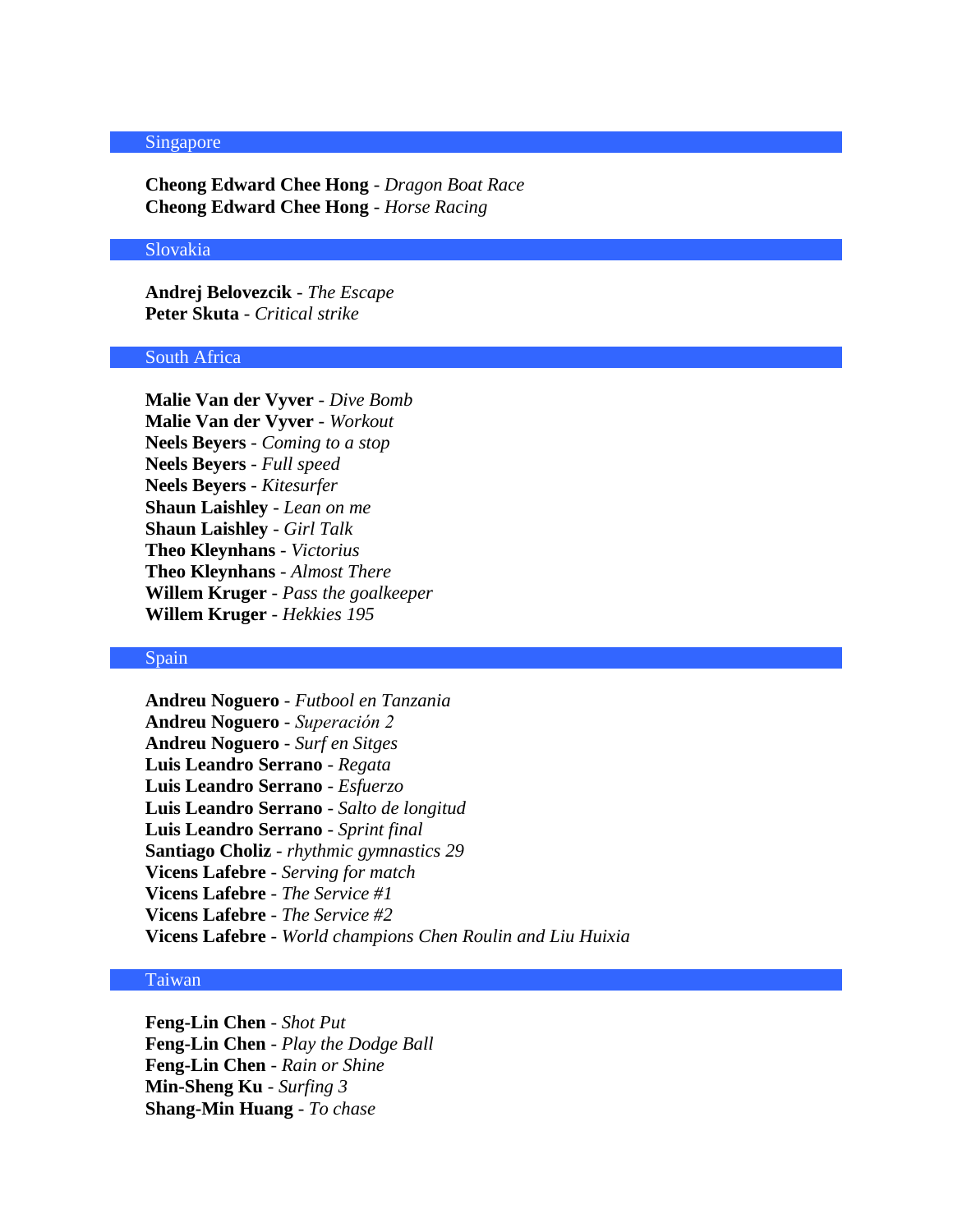## Singapore

**Cheong Edward Chee Hong** - *Dragon Boat Race*
**Cheong Edward Chee Hong** - *Horse Racing*

## Slovakia

**Andrej Belovezcik** - *The Escape*
**Peter Skuta** - *Critical strike*

## South Africa

**Malie Van der Vyver** - *Dive Bomb*
**Malie Van der Vyver** - *Workout*
**Neels Beyers** - *Coming to a stop*
**Neels Beyers** - *Full speed*
**Neels Beyers** - *Kitesurfer*
**Shaun Laishley** - *Lean on me*
**Shaun Laishley** - *Girl Talk*
**Theo Kleynhans** - *Victorius*
**Theo Kleynhans** - *Almost There*
**Willem Kruger** - *Pass the goalkeeper*
**Willem Kruger** - *Hekkies 195*

## Spain

**Andreu Noguero** - *Futbool en Tanzania*
**Andreu Noguero** - *Superación 2*
**Andreu Noguero** - *Surf en Sitges*
**Luis Leandro Serrano** - *Regata*
**Luis Leandro Serrano** - *Esfuerzo*
**Luis Leandro Serrano** - *Salto de longitud*
**Luis Leandro Serrano** - *Sprint final*
**Santiago Choliz** - *rhythmic gymnastics 29*
**Vicens Lafebre** - *Serving for match*
**Vicens Lafebre** - *The Service #1*
**Vicens Lafebre** - *The Service #2*
**Vicens Lafebre** - *World champions Chen Roulin and Liu Huixia*

## Taiwan

**Feng-Lin Chen** - *Shot Put*
**Feng-Lin Chen** - *Play the Dodge Ball*
**Feng-Lin Chen** - *Rain or Shine*
**Min-Sheng Ku** - *Surfing 3*
**Shang-Min Huang** - *To chase*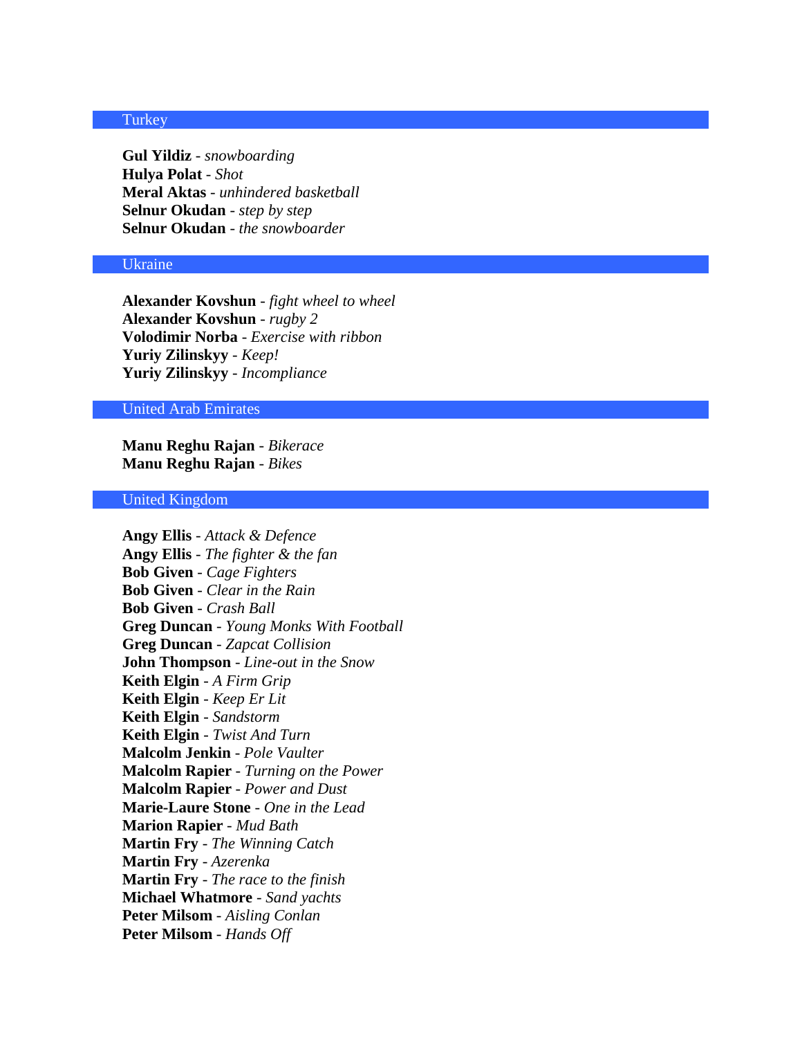## Turkey

**Gul Yildiz** - *snowboarding*
**Hulya Polat** - *Shot*
**Meral Aktas** - *unhindered basketball*
**Selnur Okudan** - *step by step*
**Selnur Okudan** - *the snowboarder*

## Ukraine

**Alexander Kovshun** - *fight wheel to wheel*
**Alexander Kovshun** - *rugby 2*
**Volodimir Norba** - *Exercise with ribbon*
**Yuriy Zilinskyy** - *Keep!*
**Yuriy Zilinskyy** - *Incompliance*

## United Arab Emirates

**Manu Reghu Rajan** - *Bikerace*
**Manu Reghu Rajan** - *Bikes*

## United Kingdom

**Angy Ellis** - *Attack & Defence*
**Angy Ellis** - *The fighter & the fan*
**Bob Given** - *Cage Fighters*
**Bob Given** - *Clear in the Rain*
**Bob Given** - *Crash Ball*
**Greg Duncan** - *Young Monks With Football*
**Greg Duncan** - *Zapcat Collision*
**John Thompson** - *Line-out in the Snow*
**Keith Elgin** - *A Firm Grip*
**Keith Elgin** - *Keep Er Lit*
**Keith Elgin** - *Sandstorm*
**Keith Elgin** - *Twist And Turn*
**Malcolm Jenkin** - *Pole Vaulter*
**Malcolm Rapier** - *Turning on the Power*
**Malcolm Rapier** - *Power and Dust*
**Marie-Laure Stone** - *One in the Lead*
**Marion Rapier** - *Mud Bath*
**Martin Fry** - *The Winning Catch*
**Martin Fry** - *Azerenka*
**Martin Fry** - *The race to the finish*
**Michael Whatmore** - *Sand yachts*
**Peter Milsom** - *Aisling Conlan*
**Peter Milsom** - *Hands Off*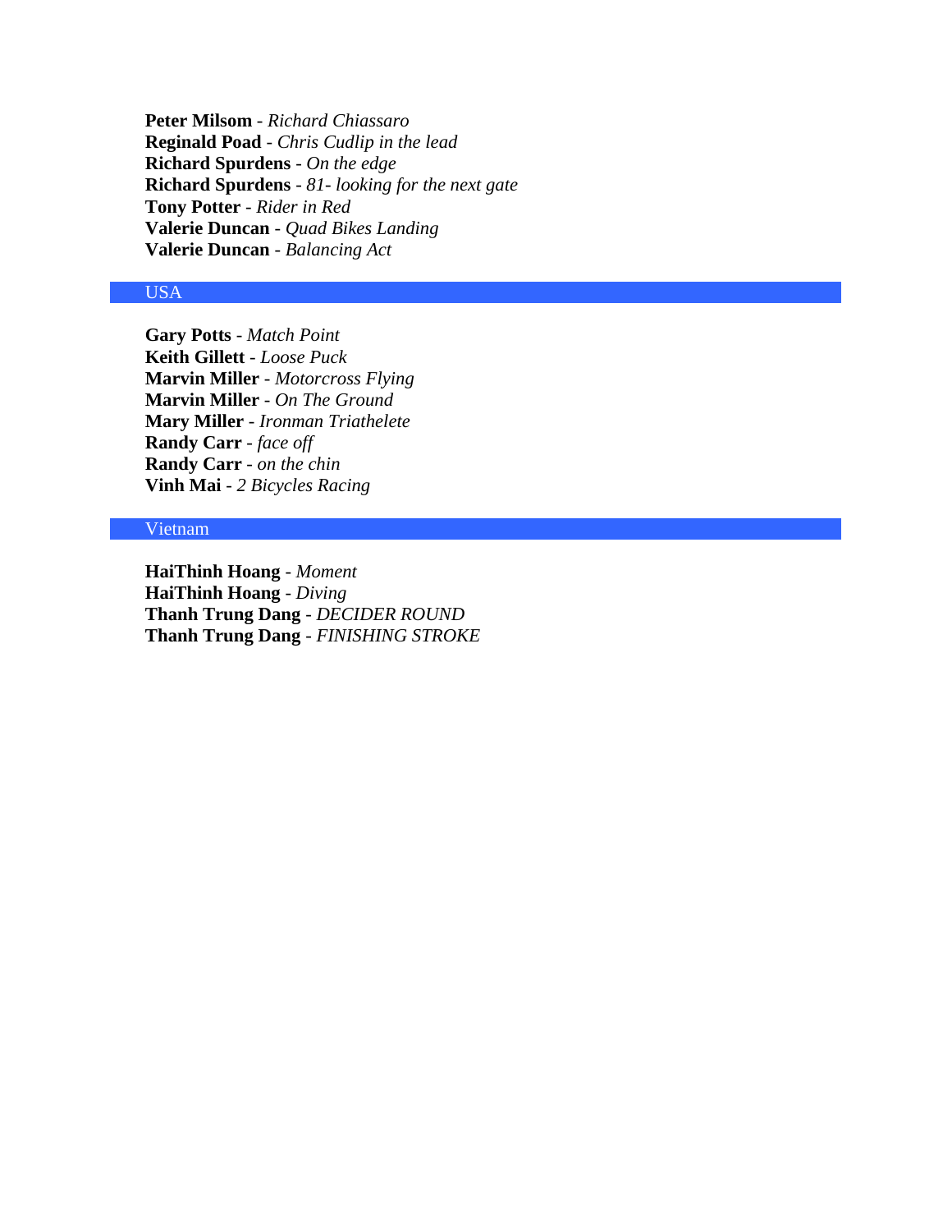**Peter Milsom** - *Richard Chiassaro*
**Reginald Poad** - *Chris Cudlip in the lead*
**Richard Spurdens** - *On the edge*
**Richard Spurdens** - *81- looking for the next gate*
**Tony Potter** - *Rider in Red*
**Valerie Duncan** - *Quad Bikes Landing*
**Valerie Duncan** - *Balancing Act*

## USA

**Gary Potts** - *Match Point*
**Keith Gillett** - *Loose Puck*
**Marvin Miller** - *Motorcross Flying*
**Marvin Miller** - *On The Ground*
**Mary Miller** - *Ironman Triathelete*
**Randy Carr** - *face off*
**Randy Carr** - *on the chin*
**Vinh Mai** - *2 Bicycles Racing*

## Vietnam

**HaiThinh Hoang** - *Moment*
**HaiThinh Hoang** - *Diving*
**Thanh Trung Dang** - *DECIDER ROUND*
**Thanh Trung Dang** - *FINISHING STROKE*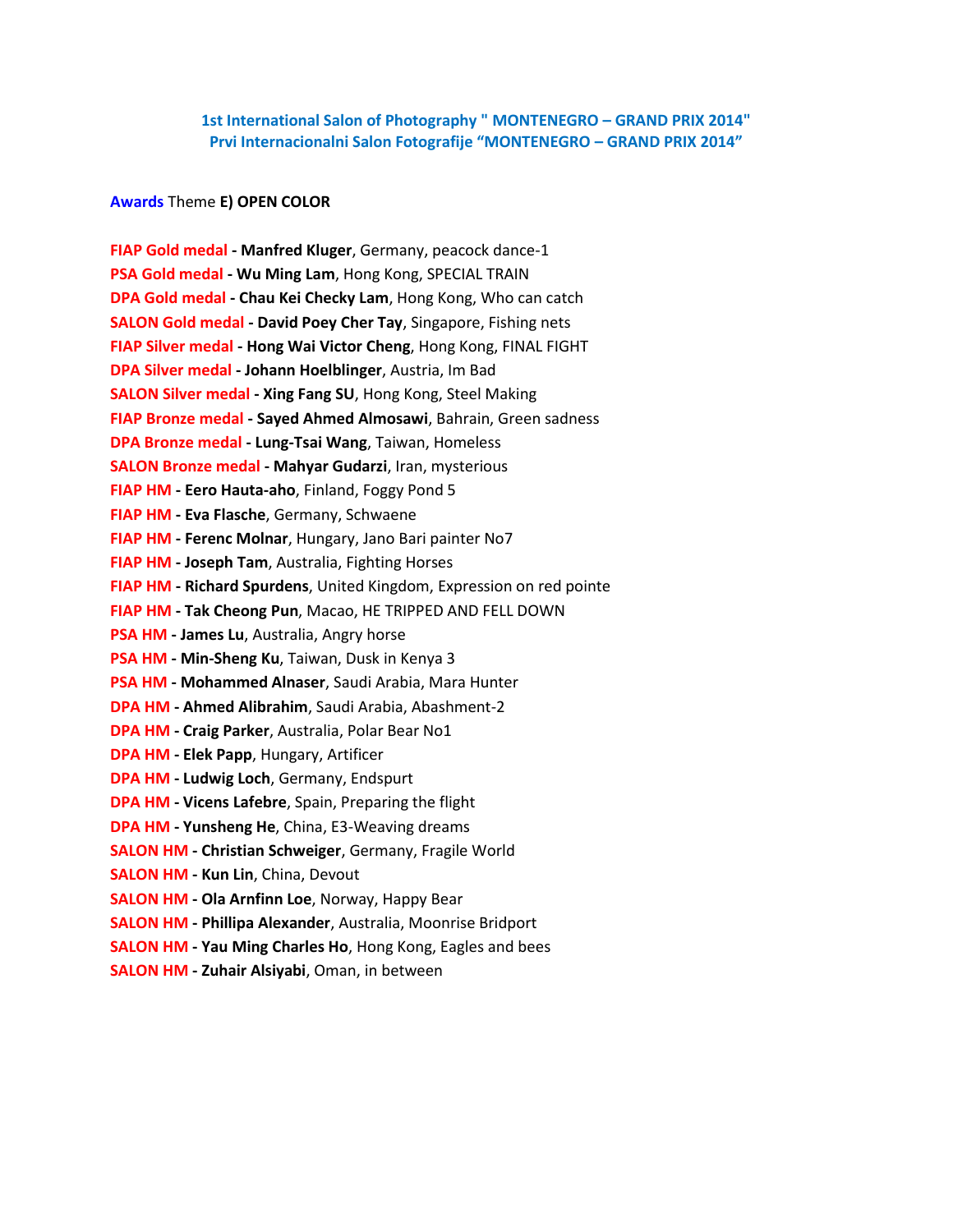**1st International Salon of Photography " MONTENEGRO – GRAND PRIX 2014"**
**Prvi Internacionalni Salon Fotografije "MONTENEGRO – GRAND PRIX 2014"**

**Awards** Theme **E) OPEN COLOR**

**FIAP Gold medal - Manfred Kluger**, Germany, peacock dance-1
**PSA Gold medal - Wu Ming Lam**, Hong Kong, SPECIAL TRAIN
**DPA Gold medal - Chau Kei Checky Lam**, Hong Kong, Who can catch
**SALON Gold medal - David Poey Cher Tay**, Singapore, Fishing nets
**FIAP Silver medal - Hong Wai Victor Cheng**, Hong Kong, FINAL FIGHT
**DPA Silver medal - Johann Hoelblinger**, Austria, Im Bad
**SALON Silver medal - Xing Fang SU**, Hong Kong, Steel Making
**FIAP Bronze medal - Sayed Ahmed Almosawi**, Bahrain, Green sadness
**DPA Bronze medal - Lung-Tsai Wang**, Taiwan, Homeless
**SALON Bronze medal - Mahyar Gudarzi**, Iran, mysterious
**FIAP HM - Eero Hauta-aho**, Finland, Foggy Pond 5
**FIAP HM - Eva Flasche**, Germany, Schwaene
**FIAP HM - Ferenc Molnar**, Hungary, Jano Bari painter No7
**FIAP HM - Joseph Tam**, Australia, Fighting Horses
**FIAP HM - Richard Spurdens**, United Kingdom, Expression on red pointe
**FIAP HM - Tak Cheong Pun**, Macao, HE TRIPPED AND FELL DOWN
**PSA HM - James Lu**, Australia, Angry horse
**PSA HM - Min-Sheng Ku**, Taiwan, Dusk in Kenya 3
**PSA HM - Mohammed Alnaser**, Saudi Arabia, Mara Hunter
**DPA HM - Ahmed Alibrahim**, Saudi Arabia, Abashment-2
**DPA HM - Craig Parker**, Australia, Polar Bear No1
**DPA HM - Elek Papp**, Hungary, Artificer
**DPA HM - Ludwig Loch**, Germany, Endspurt
**DPA HM - Vicens Lafebre**, Spain, Preparing the flight
**DPA HM - Yunsheng He**, China, E3-Weaving dreams
**SALON HM - Christian Schweiger**, Germany, Fragile World
**SALON HM - Kun Lin**, China, Devout
**SALON HM - Ola Arnfinn Loe**, Norway, Happy Bear
**SALON HM - Phillipa Alexander**, Australia, Moonrise Bridport
**SALON HM - Yau Ming Charles Ho**, Hong Kong, Eagles and bees
**SALON HM - Zuhair Alsiyabi**, Oman, in between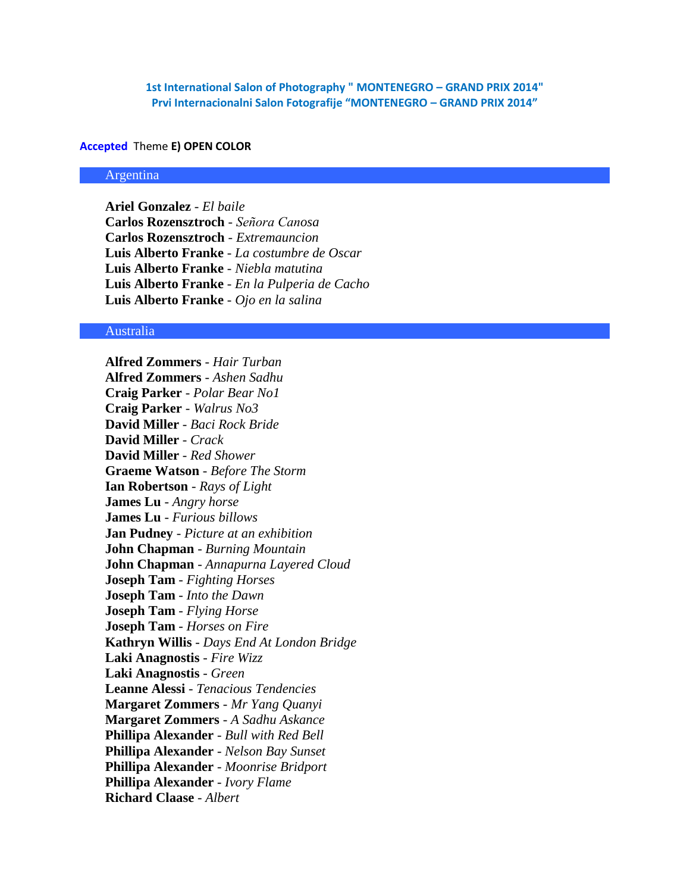**1st International Salon of Photography " MONTENEGRO – GRAND PRIX 2014"**
**Prvi Internacionalni Salon Fotografije “MONTENEGRO – GRAND PRIX 2014”**

**Accepted** Theme **E) OPEN COLOR**

## Argentina

**Ariel Gonzalez** - *El baile*
**Carlos Rozensztroch** - *Señora Canosa*
**Carlos Rozensztroch** - *Extremauncion*
**Luis Alberto Franke** - *La costumbre de Oscar*
**Luis Alberto Franke** - *Niebla matutina*
**Luis Alberto Franke** - *En la Pulperia de Cacho*
**Luis Alberto Franke** - *Ojo en la salina*

## Australia

**Alfred Zommers** - *Hair Turban*
**Alfred Zommers** - *Ashen Sadhu*
**Craig Parker** - *Polar Bear No1*
**Craig Parker** - *Walrus No3*
**David Miller** - *Baci Rock Bride*
**David Miller** - *Crack*
**David Miller** - *Red Shower*
**Graeme Watson** - *Before The Storm*
**Ian Robertson** - *Rays of Light*
**James Lu** - *Angry horse*
**James Lu** - *Furious billows*
**Jan Pudney** - *Picture at an exhibition*
**John Chapman** - *Burning Mountain*
**John Chapman** - *Annapurna Layered Cloud*
**Joseph Tam** - *Fighting Horses*
**Joseph Tam** - *Into the Dawn*
**Joseph Tam** - *Flying Horse*
**Joseph Tam** - *Horses on Fire*
**Kathryn Willis** - *Days End At London Bridge*
**Laki Anagnostis** - *Fire Wizz*
**Laki Anagnostis** - *Green*
**Leanne Alessi** - *Tenacious Tendencies*
**Margaret Zommers** - *Mr Yang Quanyi*
**Margaret Zommers** - *A Sadhu Askance*
**Phillipa Alexander** - *Bull with Red Bell*
**Phillipa Alexander** - *Nelson Bay Sunset*
**Phillipa Alexander** - *Moonrise Bridport*
**Phillipa Alexander** - *Ivory Flame*
**Richard Claase** - *Albert*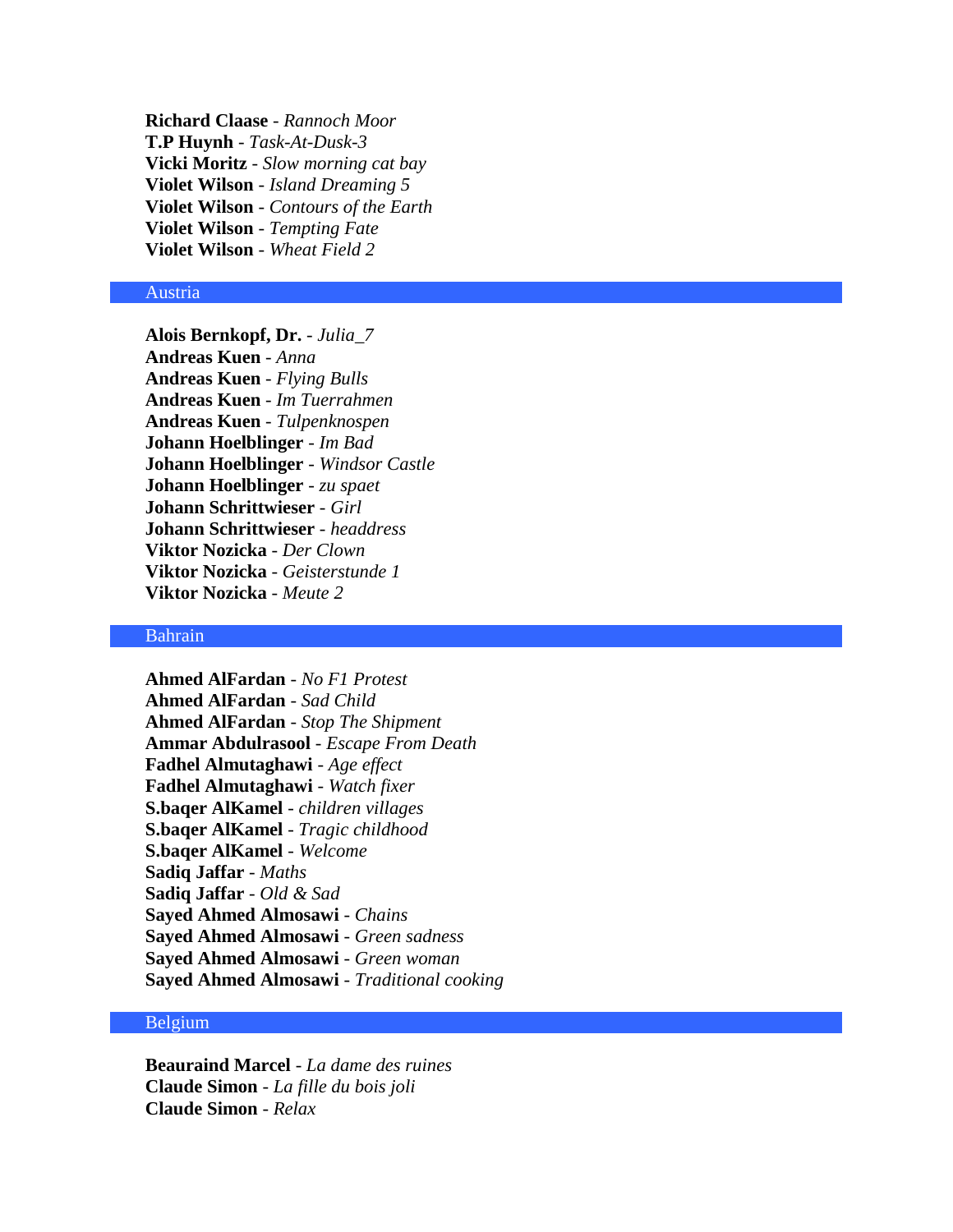**Richard Claase** - *Rannoch Moor*
**T.P Huynh** - *Task-At-Dusk-3*
**Vicki Moritz** - *Slow morning cat bay*
**Violet Wilson** - *Island Dreaming 5*
**Violet Wilson** - *Contours of the Earth*
**Violet Wilson** - *Tempting Fate*
**Violet Wilson** - *Wheat Field 2*

## Austria

**Alois Bernkopf, Dr.** - *Julia_7*
**Andreas Kuen** - *Anna*
**Andreas Kuen** - *Flying Bulls*
**Andreas Kuen** - *Im Tuerrahmen*
**Andreas Kuen** - *Tulpenknospen*
**Johann Hoelblinger** - *Im Bad*
**Johann Hoelblinger** - *Windsor Castle*
**Johann Hoelblinger** - *zu spaet*
**Johann Schrittwieser** - *Girl*
**Johann Schrittwieser** - *headdress*
**Viktor Nozicka** - *Der Clown*
**Viktor Nozicka** - *Geisterstunde 1*
**Viktor Nozicka** - *Meute 2*

## Bahrain

**Ahmed AlFardan** - *No F1 Protest*
**Ahmed AlFardan** - *Sad Child*
**Ahmed AlFardan** - *Stop The Shipment*
**Ammar Abdulrasool** - *Escape From Death*
**Fadhel Almutaghawi** - *Age effect*
**Fadhel Almutaghawi** - *Watch fixer*
**S.baqer AlKamel** - *children villages*
**S.baqer AlKamel** - *Tragic childhood*
**S.baqer AlKamel** - *Welcome*
**Sadiq Jaffar** - *Maths*
**Sadiq Jaffar** - *Old & Sad*
**Sayed Ahmed Almosawi** - *Chains*
**Sayed Ahmed Almosawi** - *Green sadness*
**Sayed Ahmed Almosawi** - *Green woman*
**Sayed Ahmed Almosawi** - *Traditional cooking*

## Belgium

**Beauraind Marcel** - *La dame des ruines*
**Claude Simon** - *La fille du bois joli*
**Claude Simon** - *Relax*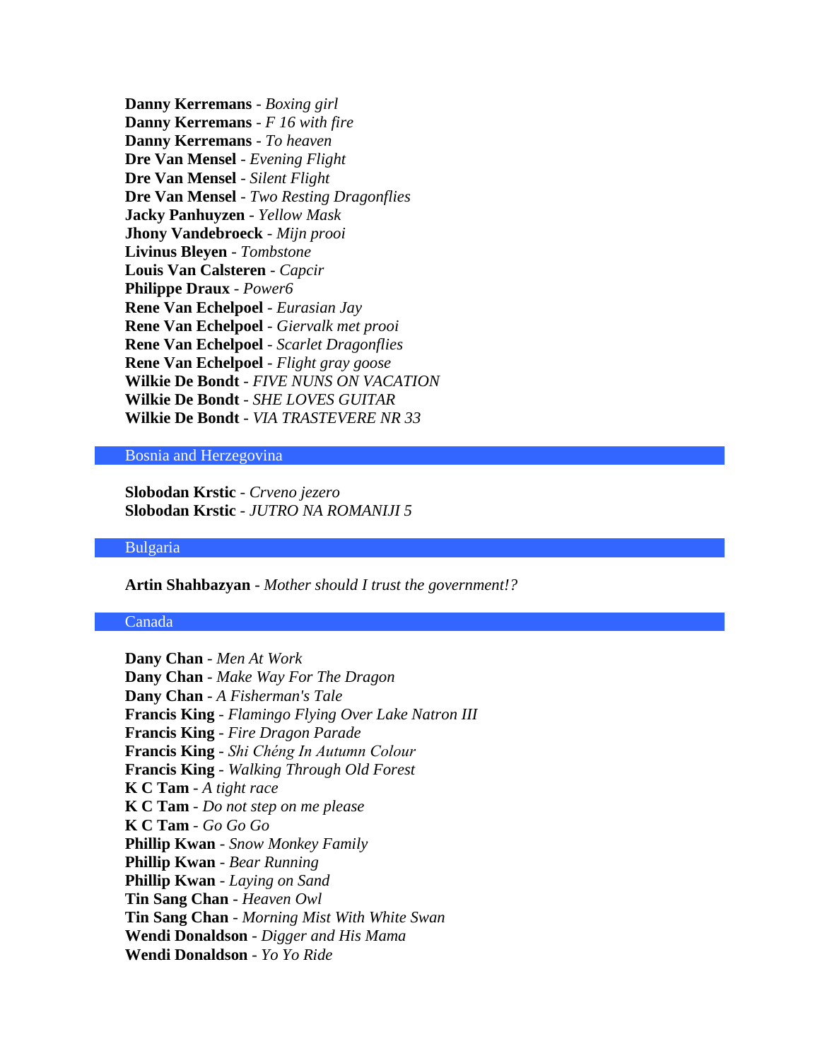**Danny Kerremans** - *Boxing girl*
**Danny Kerremans** - *F 16 with fire*
**Danny Kerremans** - *To heaven*
**Dre Van Mensel** - *Evening Flight*
**Dre Van Mensel** - *Silent Flight*
**Dre Van Mensel** - *Two Resting Dragonflies*
**Jacky Panhuyzen** - *Yellow Mask*
**Jhony Vandebroeck** - *Mijn prooi*
**Livinus Bleyen** - *Tombstone*
**Louis Van Calsteren** - *Capcir*
**Philippe Draux** - *Power6*
**Rene Van Echelpoel** - *Eurasian Jay*
**Rene Van Echelpoel** - *Giervalk met prooi*
**Rene Van Echelpoel** - *Scarlet Dragonflies*
**Rene Van Echelpoel** - *Flight gray goose*
**Wilkie De Bondt** - *FIVE NUNS ON VACATION*
**Wilkie De Bondt** - *SHE LOVES GUITAR*
**Wilkie De Bondt** - *VIA TRASTEVERE NR 33*

## Bosnia and Herzegovina

**Slobodan Krstic** - *Crveno jezero*
**Slobodan Krstic** - *JUTRO NA ROMANIJI 5*

## Bulgaria

**Artin Shahbazyan** - *Mother should I trust the government!?*

## Canada

**Dany Chan** - *Men At Work*
**Dany Chan** - *Make Way For The Dragon*
**Dany Chan** - *A Fisherman's Tale*
**Francis King** - *Flamingo Flying Over Lake Natron III*
**Francis King** - *Fire Dragon Parade*
**Francis King** - *Shi Chéng In Autumn Colour*
**Francis King** - *Walking Through Old Forest*
**K C Tam** - *A tight race*
**K C Tam** - *Do not step on me please*
**K C Tam** - *Go Go Go*
**Phillip Kwan** - *Snow Monkey Family*
**Phillip Kwan** - *Bear Running*
**Phillip Kwan** - *Laying on Sand*
**Tin Sang Chan** - *Heaven Owl*
**Tin Sang Chan** - *Morning Mist With White Swan*
**Wendi Donaldson** - *Digger and His Mama*
**Wendi Donaldson** - *Yo Yo Ride*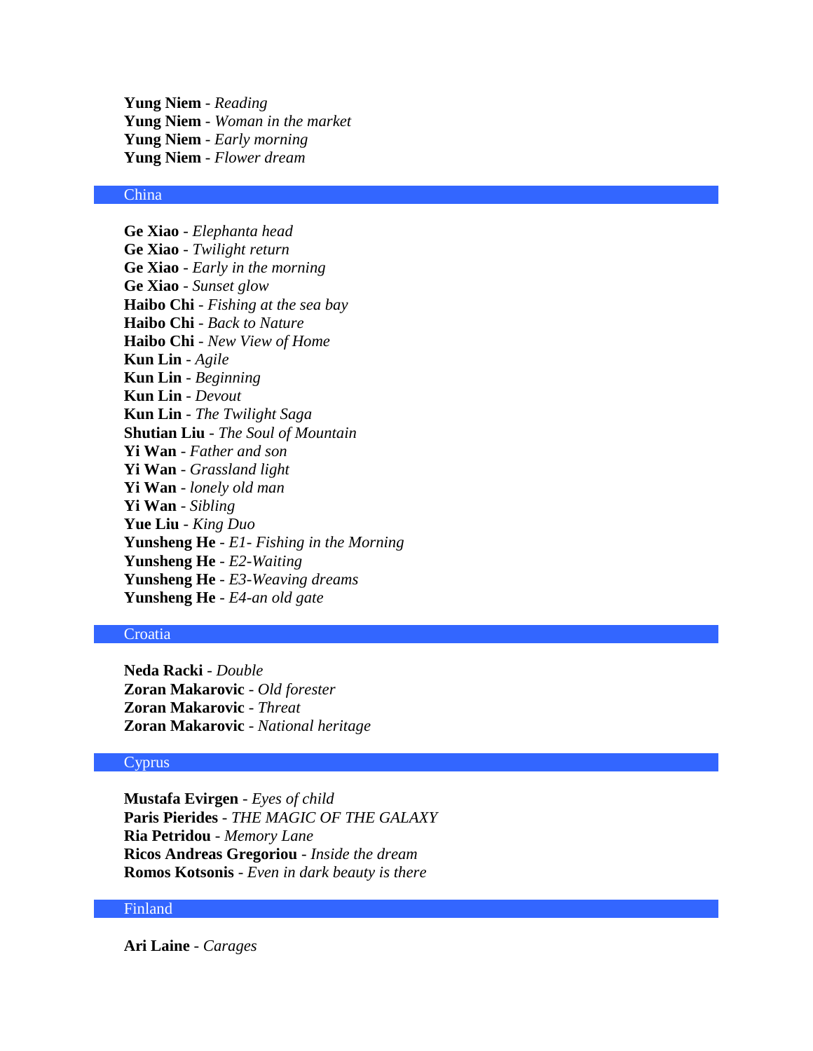**Yung Niem** - *Reading*
**Yung Niem** - *Woman in the market*
**Yung Niem** - *Early morning*
**Yung Niem** - *Flower dream*

## China

**Ge Xiao** - *Elephanta head*
**Ge Xiao** - *Twilight return*
**Ge Xiao** - *Early in the morning*
**Ge Xiao** - *Sunset glow*
**Haibo Chi** - *Fishing at the sea bay*
**Haibo Chi** - *Back to Nature*
**Haibo Chi** - *New View of Home*
**Kun Lin** - *Agile*
**Kun Lin** - *Beginning*
**Kun Lin** - *Devout*
**Kun Lin** - *The Twilight Saga*
**Shutian Liu** - *The Soul of Mountain*
**Yi Wan** - *Father and son*
**Yi Wan** - *Grassland light*
**Yi Wan** - *lonely old man*
**Yi Wan** - *Sibling*
**Yue Liu** - *King Duo*
**Yunsheng He** - *E1- Fishing in the Morning*
**Yunsheng He** - *E2-Waiting*
**Yunsheng He** - *E3-Weaving dreams*
**Yunsheng He** - *E4-an old gate*

## Croatia

**Neda Racki** - *Double*
**Zoran Makarovic** - *Old forester*
**Zoran Makarovic** - *Threat*
**Zoran Makarovic** - *National heritage*

## Cyprus

**Mustafa Evirgen** - *Eyes of child*
**Paris Pierides** - *THE MAGIC OF THE GALAXY*
**Ria Petridou** - *Memory Lane*
**Ricos Andreas Gregoriou** - *Inside the dream*
**Romos Kotsonis** - *Even in dark beauty is there*

## Finland

**Ari Laine** - *Carages*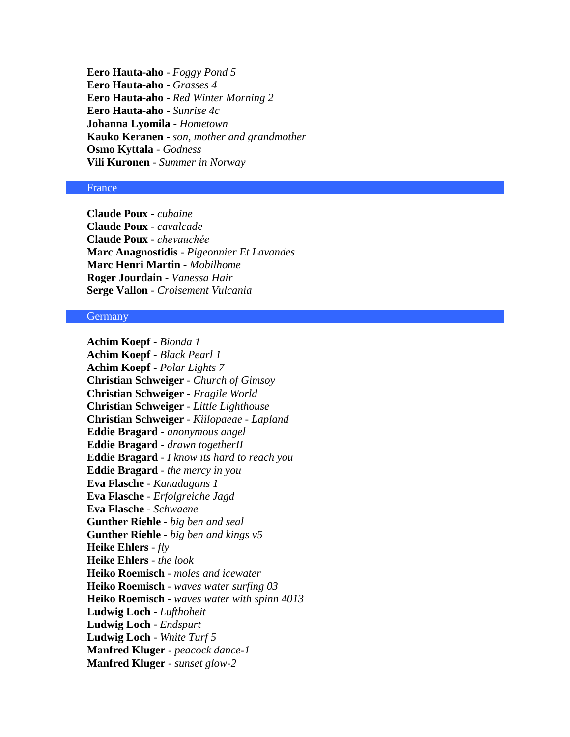**Eero Hauta-aho** - *Foggy Pond 5*
**Eero Hauta-aho** - *Grasses 4*
**Eero Hauta-aho** - *Red Winter Morning 2*
**Eero Hauta-aho** - *Sunrise 4c*
**Johanna Lyomila** - *Hometown*
**Kauko Keranen** - *son, mother and grandmother*
**Osmo Kyttala** - *Godness*
**Vili Kuronen** - *Summer in Norway*

## France

**Claude Poux** - *cubaine*
**Claude Poux** - *cavalcade*
**Claude Poux** - *chevauchée*
**Marc Anagnostidis** - *Pigeonnier Et Lavandes*
**Marc Henri Martin** - *Mobilhome*
**Roger Jourdain** - *Vanessa Hair*
**Serge Vallon** - *Croisement Vulcania*

## Germany

**Achim Koepf** - *Bionda 1*
**Achim Koepf** - *Black Pearl 1*
**Achim Koepf** - *Polar Lights 7*
**Christian Schweiger** - *Church of Gimsoy*
**Christian Schweiger** - *Fragile World*
**Christian Schweiger** - *Little Lighthouse*
**Christian Schweiger** - *Kiilopaeae - Lapland*
**Eddie Bragard** - *anonymous angel*
**Eddie Bragard** - *drawn togetherII*
**Eddie Bragard** - *I know its hard to reach you*
**Eddie Bragard** - *the mercy in you*
**Eva Flasche** - *Kanadagans 1*
**Eva Flasche** - *Erfolgreiche Jagd*
**Eva Flasche** - *Schwaene*
**Gunther Riehle** - *big ben and seal*
**Gunther Riehle** - *big ben and kings v5*
**Heike Ehlers** - *fly*
**Heike Ehlers** - *the look*
**Heiko Roemisch** - *moles and icewater*
**Heiko Roemisch** - *waves water surfing 03*
**Heiko Roemisch** - *waves water with spinn 4013*
**Ludwig Loch** - *Lufthoheit*
**Ludwig Loch** - *Endspurt*
**Ludwig Loch** - *White Turf 5*
**Manfred Kluger** - *peacock dance-1*
**Manfred Kluger** - *sunset glow-2*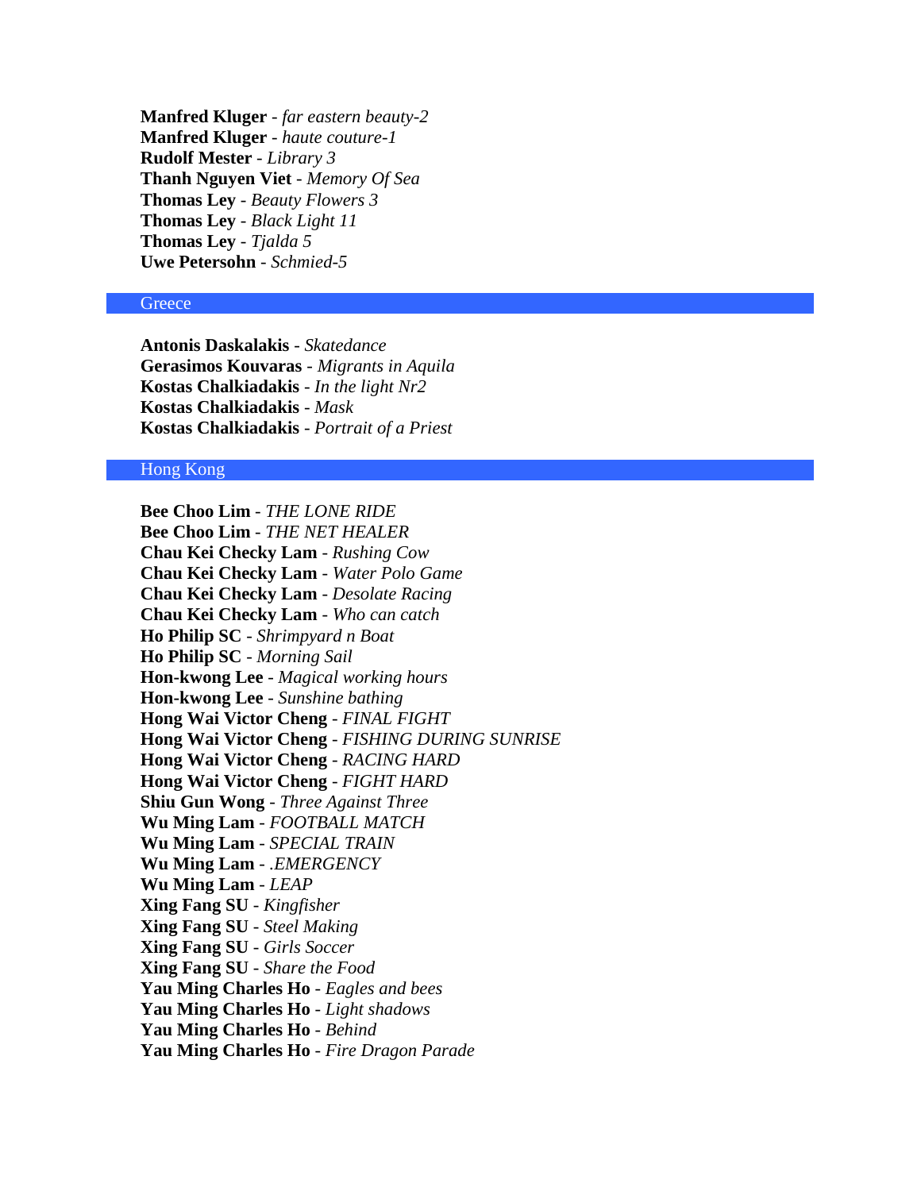**Manfred Kluger** - *far eastern beauty-2*
**Manfred Kluger** - *haute couture-1*
**Rudolf Mester** - *Library 3*
**Thanh Nguyen Viet** - *Memory Of Sea*
**Thomas Ley** - *Beauty Flowers 3*
**Thomas Ley** - *Black Light 11*
**Thomas Ley** - *Tjalda 5*
**Uwe Petersohn** - *Schmied-5*

## Greece

**Antonis Daskalakis** - *Skatedance*
**Gerasimos Kouvaras** - *Migrants in Aquila*
**Kostas Chalkiadakis** - *In the light Nr2*
**Kostas Chalkiadakis** - *Mask*
**Kostas Chalkiadakis** - *Portrait of a Priest*

## Hong Kong

**Bee Choo Lim** - *THE LONE RIDE*
**Bee Choo Lim** - *THE NET HEALER*
**Chau Kei Checky Lam** - *Rushing Cow*
**Chau Kei Checky Lam** - *Water Polo Game*
**Chau Kei Checky Lam** - *Desolate Racing*
**Chau Kei Checky Lam** - *Who can catch*
**Ho Philip SC** - *Shrimpyard n Boat*
**Ho Philip SC** - *Morning Sail*
**Hon-kwong Lee** - *Magical working hours*
**Hon-kwong Lee** - *Sunshine bathing*
**Hong Wai Victor Cheng** - *FINAL FIGHT*
**Hong Wai Victor Cheng** - *FISHING DURING SUNRISE*
**Hong Wai Victor Cheng** - *RACING HARD*
**Hong Wai Victor Cheng** - *FIGHT HARD*
**Shiu Gun Wong** - *Three Against Three*
**Wu Ming Lam** - *FOOTBALL MATCH*
**Wu Ming Lam** - *SPECIAL TRAIN*
**Wu Ming Lam** - *.EMERGENCY*
**Wu Ming Lam** - *LEAP*
**Xing Fang SU** - *Kingfisher*
**Xing Fang SU** - *Steel Making*
**Xing Fang SU** - *Girls Soccer*
**Xing Fang SU** - *Share the Food*
**Yau Ming Charles Ho** - *Eagles and bees*
**Yau Ming Charles Ho** - *Light shadows*
**Yau Ming Charles Ho** - *Behind*
**Yau Ming Charles Ho** - *Fire Dragon Parade*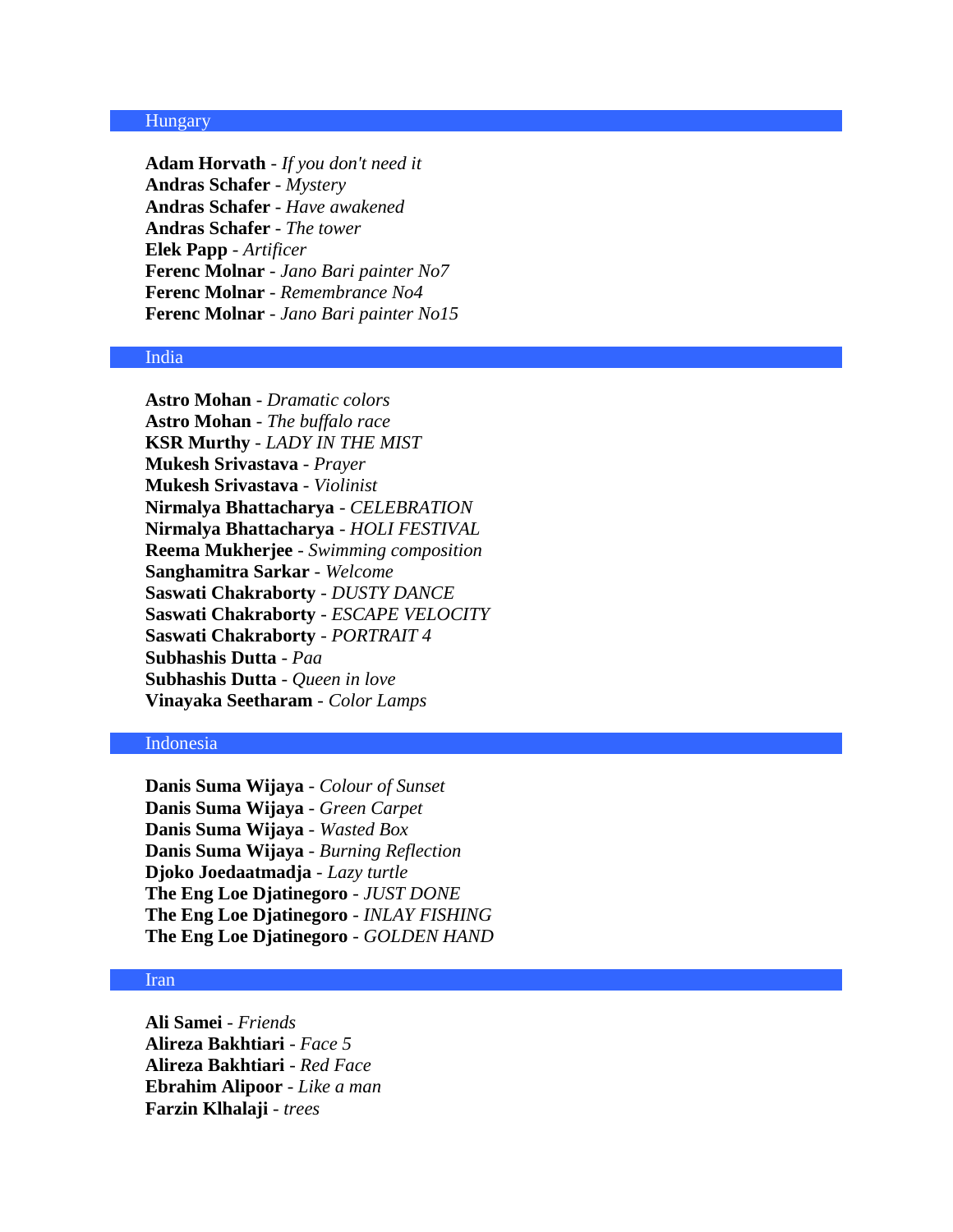## Hungary

**Adam Horvath** - *If you don't need it*
**Andras Schafer** - *Mystery*
**Andras Schafer** - *Have awakened*
**Andras Schafer** - *The tower*
**Elek Papp** - *Artificer*
**Ferenc Molnar** - *Jano Bari painter No7*
**Ferenc Molnar** - *Remembrance No4*
**Ferenc Molnar** - *Jano Bari painter No15*

## India

**Astro Mohan** - *Dramatic colors*
**Astro Mohan** - *The buffalo race*
**KSR Murthy** - *LADY IN THE MIST*
**Mukesh Srivastava** - *Prayer*
**Mukesh Srivastava** - *Violinist*
**Nirmalya Bhattacharya** - *CELEBRATION*
**Nirmalya Bhattacharya** - *HOLI FESTIVAL*
**Reema Mukherjee** - *Swimming composition*
**Sanghamitra Sarkar** - *Welcome*
**Saswati Chakraborty** - *DUSTY DANCE*
**Saswati Chakraborty** - *ESCAPE VELOCITY*
**Saswati Chakraborty** - *PORTRAIT 4*
**Subhashis Dutta** - *Paa*
**Subhashis Dutta** - *Queen in love*
**Vinayaka Seetharam** - *Color Lamps*

## Indonesia

**Danis Suma Wijaya** - *Colour of Sunset*
**Danis Suma Wijaya** - *Green Carpet*
**Danis Suma Wijaya** - *Wasted Box*
**Danis Suma Wijaya** - *Burning Reflection*
**Djoko Joedaatmadja** - *Lazy turtle*
**The Eng Loe Djatinegoro** - *JUST DONE*
**The Eng Loe Djatinegoro** - *INLAY FISHING*
**The Eng Loe Djatinegoro** - *GOLDEN HAND*

## Iran

**Ali Samei** - *Friends*
**Alireza Bakhtiari** - *Face 5*
**Alireza Bakhtiari** - *Red Face*
**Ebrahim Alipoor** - *Like a man*
**Farzin Klhalaji** - *trees*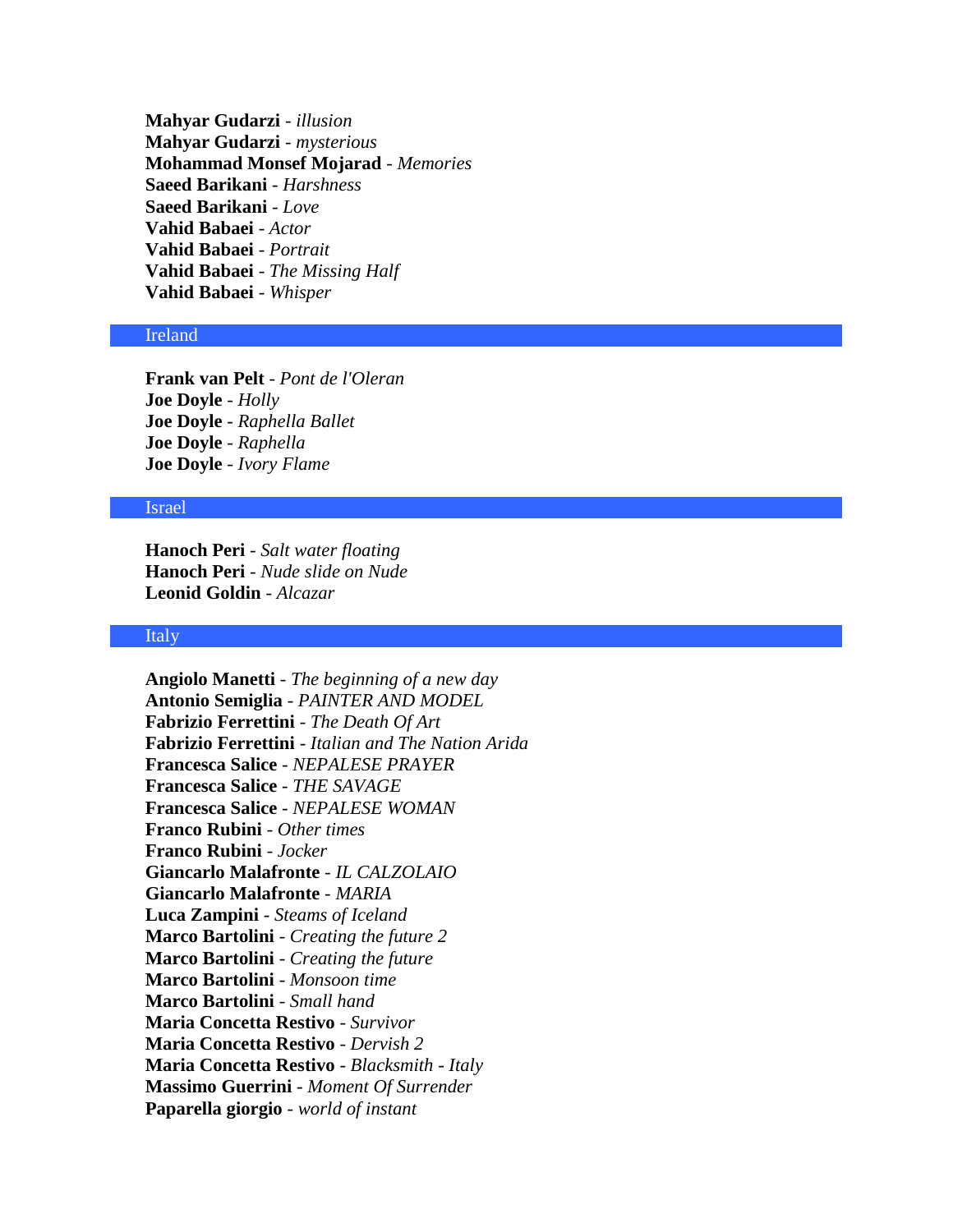**Mahyar Gudarzi** - *illusion*
**Mahyar Gudarzi** - *mysterious*
**Mohammad Monsef Mojarad** - *Memories*
**Saeed Barikani** - *Harshness*
**Saeed Barikani** - *Love*
**Vahid Babaei** - *Actor*
**Vahid Babaei** - *Portrait*
**Vahid Babaei** - *The Missing Half*
**Vahid Babaei** - *Whisper*

## Ireland

**Frank van Pelt** - *Pont de l'Oleran*
**Joe Doyle** - *Holly*
**Joe Doyle** - *Raphella Ballet*
**Joe Doyle** - *Raphella*
**Joe Doyle** - *Ivory Flame*

## Israel

**Hanoch Peri** - *Salt water floating*
**Hanoch Peri** - *Nude slide on Nude*
**Leonid Goldin** - *Alcazar*

## Italy

**Angiolo Manetti** - *The beginning of a new day*
**Antonio Semiglia** - *PAINTER AND MODEL*
**Fabrizio Ferrettini** - *The Death Of Art*
**Fabrizio Ferrettini** - *Italian and The Nation Arida*
**Francesca Salice** - *NEPALESE PRAYER*
**Francesca Salice** - *THE SAVAGE*
**Francesca Salice** - *NEPALESE WOMAN*
**Franco Rubini** - *Other times*
**Franco Rubini** - *Jocker*
**Giancarlo Malafronte** - *IL CALZOLAIO*
**Giancarlo Malafronte** - *MARIA*
**Luca Zampini** - *Steams of Iceland*
**Marco Bartolini** - *Creating the future 2*
**Marco Bartolini** - *Creating the future*
**Marco Bartolini** - *Monsoon time*
**Marco Bartolini** - *Small hand*
**Maria Concetta Restivo** - *Survivor*
**Maria Concetta Restivo** - *Dervish 2*
**Maria Concetta Restivo** - *Blacksmith - Italy*
**Massimo Guerrini** - *Moment Of Surrender*
**Paparella giorgio** - *world of instant*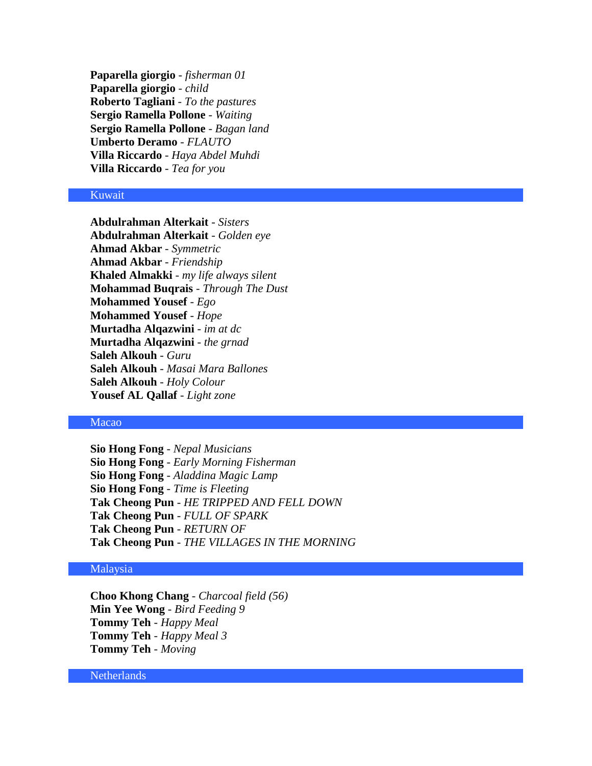**Paparella giorgio** - *fisherman 01*
**Paparella giorgio** - *child*
**Roberto Tagliani** - *To the pastures*
**Sergio Ramella Pollone** - *Waiting*
**Sergio Ramella Pollone** - *Bagan land*
**Umberto Deramo** - *FLAUTO*
**Villa Riccardo** - *Haya Abdel Muhdi*
**Villa Riccardo** - *Tea for you*

## Kuwait

**Abdulrahman Alterkait** - *Sisters*
**Abdulrahman Alterkait** - *Golden eye*
**Ahmad Akbar** - *Symmetric*
**Ahmad Akbar** - *Friendship*
**Khaled Almakki** - *my life always silent*
**Mohammad Buqrais** - *Through The Dust*
**Mohammed Yousef** - *Ego*
**Mohammed Yousef** - *Hope*
**Murtadha Alqazwini** - *im at dc*
**Murtadha Alqazwini** - *the grnad*
**Saleh Alkouh** - *Guru*
**Saleh Alkouh** - *Masai Mara Ballones*
**Saleh Alkouh** - *Holy Colour*
**Yousef AL Qallaf** - *Light zone*

## Macao

**Sio Hong Fong** - *Nepal Musicians*
**Sio Hong Fong** - *Early Morning Fisherman*
**Sio Hong Fong** - *Aladdina Magic Lamp*
**Sio Hong Fong** - *Time is Fleeting*
**Tak Cheong Pun** - *HE TRIPPED AND FELL DOWN*
**Tak Cheong Pun** - *FULL OF SPARK*
**Tak Cheong Pun** - *RETURN OF*
**Tak Cheong Pun** - *THE VILLAGES IN THE MORNING*

## Malaysia

**Choo Khong Chang** - *Charcoal field (56)*
**Min Yee Wong** - *Bird Feeding 9*
**Tommy Teh** - *Happy Meal*
**Tommy Teh** - *Happy Meal 3*
**Tommy Teh** - *Moving*

## Netherlands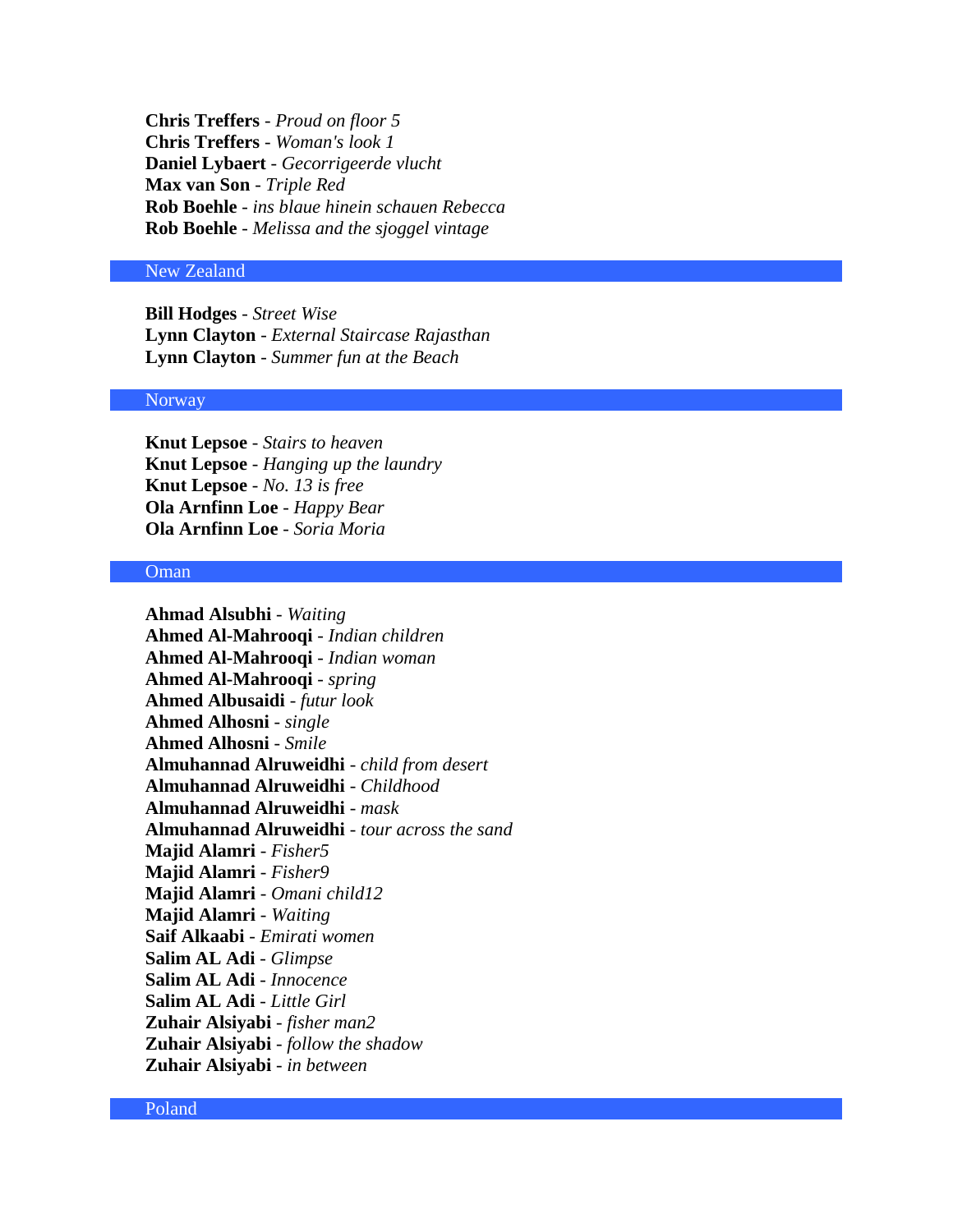**Chris Treffers** - *Proud on floor 5*
**Chris Treffers** - *Woman's look 1*
**Daniel Lybaert** - *Gecorrigeerde vlucht*
**Max van Son** - *Triple Red*
**Rob Boehle** - *ins blaue hinein schauen Rebecca*
**Rob Boehle** - *Melissa and the sjoggel vintage*

## New Zealand

**Bill Hodges** - *Street Wise*
**Lynn Clayton** - *External Staircase Rajasthan*
**Lynn Clayton** - *Summer fun at the Beach*

## Norway

**Knut Lepsoe** - *Stairs to heaven*
**Knut Lepsoe** - *Hanging up the laundry*
**Knut Lepsoe** - *No. 13 is free*
**Ola Arnfinn Loe** - *Happy Bear*
**Ola Arnfinn Loe** - *Soria Moria*

## Oman

**Ahmad Alsubhi** - *Waiting*
**Ahmed Al-Mahrooqi** - *Indian children*
**Ahmed Al-Mahrooqi** - *Indian woman*
**Ahmed Al-Mahrooqi** - *spring*
**Ahmed Albusaidi** - *futur look*
**Ahmed Alhosni** - *single*
**Ahmed Alhosni** - *Smile*
**Almuhannad Alruweidhi** - *child from desert*
**Almuhannad Alruweidhi** - *Childhood*
**Almuhannad Alruweidhi** - *mask*
**Almuhannad Alruweidhi** - *tour across the sand*
**Majid Alamri** - *Fisher5*
**Majid Alamri** - *Fisher9*
**Majid Alamri** - *Omani child12*
**Majid Alamri** - *Waiting*
**Saif Alkaabi** - *Emirati women*
**Salim AL Adi** - *Glimpse*
**Salim AL Adi** - *Innocence*
**Salim AL Adi** - *Little Girl*
**Zuhair Alsiyabi** - *fisher man2*
**Zuhair Alsiyabi** - *follow the shadow*
**Zuhair Alsiyabi** - *in between*

## Poland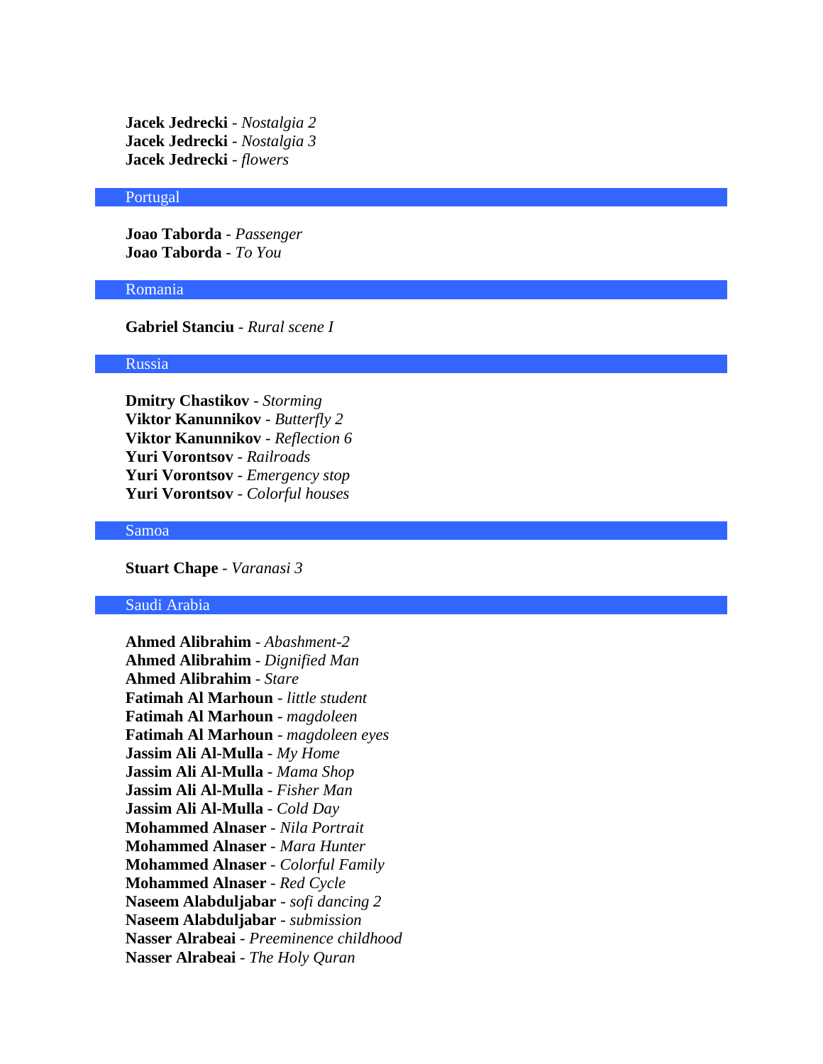**Jacek Jedrecki** - *Nostalgia 2*
**Jacek Jedrecki** - *Nostalgia 3*
**Jacek Jedrecki** - *flowers*

## Portugal

**Joao Taborda** - *Passenger*
**Joao Taborda** - *To You*

## Romania

**Gabriel Stanciu** - *Rural scene I*

## Russia

**Dmitry Chastikov** - *Storming*
**Viktor Kanunnikov** - *Butterfly 2*
**Viktor Kanunnikov** - *Reflection 6*
**Yuri Vorontsov** - *Railroads*
**Yuri Vorontsov** - *Emergency stop*
**Yuri Vorontsov** - *Colorful houses*

## Samoa

**Stuart Chape** - *Varanasi 3*

## Saudi Arabia

**Ahmed Alibrahim** - *Abashment-2*
**Ahmed Alibrahim** - *Dignified Man*
**Ahmed Alibrahim** - *Stare*
**Fatimah Al Marhoun** - *little student*
**Fatimah Al Marhoun** - *magdoleen*
**Fatimah Al Marhoun** - *magdoleen eyes*
**Jassim Ali Al-Mulla** - *My Home*
**Jassim Ali Al-Mulla** - *Mama Shop*
**Jassim Ali Al-Mulla** - *Fisher Man*
**Jassim Ali Al-Mulla** - *Cold Day*
**Mohammed Alnaser** - *Nila Portrait*
**Mohammed Alnaser** - *Mara Hunter*
**Mohammed Alnaser** - *Colorful Family*
**Mohammed Alnaser** - *Red Cycle*
**Naseem Alabduljabar** - *sofi dancing 2*
**Naseem Alabduljabar** - *submission*
**Nasser Alrabeai** - *Preeminence childhood*
**Nasser Alrabeai** - *The Holy Quran*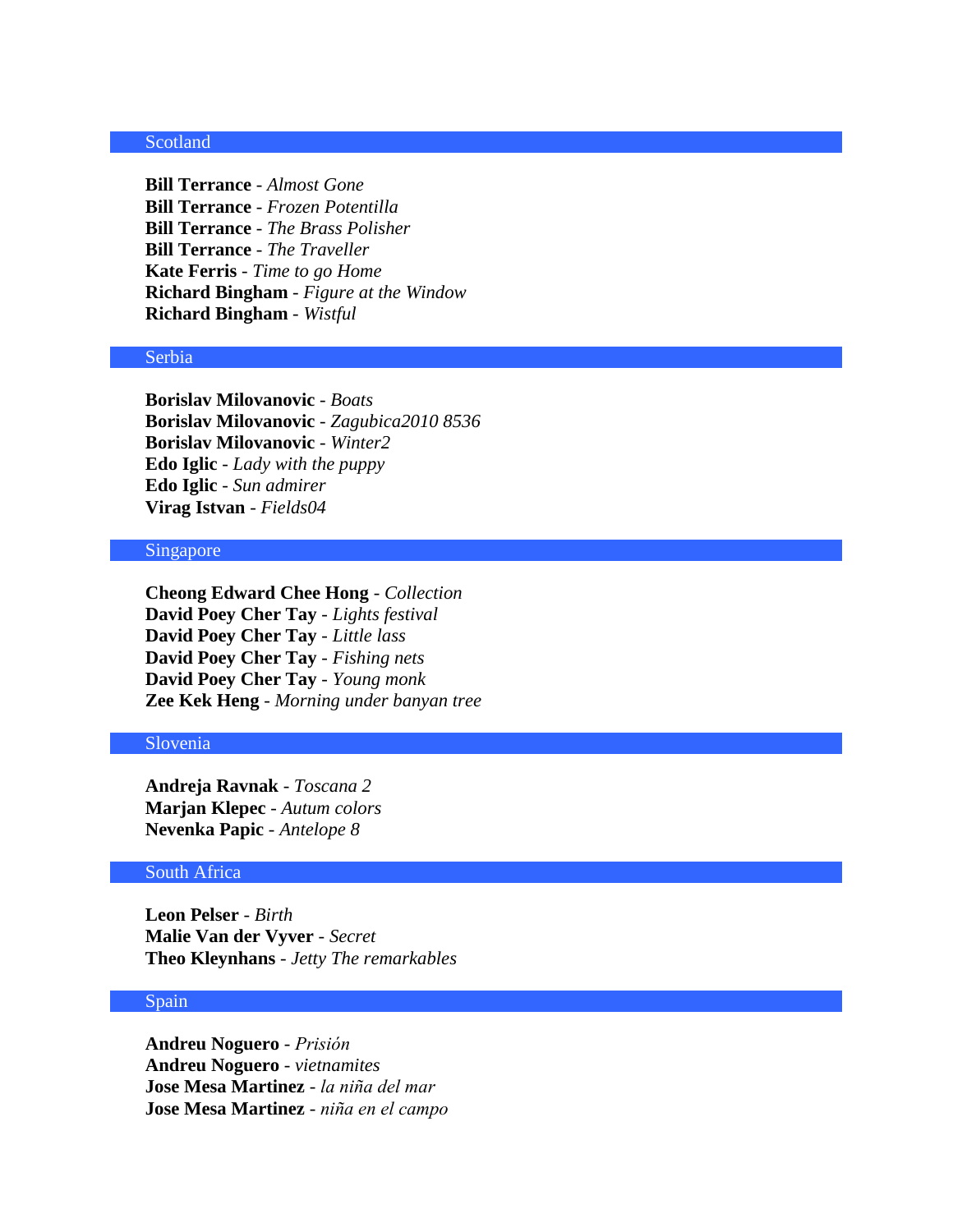## Scotland

**Bill Terrance** - *Almost Gone*
**Bill Terrance** - *Frozen Potentilla*
**Bill Terrance** - *The Brass Polisher*
**Bill Terrance** - *The Traveller*
**Kate Ferris** - *Time to go Home*
**Richard Bingham** - *Figure at the Window*
**Richard Bingham** - *Wistful*

## Serbia

**Borislav Milovanovic** - *Boats*
**Borislav Milovanovic** - *Zagubica2010 8536*
**Borislav Milovanovic** - *Winter2*
**Edo Iglic** - *Lady with the puppy*
**Edo Iglic** - *Sun admirer*
**Virag Istvan** - *Fields04*

## Singapore

**Cheong Edward Chee Hong** - *Collection*
**David Poey Cher Tay** - *Lights festival*
**David Poey Cher Tay** - *Little lass*
**David Poey Cher Tay** - *Fishing nets*
**David Poey Cher Tay** - *Young monk*
**Zee Kek Heng** - *Morning under banyan tree*

## Slovenia

**Andreja Ravnak** - *Toscana 2*
**Marjan Klepec** - *Autum colors*
**Nevenka Papic** - *Antelope 8*

## South Africa

**Leon Pelser** - *Birth*
**Malie Van der Vyver** - *Secret*
**Theo Kleynhans** - *Jetty The remarkables*

## Spain

**Andreu Noguero** - *Prisión*
**Andreu Noguero** - *vietnamites*
**Jose Mesa Martinez** - *la niña del mar*
**Jose Mesa Martinez** - *niña en el campo*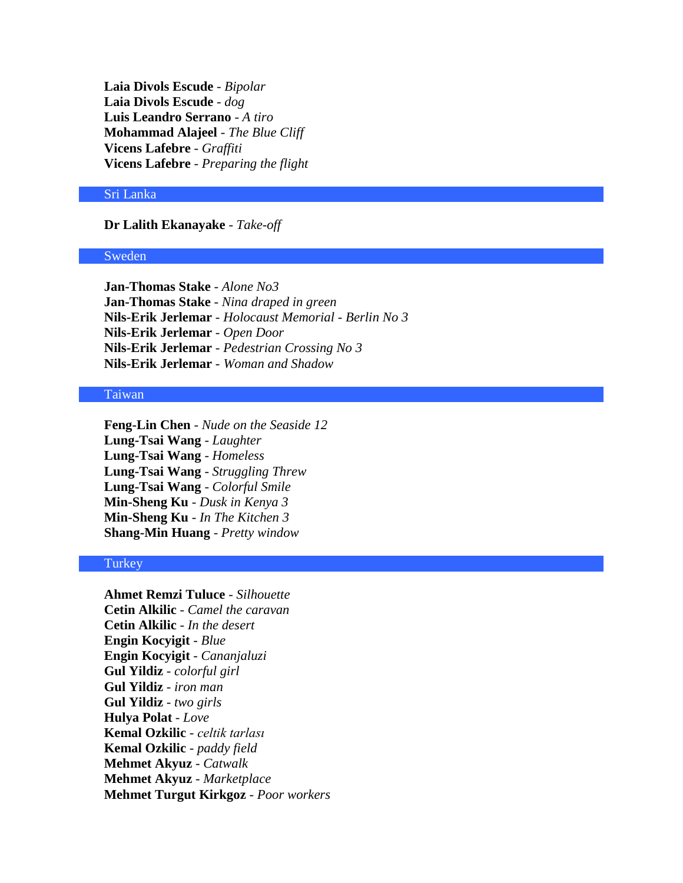**Laia Divols Escude** - *Bipolar*
**Laia Divols Escude** - *dog*
**Luis Leandro Serrano** - *A tiro*
**Mohammad Alajeel** - *The Blue Cliff*
**Vicens Lafebre** - *Graffiti*
**Vicens Lafebre** - *Preparing the flight*

## Sri Lanka

**Dr Lalith Ekanayake** - *Take-off*

## Sweden

**Jan-Thomas Stake** - *Alone No3*
**Jan-Thomas Stake** - *Nina draped in green*
**Nils-Erik Jerlemar** - *Holocaust Memorial - Berlin No 3*
**Nils-Erik Jerlemar** - *Open Door*
**Nils-Erik Jerlemar** - *Pedestrian Crossing No 3*
**Nils-Erik Jerlemar** - *Woman and Shadow*

## Taiwan

**Feng-Lin Chen** - *Nude on the Seaside 12*
**Lung-Tsai Wang** - *Laughter*
**Lung-Tsai Wang** - *Homeless*
**Lung-Tsai Wang** - *Struggling Threw*
**Lung-Tsai Wang** - *Colorful Smile*
**Min-Sheng Ku** - *Dusk in Kenya 3*
**Min-Sheng Ku** - *In The Kitchen 3*
**Shang-Min Huang** - *Pretty window*

## Turkey

**Ahmet Remzi Tuluce** - *Silhouette*
**Cetin Alkilic** - *Camel the caravan*
**Cetin Alkilic** - *In the desert*
**Engin Kocyigit** - *Blue*
**Engin Kocyigit** - *Cananjaluzi*
**Gul Yildiz** - *colorful girl*
**Gul Yildiz** - *iron man*
**Gul Yildiz** - *two girls*
**Hulya Polat** - *Love*
**Kemal Ozkilic** - *celtik tarlası*
**Kemal Ozkilic** - *paddy field*
**Mehmet Akyuz** - *Catwalk*
**Mehmet Akyuz** - *Marketplace*
**Mehmet Turgut Kirkgoz** - *Poor workers*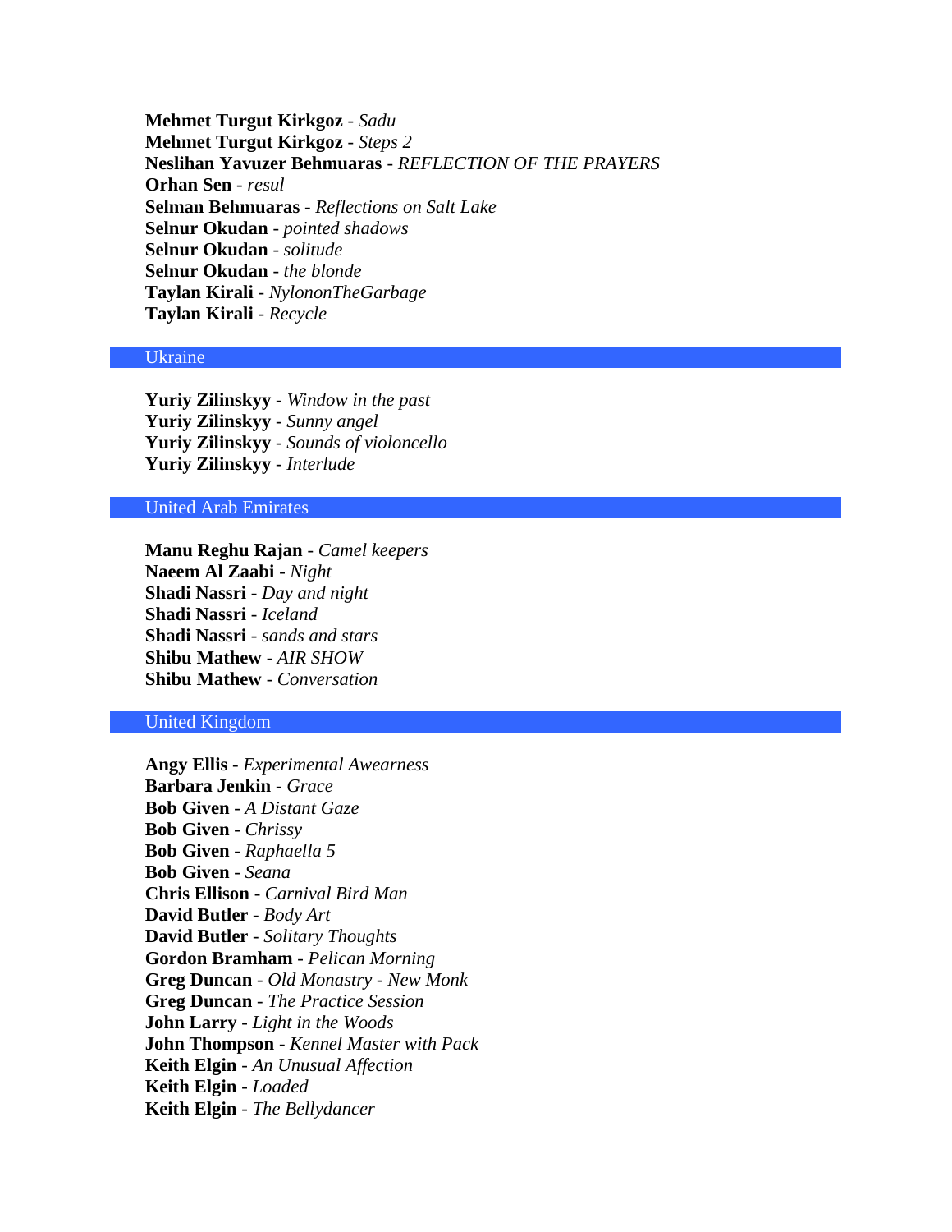**Mehmet Turgut Kirkgoz** - *Sadu*
**Mehmet Turgut Kirkgoz** - *Steps 2*
**Neslihan Yavuzer Behmuaras** - *REFLECTION OF THE PRAYERS*
**Orhan Sen** - *resul*
**Selman Behmuaras** - *Reflections on Salt Lake*
**Selnur Okudan** - *pointed shadows*
**Selnur Okudan** - *solitude*
**Selnur Okudan** - *the blonde*
**Taylan Kirali** - *NylononTheGarbage*
**Taylan Kirali** - *Recycle*

## Ukraine

**Yuriy Zilinskyy** - *Window in the past*
**Yuriy Zilinskyy** - *Sunny angel*
**Yuriy Zilinskyy** - *Sounds of violoncello*
**Yuriy Zilinskyy** - *Interlude*

## United Arab Emirates

**Manu Reghu Rajan** - *Camel keepers*
**Naeem Al Zaabi** - *Night*
**Shadi Nassri** - *Day and night*
**Shadi Nassri** - *Iceland*
**Shadi Nassri** - *sands and stars*
**Shibu Mathew** - *AIR SHOW*
**Shibu Mathew** - *Conversation*

## United Kingdom

**Angy Ellis** - *Experimental Awearness*
**Barbara Jenkin** - *Grace*
**Bob Given** - *A Distant Gaze*
**Bob Given** - *Chrissy*
**Bob Given** - *Raphaella 5*
**Bob Given** - *Seana*
**Chris Ellison** - *Carnival Bird Man*
**David Butler** - *Body Art*
**David Butler** - *Solitary Thoughts*
**Gordon Bramham** - *Pelican Morning*
**Greg Duncan** - *Old Monastry - New Monk*
**Greg Duncan** - *The Practice Session*
**John Larry** - *Light in the Woods*
**John Thompson** - *Kennel Master with Pack*
**Keith Elgin** - *An Unusual Affection*
**Keith Elgin** - *Loaded*
**Keith Elgin** - *The Bellydancer*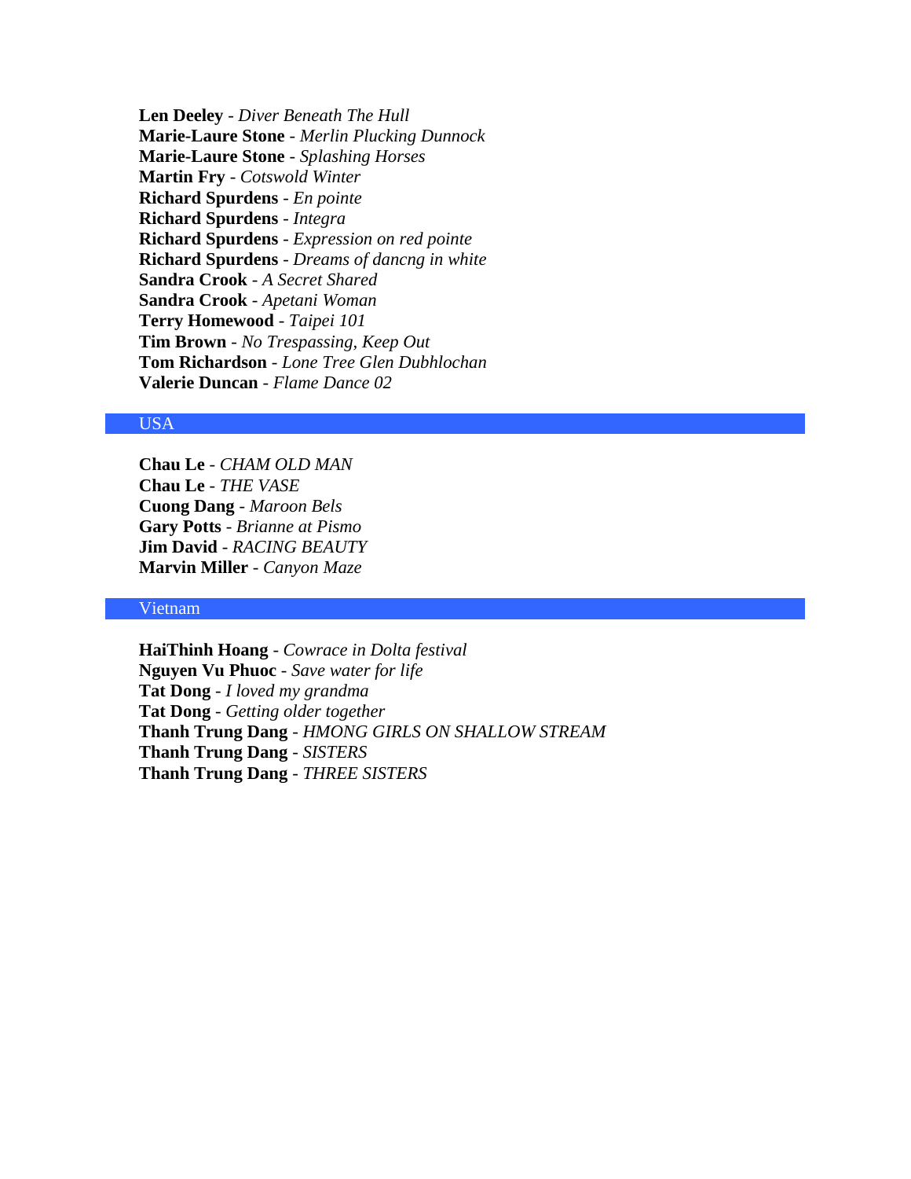**Len Deeley** - *Diver Beneath The Hull*
**Marie-Laure Stone** - *Merlin Plucking Dunnock*
**Marie-Laure Stone** - *Splashing Horses*
**Martin Fry** - *Cotswold Winter*
**Richard Spurdens** - *En pointe*
**Richard Spurdens** - *Integra*
**Richard Spurdens** - *Expression on red pointe*
**Richard Spurdens** - *Dreams of dancng in white*
**Sandra Crook** - *A Secret Shared*
**Sandra Crook** - *Apetani Woman*
**Terry Homewood** - *Taipei 101*
**Tim Brown** - *No Trespassing, Keep Out*
**Tom Richardson** - *Lone Tree Glen Dubhlochan*
**Valerie Duncan** - *Flame Dance 02*

## USA

**Chau Le** - *CHAM OLD MAN*
**Chau Le** - *THE VASE*
**Cuong Dang** - *Maroon Bels*
**Gary Potts** - *Brianne at Pismo*
**Jim David** - *RACING BEAUTY*
**Marvin Miller** - *Canyon Maze*

## Vietnam

**HaiThinh Hoang** - *Cowrace in Dolta festival*
**Nguyen Vu Phuoc** - *Save water for life*
**Tat Dong** - *I loved my grandma*
**Tat Dong** - *Getting older together*
**Thanh Trung Dang** - *HMONG GIRLS ON SHALLOW STREAM*
**Thanh Trung Dang** - *SISTERS*
**Thanh Trung Dang** - *THREE SISTERS*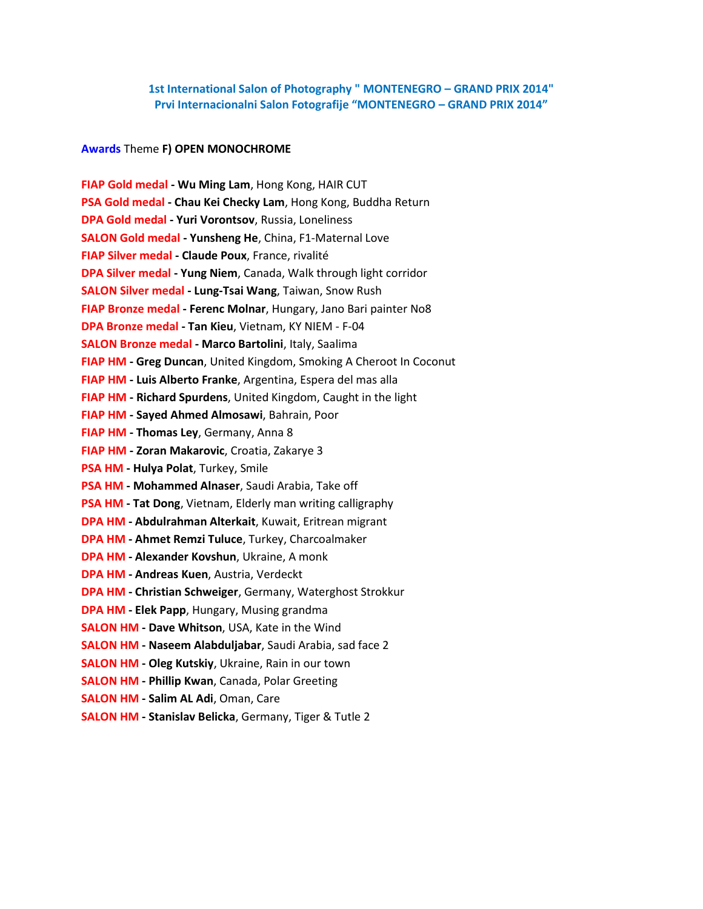**1st International Salon of Photography " MONTENEGRO – GRAND PRIX 2014"**
**Prvi Internacionalni Salon Fotografije "MONTENEGRO – GRAND PRIX 2014"**

**Awards** Theme **F) OPEN MONOCHROME**

**FIAP Gold medal - Wu Ming Lam**, Hong Kong, HAIR CUT
**PSA Gold medal - Chau Kei Checky Lam**, Hong Kong, Buddha Return
**DPA Gold medal - Yuri Vorontsov**, Russia, Loneliness
**SALON Gold medal - Yunsheng He**, China, F1-Maternal Love
**FIAP Silver medal - Claude Poux**, France, rivalité
**DPA Silver medal - Yung Niem**, Canada, Walk through light corridor
**SALON Silver medal - Lung-Tsai Wang**, Taiwan, Snow Rush
**FIAP Bronze medal - Ferenc Molnar**, Hungary, Jano Bari painter No8
**DPA Bronze medal - Tan Kieu**, Vietnam, KY NIEM - F-04
**SALON Bronze medal - Marco Bartolini**, Italy, Saalima
**FIAP HM - Greg Duncan**, United Kingdom, Smoking A Cheroot In Coconut
**FIAP HM - Luis Alberto Franke**, Argentina, Espera del mas alla
**FIAP HM - Richard Spurdens**, United Kingdom, Caught in the light
**FIAP HM - Sayed Ahmed Almosawi**, Bahrain, Poor
**FIAP HM - Thomas Ley**, Germany, Anna 8
**FIAP HM - Zoran Makarovic**, Croatia, Zakarye 3
**PSA HM - Hulya Polat**, Turkey, Smile
**PSA HM - Mohammed Alnaser**, Saudi Arabia, Take off
**PSA HM - Tat Dong**, Vietnam, Elderly man writing calligraphy
**DPA HM - Abdulrahman Alterkait**, Kuwait, Eritrean migrant
**DPA HM - Ahmet Remzi Tuluce**, Turkey, Charcoalmaker
**DPA HM - Alexander Kovshun**, Ukraine, A monk
**DPA HM - Andreas Kuen**, Austria, Verdeckt
**DPA HM - Christian Schweiger**, Germany, Waterghost Strokkur
**DPA HM - Elek Papp**, Hungary, Musing grandma
**SALON HM - Dave Whitson**, USA, Kate in the Wind
**SALON HM - Naseem Alabduljabar**, Saudi Arabia, sad face 2
**SALON HM - Oleg Kutskiy**, Ukraine, Rain in our town
**SALON HM - Phillip Kwan**, Canada, Polar Greeting
**SALON HM - Salim AL Adi**, Oman, Care
**SALON HM - Stanislav Belicka**, Germany, Tiger & Tutle 2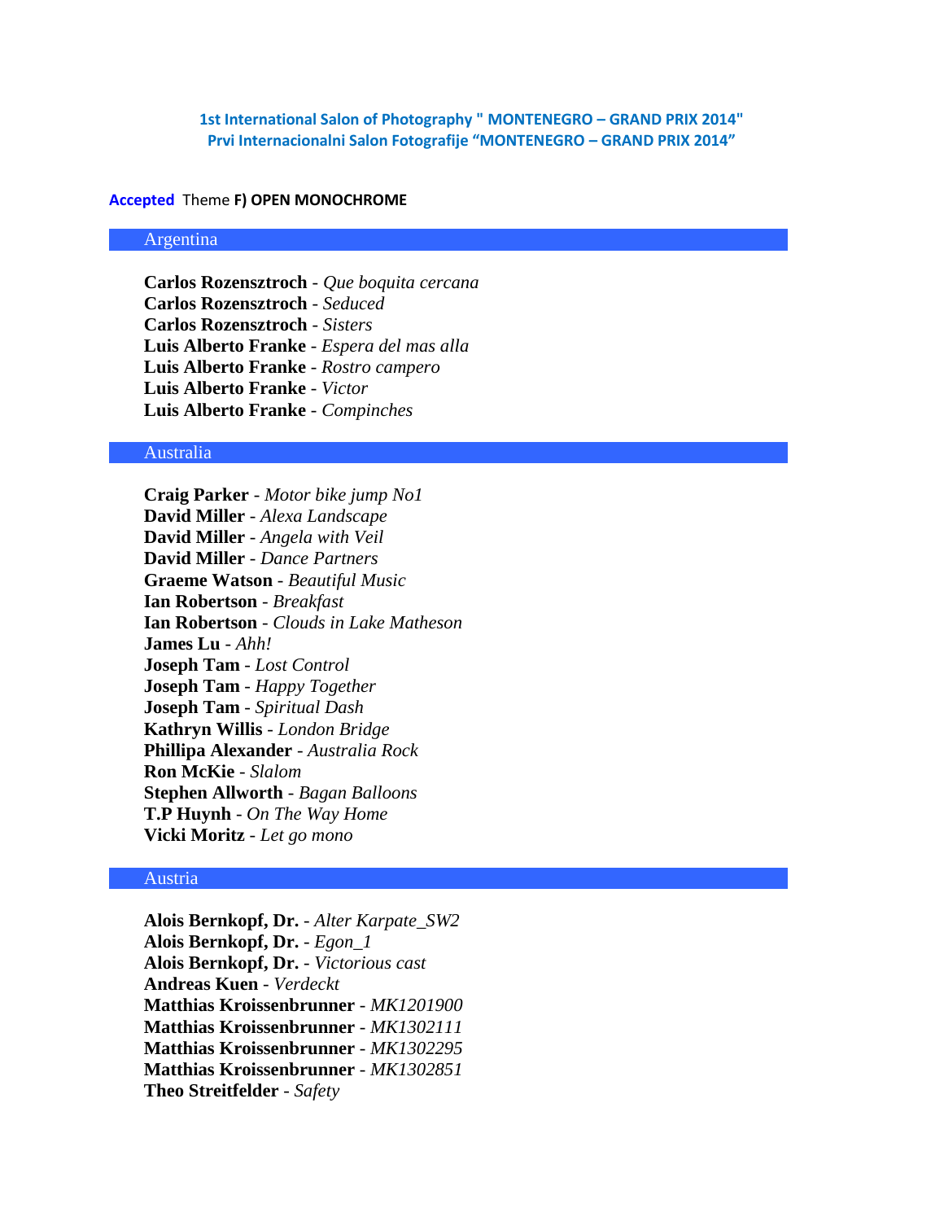**1st International Salon of Photography " MONTENEGRO – GRAND PRIX 2014"**
**Prvi Internacionalni Salon Fotografije “MONTENEGRO – GRAND PRIX 2014”**

**Accepted** Theme **F) OPEN MONOCHROME**

## Argentina

**Carlos Rozensztroch** - *Que boquita cercana*
**Carlos Rozensztroch** - *Seduced*
**Carlos Rozensztroch** - *Sisters*
**Luis Alberto Franke** - *Espera del mas alla*
**Luis Alberto Franke** - *Rostro campero*
**Luis Alberto Franke** - *Victor*
**Luis Alberto Franke** - *Compinches*

## Australia

**Craig Parker** - *Motor bike jump No1*
**David Miller** - *Alexa Landscape*
**David Miller** - *Angela with Veil*
**David Miller** - *Dance Partners*
**Graeme Watson** - *Beautiful Music*
**Ian Robertson** - *Breakfast*
**Ian Robertson** - *Clouds in Lake Matheson*
**James Lu** - *Ahh!*
**Joseph Tam** - *Lost Control*
**Joseph Tam** - *Happy Together*
**Joseph Tam** - *Spiritual Dash*
**Kathryn Willis** - *London Bridge*
**Phillipa Alexander** - *Australia Rock*
**Ron McKie** - *Slalom*
**Stephen Allworth** - *Bagan Balloons*
**T.P Huynh** - *On The Way Home*
**Vicki Moritz** - *Let go mono*

## Austria

**Alois Bernkopf, Dr.** - *Alter Karpate_SW2*
**Alois Bernkopf, Dr.** - *Egon_1*
**Alois Bernkopf, Dr.** - *Victorious cast*
**Andreas Kuen** - *Verdeckt*
**Matthias Kroissenbrunner** - *MK1201900*
**Matthias Kroissenbrunner** - *MK1302111*
**Matthias Kroissenbrunner** - *MK1302295*
**Matthias Kroissenbrunner** - *MK1302851*
**Theo Streitfelder** - *Safety*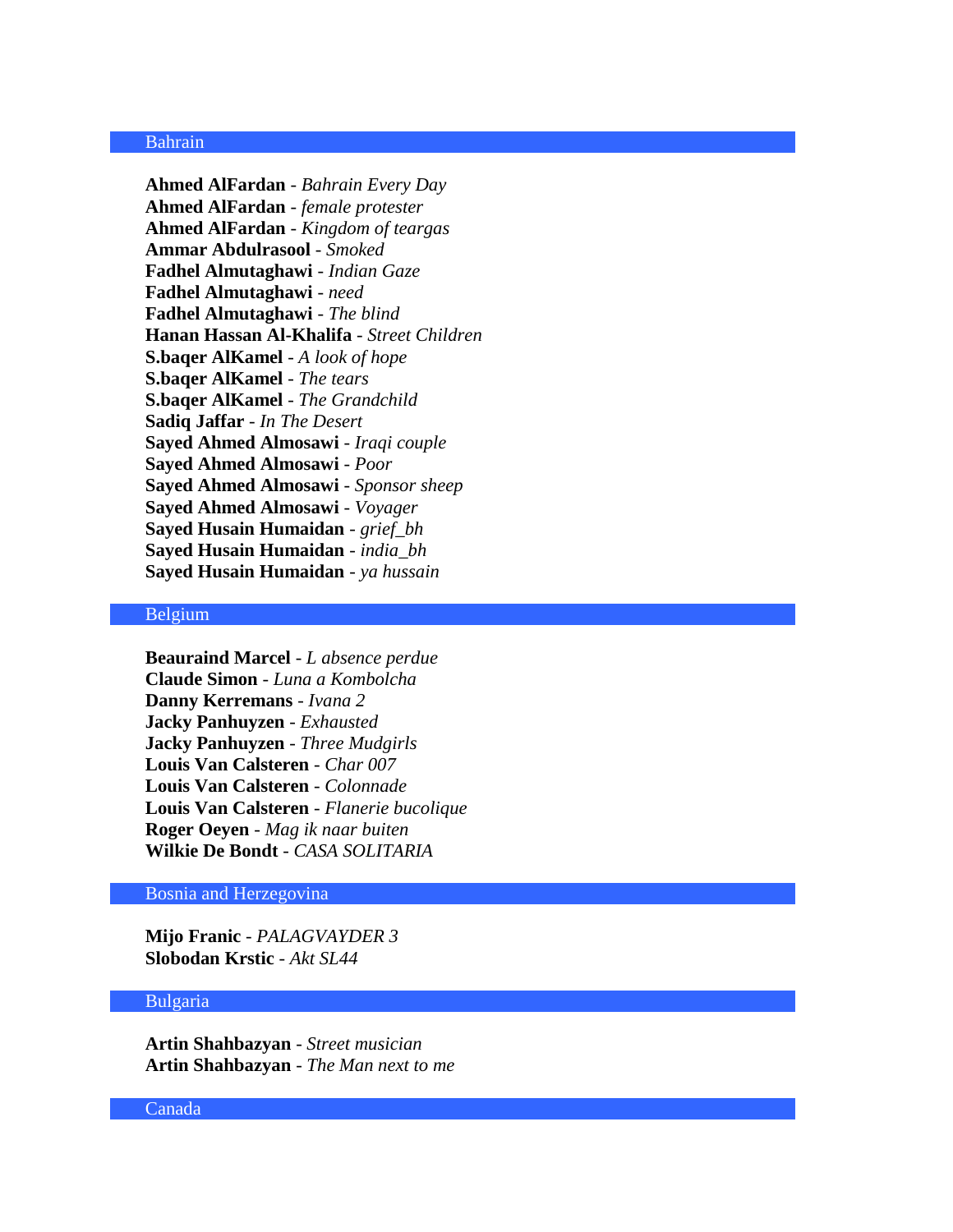## Bahrain

**Ahmed AlFardan** - *Bahrain Every Day*
**Ahmed AlFardan** - *female protester*
**Ahmed AlFardan** - *Kingdom of teargas*
**Ammar Abdulrasool** - *Smoked*
**Fadhel Almutaghawi** - *Indian Gaze*
**Fadhel Almutaghawi** - *need*
**Fadhel Almutaghawi** - *The blind*
**Hanan Hassan Al-Khalifa** - *Street Children*
**S.baqer AlKamel** - *A look of hope*
**S.baqer AlKamel** - *The tears*
**S.baqer AlKamel** - *The Grandchild*
**Sadiq Jaffar** - *In The Desert*
**Sayed Ahmed Almosawi** - *Iraqi couple*
**Sayed Ahmed Almosawi** - *Poor*
**Sayed Ahmed Almosawi** - *Sponsor sheep*
**Sayed Ahmed Almosawi** - *Voyager*
**Sayed Husain Humaidan** - *grief_bh*
**Sayed Husain Humaidan** - *india_bh*
**Sayed Husain Humaidan** - *ya hussain*

## Belgium

**Beauraind Marcel** - *L absence perdue*
**Claude Simon** - *Luna a Kombolcha*
**Danny Kerremans** - *Ivana 2*
**Jacky Panhuyzen** - *Exhausted*
**Jacky Panhuyzen** - *Three Mudgirls*
**Louis Van Calsteren** - *Char 007*
**Louis Van Calsteren** - *Colonnade*
**Louis Van Calsteren** - *Flanerie bucolique*
**Roger Oeyen** - *Mag ik naar buiten*
**Wilkie De Bondt** - *CASA SOLITARIA*

## Bosnia and Herzegovina

**Mijo Franic** - *PALAGVAYDER 3*
**Slobodan Krstic** - *Akt SL44*

## Bulgaria

**Artin Shahbazyan** - *Street musician*
**Artin Shahbazyan** - *The Man next to me*

## Canada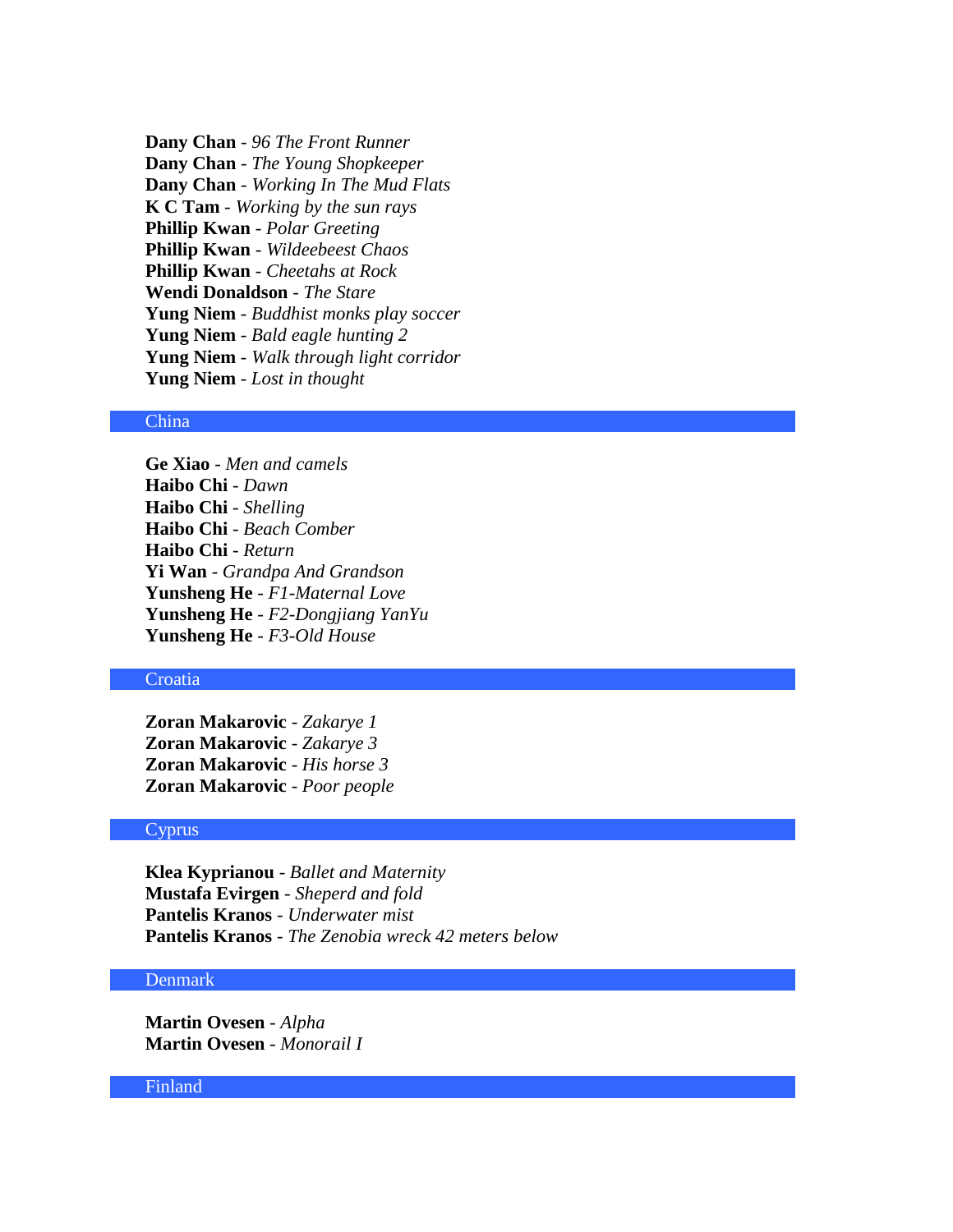**Dany Chan** - *96 The Front Runner*
**Dany Chan** - *The Young Shopkeeper*
**Dany Chan** - *Working In The Mud Flats*
**K C Tam** - *Working by the sun rays*
**Phillip Kwan** - *Polar Greeting*
**Phillip Kwan** - *Wildeebeest Chaos*
**Phillip Kwan** - *Cheetahs at Rock*
**Wendi Donaldson** - *The Stare*
**Yung Niem** - *Buddhist monks play soccer*
**Yung Niem** - *Bald eagle hunting 2*
**Yung Niem** - *Walk through light corridor*
**Yung Niem** - *Lost in thought*

## China

**Ge Xiao** - *Men and camels*
**Haibo Chi** - *Dawn*
**Haibo Chi** - *Shelling*
**Haibo Chi** - *Beach Comber*
**Haibo Chi** - *Return*
**Yi Wan** - *Grandpa And Grandson*
**Yunsheng He** - *F1-Maternal Love*
**Yunsheng He** - *F2-Dongjiang YanYu*
**Yunsheng He** - *F3-Old House*

## Croatia

**Zoran Makarovic** - *Zakarye 1*
**Zoran Makarovic** - *Zakarye 3*
**Zoran Makarovic** - *His horse 3*
**Zoran Makarovic** - *Poor people*

## Cyprus

**Klea Kyprianou** - *Ballet and Maternity*
**Mustafa Evirgen** - *Sheperd and fold*
**Pantelis Kranos** - *Underwater mist*
**Pantelis Kranos** - *The Zenobia wreck 42 meters below*

## Denmark

**Martin Ovesen** - *Alpha*
**Martin Ovesen** - *Monorail I*

## Finland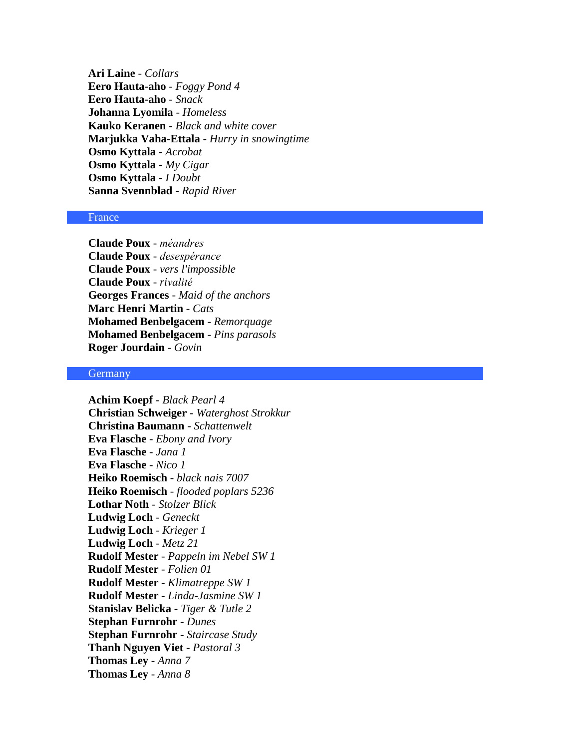**Ari Laine** - *Collars*
**Eero Hauta-aho** - *Foggy Pond 4*
**Eero Hauta-aho** - *Snack*
**Johanna Lyomila** - *Homeless*
**Kauko Keranen** - *Black and white cover*
**Marjukka Vaha-Ettala** - *Hurry in snowingtime*
**Osmo Kyttala** - *Acrobat*
**Osmo Kyttala** - *My Cigar*
**Osmo Kyttala** - *I Doubt*
**Sanna Svennblad** - *Rapid River*

## France

**Claude Poux** - *méandres*
**Claude Poux** - *desespérance*
**Claude Poux** - *vers l'impossible*
**Claude Poux** - *rivalité*
**Georges Frances** - *Maid of the anchors*
**Marc Henri Martin** - *Cats*
**Mohamed Benbelgacem** - *Remorquage*
**Mohamed Benbelgacem** - *Pins parasols*
**Roger Jourdain** - *Govin*

## Germany

**Achim Koepf** - *Black Pearl 4*
**Christian Schweiger** - *Waterghost Strokkur*
**Christina Baumann** - *Schattenwelt*
**Eva Flasche** - *Ebony and Ivory*
**Eva Flasche** - *Jana 1*
**Eva Flasche** - *Nico 1*
**Heiko Roemisch** - *black nais 7007*
**Heiko Roemisch** - *flooded poplars 5236*
**Lothar Noth** - *Stolzer Blick*
**Ludwig Loch** - *Geneckt*
**Ludwig Loch** - *Krieger 1*
**Ludwig Loch** - *Metz 21*
**Rudolf Mester** - *Pappeln im Nebel SW 1*
**Rudolf Mester** - *Folien 01*
**Rudolf Mester** - *Klimatreppe SW 1*
**Rudolf Mester** - *Linda-Jasmine SW 1*
**Stanislav Belicka** - *Tiger & Tutle 2*
**Stephan Furnrohr** - *Dunes*
**Stephan Furnrohr** - *Staircase Study*
**Thanh Nguyen Viet** - *Pastoral 3*
**Thomas Ley** - *Anna 7*
**Thomas Ley** - *Anna 8*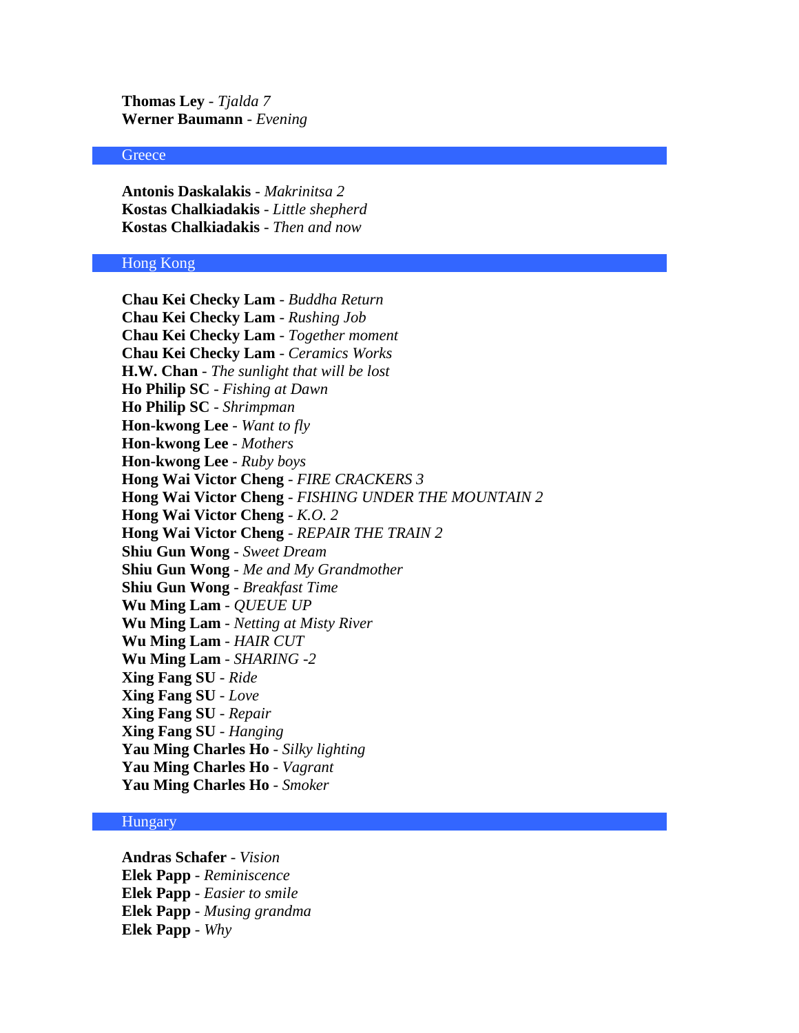**Thomas Ley** - *Tjalda 7*
**Werner Baumann** - *Evening*

## Greece

**Antonis Daskalakis** - *Makrinitsa 2*
**Kostas Chalkiadakis** - *Little shepherd*
**Kostas Chalkiadakis** - *Then and now*

## Hong Kong

**Chau Kei Checky Lam** - *Buddha Return*
**Chau Kei Checky Lam** - *Rushing Job*
**Chau Kei Checky Lam** - *Together moment*
**Chau Kei Checky Lam** - *Ceramics Works*
**H.W. Chan** - *The sunlight that will be lost*
**Ho Philip SC** - *Fishing at Dawn*
**Ho Philip SC** - *Shrimpman*
**Hon-kwong Lee** - *Want to fly*
**Hon-kwong Lee** - *Mothers*
**Hon-kwong Lee** - *Ruby boys*
**Hong Wai Victor Cheng** - *FIRE CRACKERS 3*
**Hong Wai Victor Cheng** - *FISHING UNDER THE MOUNTAIN 2*
**Hong Wai Victor Cheng** - *K.O. 2*
**Hong Wai Victor Cheng** - *REPAIR THE TRAIN 2*
**Shiu Gun Wong** - *Sweet Dream*
**Shiu Gun Wong** - *Me and My Grandmother*
**Shiu Gun Wong** - *Breakfast Time*
**Wu Ming Lam** - *QUEUE UP*
**Wu Ming Lam** - *Netting at Misty River*
**Wu Ming Lam** - *HAIR CUT*
**Wu Ming Lam** - *SHARING -2*
**Xing Fang SU** - *Ride*
**Xing Fang SU** - *Love*
**Xing Fang SU** - *Repair*
**Xing Fang SU** - *Hanging*
**Yau Ming Charles Ho** - *Silky lighting*
**Yau Ming Charles Ho** - *Vagrant*
**Yau Ming Charles Ho** - *Smoker*

## Hungary

**Andras Schafer** - *Vision*
**Elek Papp** - *Reminiscence*
**Elek Papp** - *Easier to smile*
**Elek Papp** - *Musing grandma*
**Elek Papp** - *Why*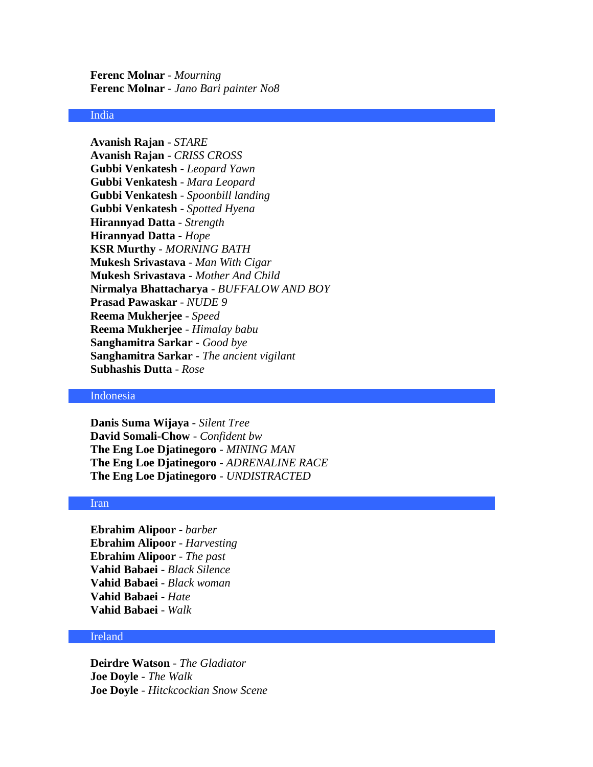**Ferenc Molnar** - *Mourning*
**Ferenc Molnar** - *Jano Bari painter No8*

## India

**Avanish Rajan** - *STARE*
**Avanish Rajan** - *CRISS CROSS*
**Gubbi Venkatesh** - *Leopard Yawn*
**Gubbi Venkatesh** - *Mara Leopard*
**Gubbi Venkatesh** - *Spoonbill landing*
**Gubbi Venkatesh** - *Spotted Hyena*
**Hirannyad Datta** - *Strength*
**Hirannyad Datta** - *Hope*
**KSR Murthy** - *MORNING BATH*
**Mukesh Srivastava** - *Man With Cigar*
**Mukesh Srivastava** - *Mother And Child*
**Nirmalya Bhattacharya** - *BUFFALOW AND BOY*
**Prasad Pawaskar** - *NUDE 9*
**Reema Mukherjee** - *Speed*
**Reema Mukherjee** - *Himalay babu*
**Sanghamitra Sarkar** - *Good bye*
**Sanghamitra Sarkar** - *The ancient vigilant*
**Subhashis Dutta** - *Rose*

## Indonesia

**Danis Suma Wijaya** - *Silent Tree*
**David Somali-Chow** - *Confident bw*
**The Eng Loe Djatinegoro** - *MINING MAN*
**The Eng Loe Djatinegoro** - *ADRENALINE RACE*
**The Eng Loe Djatinegoro** - *UNDISTRACTED*

## Iran

**Ebrahim Alipoor** - *barber*
**Ebrahim Alipoor** - *Harvesting*
**Ebrahim Alipoor** - *The past*
**Vahid Babaei** - *Black Silence*
**Vahid Babaei** - *Black woman*
**Vahid Babaei** - *Hate*
**Vahid Babaei** - *Walk*

## Ireland

**Deirdre Watson** - *The Gladiator*
**Joe Doyle** - *The Walk*
**Joe Doyle** - *Hitckcockian Snow Scene*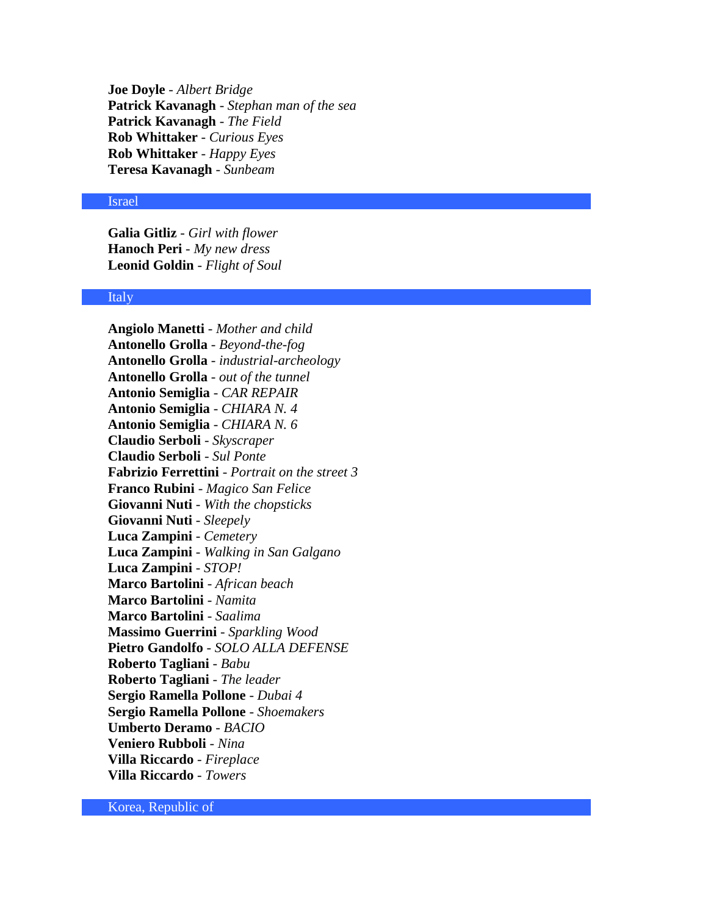**Joe Doyle** - *Albert Bridge*
**Patrick Kavanagh** - *Stephan man of the sea*
**Patrick Kavanagh** - *The Field*
**Rob Whittaker** - *Curious Eyes*
**Rob Whittaker** - *Happy Eyes*
**Teresa Kavanagh** - *Sunbeam*

## Israel

**Galia Gitliz** - *Girl with flower*
**Hanoch Peri** - *My new dress*
**Leonid Goldin** - *Flight of Soul*

## Italy

**Angiolo Manetti** - *Mother and child*
**Antonello Grolla** - *Beyond-the-fog*
**Antonello Grolla** - *industrial-archeology*
**Antonello Grolla** - *out of the tunnel*
**Antonio Semiglia** - *CAR REPAIR*
**Antonio Semiglia** - *CHIARA N. 4*
**Antonio Semiglia** - *CHIARA N. 6*
**Claudio Serboli** - *Skyscraper*
**Claudio Serboli** - *Sul Ponte*
**Fabrizio Ferrettini** - *Portrait on the street 3*
**Franco Rubini** - *Magico San Felice*
**Giovanni Nuti** - *With the chopsticks*
**Giovanni Nuti** - *Sleepely*
**Luca Zampini** - *Cemetery*
**Luca Zampini** - *Walking in San Galgano*
**Luca Zampini** - *STOP!*
**Marco Bartolini** - *African beach*
**Marco Bartolini** - *Namita*
**Marco Bartolini** - *Saalima*
**Massimo Guerrini** - *Sparkling Wood*
**Pietro Gandolfo** - *SOLO ALLA DEFENSE*
**Roberto Tagliani** - *Babu*
**Roberto Tagliani** - *The leader*
**Sergio Ramella Pollone** - *Dubai 4*
**Sergio Ramella Pollone** - *Shoemakers*
**Umberto Deramo** - *BACIO*
**Veniero Rubboli** - *Nina*
**Villa Riccardo** - *Fireplace*
**Villa Riccardo** - *Towers*

## Korea, Republic of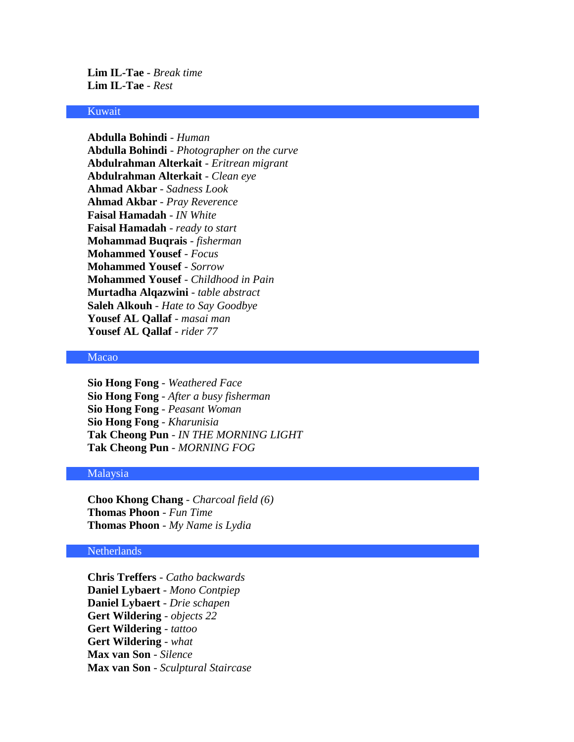**Lim IL-Tae** - *Break time*
**Lim IL-Tae** - *Rest*

## Kuwait

**Abdulla Bohindi** - *Human*
**Abdulla Bohindi** - *Photographer on the curve*
**Abdulrahman Alterkait** - *Eritrean migrant*
**Abdulrahman Alterkait** - *Clean eye*
**Ahmad Akbar** - *Sadness Look*
**Ahmad Akbar** - *Pray Reverence*
**Faisal Hamadah** - *IN White*
**Faisal Hamadah** - *ready to start*
**Mohammad Buqrais** - *fisherman*
**Mohammed Yousef** - *Focus*
**Mohammed Yousef** - *Sorrow*
**Mohammed Yousef** - *Childhood in Pain*
**Murtadha Alqazwini** - *table abstract*
**Saleh Alkouh** - *Hate to Say Goodbye*
**Yousef AL Qallaf** - *masai man*
**Yousef AL Qallaf** - *rider 77*

## Macao

**Sio Hong Fong** - *Weathered Face*
**Sio Hong Fong** - *After a busy fisherman*
**Sio Hong Fong** - *Peasant Woman*
**Sio Hong Fong** - *Kharunisia*
**Tak Cheong Pun** - *IN THE MORNING LIGHT*
**Tak Cheong Pun** - *MORNING FOG*

## Malaysia

**Choo Khong Chang** - *Charcoal field (6)*
**Thomas Phoon** - *Fun Time*
**Thomas Phoon** - *My Name is Lydia*

## Netherlands

**Chris Treffers** - *Catho backwards*
**Daniel Lybaert** - *Mono Contpiep*
**Daniel Lybaert** - *Drie schapen*
**Gert Wildering** - *objects 22*
**Gert Wildering** - *tattoo*
**Gert Wildering** - *what*
**Max van Son** - *Silence*
**Max van Son** - *Sculptural Staircase*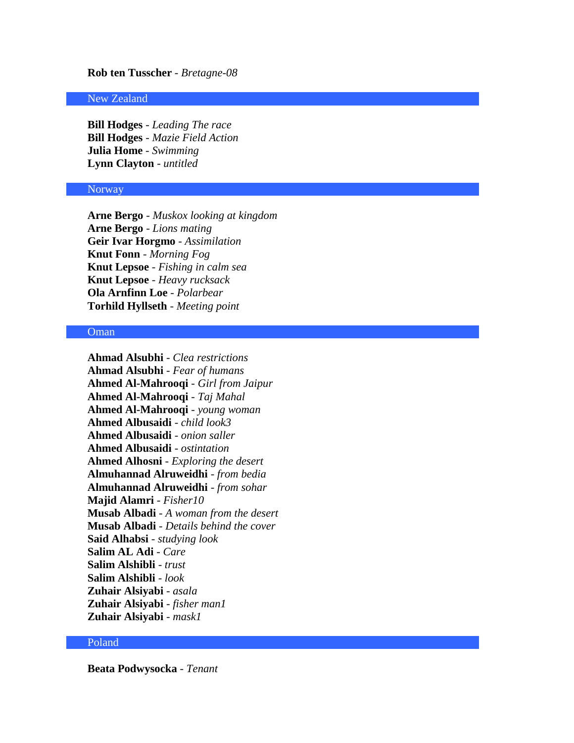**Rob ten Tusscher** - *Bretagne-08*

## New Zealand

**Bill Hodges** - *Leading The race*
**Bill Hodges** - *Mazie Field Action*
**Julia Home** - *Swimming*
**Lynn Clayton** - *untitled*

## Norway

**Arne Bergo** - *Muskox looking at kingdom*
**Arne Bergo** - *Lions mating*
**Geir Ivar Horgmo** - *Assimilation*
**Knut Fonn** - *Morning Fog*
**Knut Lepsoe** - *Fishing in calm sea*
**Knut Lepsoe** - *Heavy rucksack*
**Ola Arnfinn Loe** - *Polarbear*
**Torhild Hyllseth** - *Meeting point*

## Oman

**Ahmad Alsubhi** - *Clea restrictions*
**Ahmad Alsubhi** - *Fear of humans*
**Ahmed Al-Mahrooqi** - *Girl from Jaipur*
**Ahmed Al-Mahrooqi** - *Taj Mahal*
**Ahmed Al-Mahrooqi** - *young woman*
**Ahmed Albusaidi** - *child look3*
**Ahmed Albusaidi** - *onion saller*
**Ahmed Albusaidi** - *ostintation*
**Ahmed Alhosni** - *Exploring the desert*
**Almuhannad Alruweidhi** - *from bedia*
**Almuhannad Alruweidhi** - *from sohar*
**Majid Alamri** - *Fisher10*
**Musab Albadi** - *A woman from the desert*
**Musab Albadi** - *Details behind the cover*
**Said Alhabsi** - *studying look*
**Salim AL Adi** - *Care*
**Salim Alshibli** - *trust*
**Salim Alshibli** - *look*
**Zuhair Alsiyabi** - *asala*
**Zuhair Alsiyabi** - *fisher man1*
**Zuhair Alsiyabi** - *mask1*

## Poland

**Beata Podwysocka** - *Tenant*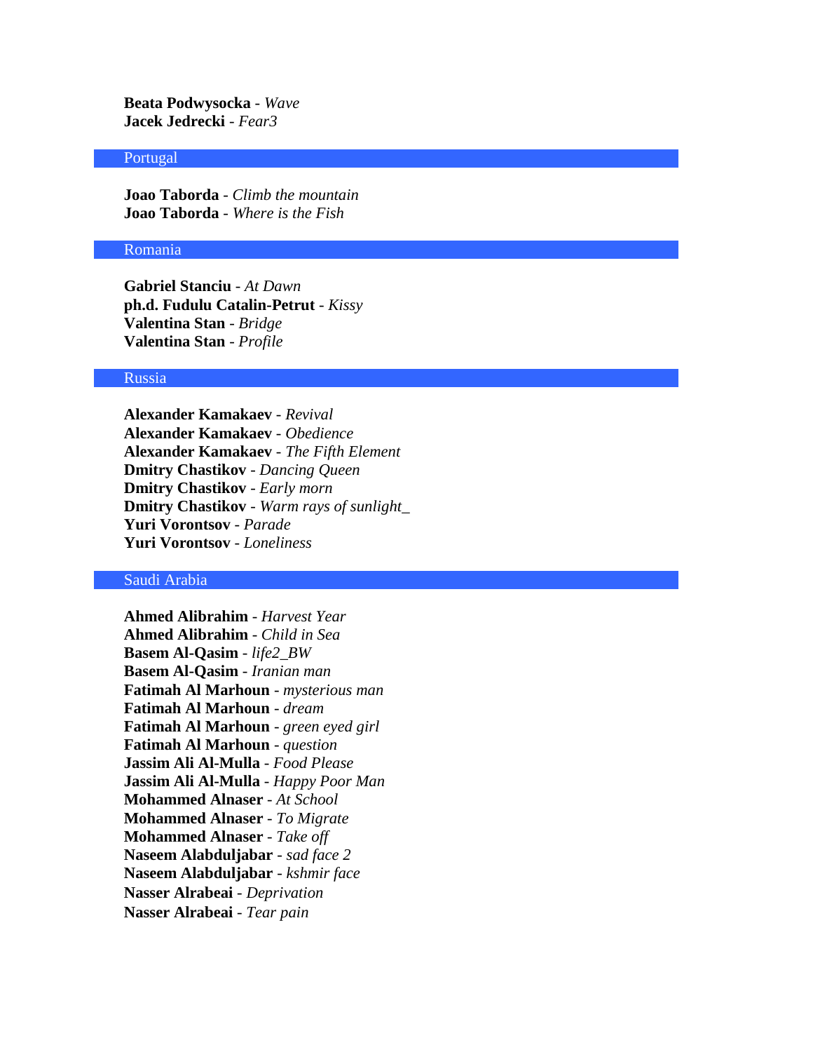**Beata Podwysocka** - *Wave*
**Jacek Jedrecki** - *Fear3*

## Portugal

**Joao Taborda** - *Climb the mountain*
**Joao Taborda** - *Where is the Fish*

## Romania

**Gabriel Stanciu** - *At Dawn*
**ph.d. Fudulu Catalin-Petrut** - *Kissy*
**Valentina Stan** - *Bridge*
**Valentina Stan** - *Profile*

## Russia

**Alexander Kamakaev** - *Revival*
**Alexander Kamakaev** - *Obedience*
**Alexander Kamakaev** - *The Fifth Element*
**Dmitry Chastikov** - *Dancing Queen*
**Dmitry Chastikov** - *Early morn*
**Dmitry Chastikov** - *Warm rays of sunlight_*
**Yuri Vorontsov** - *Parade*
**Yuri Vorontsov** - *Loneliness*

## Saudi Arabia

**Ahmed Alibrahim** - *Harvest Year*
**Ahmed Alibrahim** - *Child in Sea*
**Basem Al-Qasim** - *life2_BW*
**Basem Al-Qasim** - *Iranian man*
**Fatimah Al Marhoun** - *mysterious man*
**Fatimah Al Marhoun** - *dream*
**Fatimah Al Marhoun** - *green eyed girl*
**Fatimah Al Marhoun** - *question*
**Jassim Ali Al-Mulla** - *Food Please*
**Jassim Ali Al-Mulla** - *Happy Poor Man*
**Mohammed Alnaser** - *At School*
**Mohammed Alnaser** - *To Migrate*
**Mohammed Alnaser** - *Take off*
**Naseem Alabduljabar** - *sad face 2*
**Naseem Alabduljabar** - *kshmir face*
**Nasser Alrabeai** - *Deprivation*
**Nasser Alrabeai** - *Tear pain*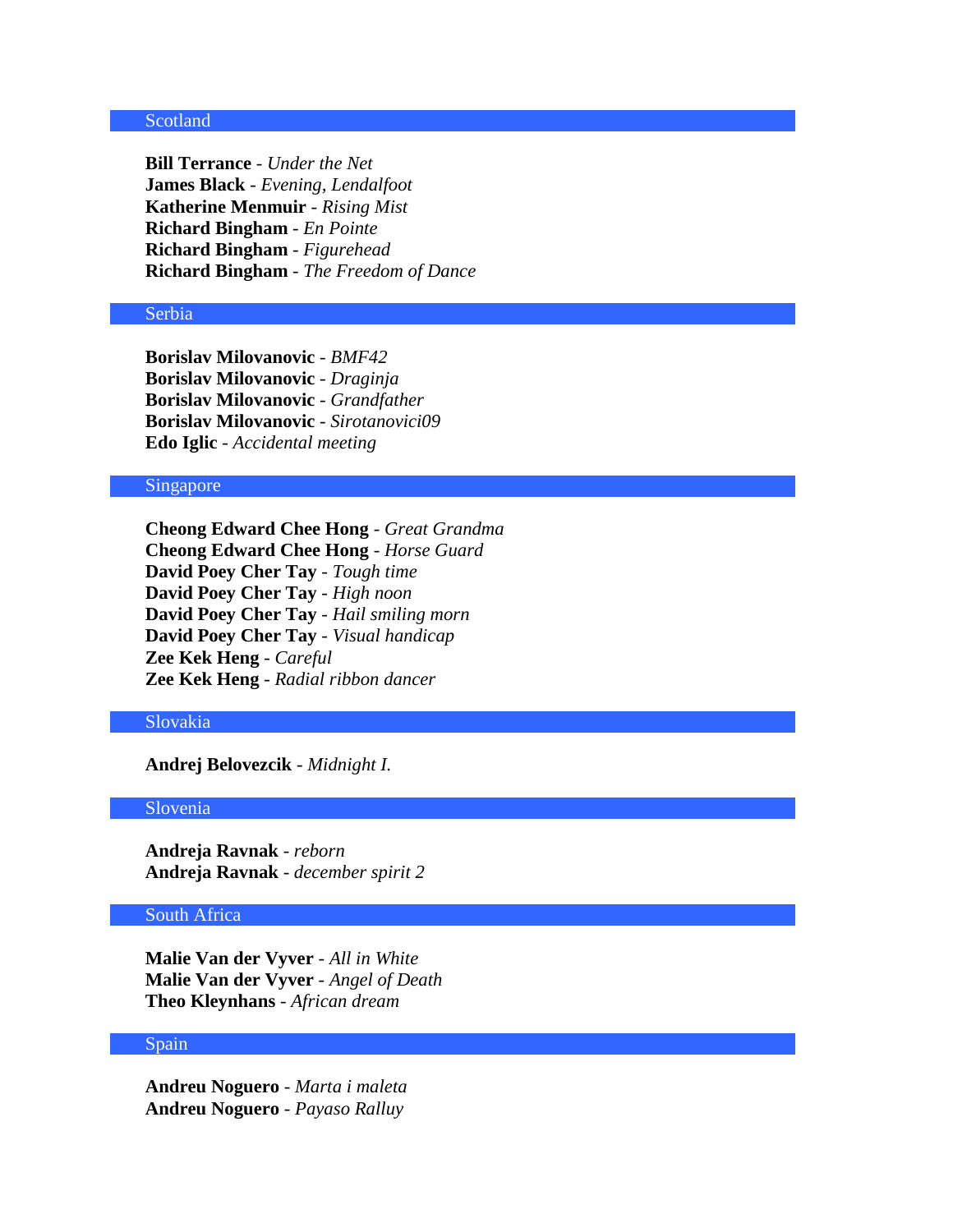## Scotland

**Bill Terrance** - *Under the Net*
**James Black** - *Evening, Lendalfoot*
**Katherine Menmuir** - *Rising Mist*
**Richard Bingham** - *En Pointe*
**Richard Bingham** - *Figurehead*
**Richard Bingham** - *The Freedom of Dance*

## Serbia

**Borislav Milovanovic** - *BMF42*
**Borislav Milovanovic** - *Draginja*
**Borislav Milovanovic** - *Grandfather*
**Borislav Milovanovic** - *Sirotanovici09*
**Edo Iglic** - *Accidental meeting*

## Singapore

**Cheong Edward Chee Hong** - *Great Grandma*
**Cheong Edward Chee Hong** - *Horse Guard*
**David Poey Cher Tay** - *Tough time*
**David Poey Cher Tay** - *High noon*
**David Poey Cher Tay** - *Hail smiling morn*
**David Poey Cher Tay** - *Visual handicap*
**Zee Kek Heng** - *Careful*
**Zee Kek Heng** - *Radial ribbon dancer*

## Slovakia

**Andrej Belovezcik** - *Midnight I.*

## Slovenia

**Andreja Ravnak** - *reborn*
**Andreja Ravnak** - *december spirit 2*

## South Africa

**Malie Van der Vyver** - *All in White*
**Malie Van der Vyver** - *Angel of Death*
**Theo Kleynhans** - *African dream*

## Spain

**Andreu Noguero** - *Marta i maleta*
**Andreu Noguero** - *Payaso Ralluy*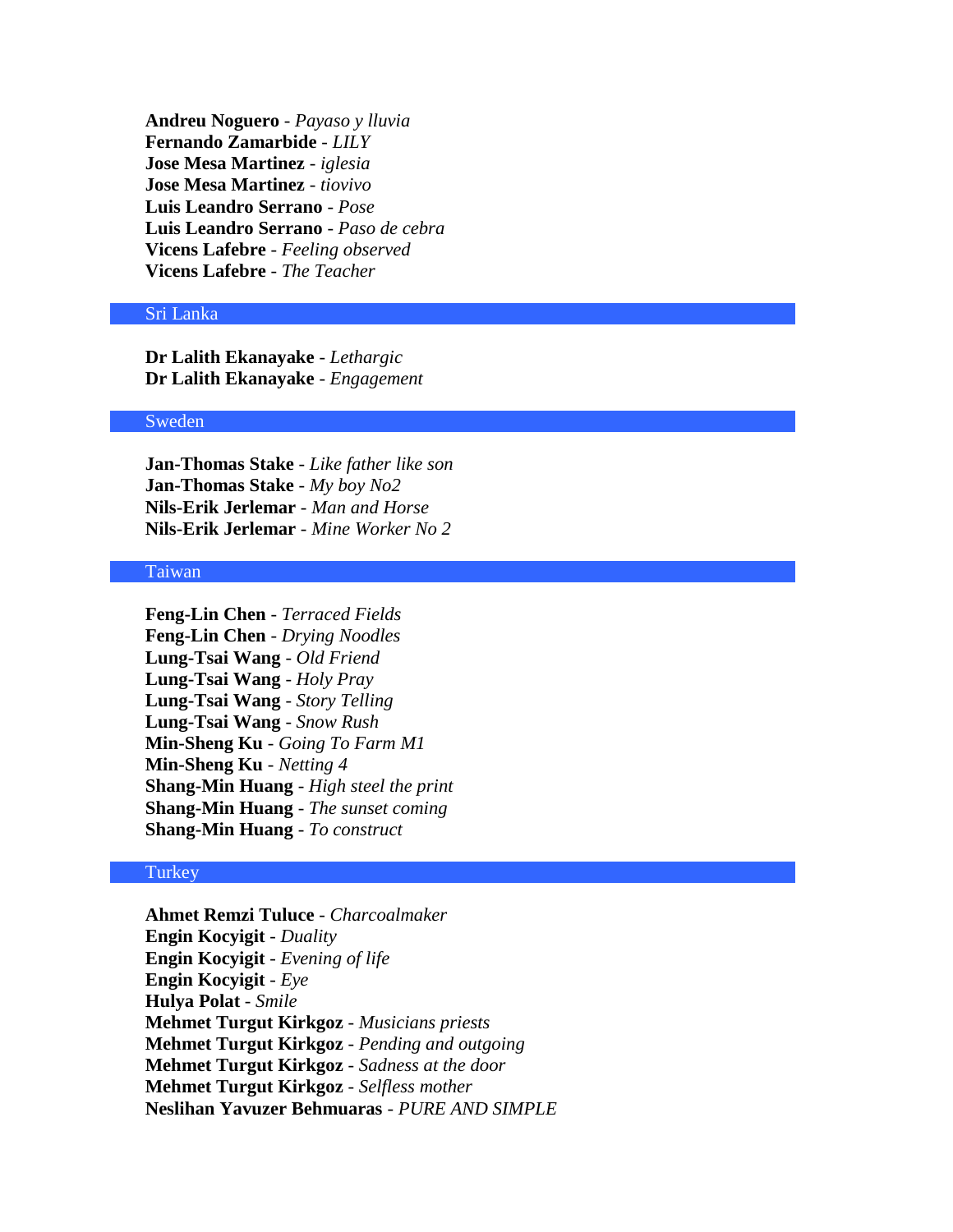**Andreu Noguero** - *Payaso y lluvia*  
**Fernando Zamarbide** - *LILY*  
**Jose Mesa Martinez** - *iglesia*  
**Jose Mesa Martinez** - *tiovivo*  
**Luis Leandro Serrano** - *Pose*  
**Luis Leandro Serrano** - *Paso de cebra*  
**Vicens Lafebre** - *Feeling observed*  
**Vicens Lafebre** - *The Teacher*

## Sri Lanka

**Dr Lalith Ekanayake** - *Lethargic*  
**Dr Lalith Ekanayake** - *Engagement*

## Sweden

**Jan-Thomas Stake** - *Like father like son*  
**Jan-Thomas Stake** - *My boy No2*  
**Nils-Erik Jerlemar** - *Man and Horse*  
**Nils-Erik Jerlemar** - *Mine Worker No 2*

## Taiwan

**Feng-Lin Chen** - *Terraced Fields*  
**Feng-Lin Chen** - *Drying Noodles*  
**Lung-Tsai Wang** - *Old Friend*  
**Lung-Tsai Wang** - *Holy Pray*  
**Lung-Tsai Wang** - *Story Telling*  
**Lung-Tsai Wang** - *Snow Rush*  
**Min-Sheng Ku** - *Going To Farm M1*  
**Min-Sheng Ku** - *Netting 4*  
**Shang-Min Huang** - *High steel the print*  
**Shang-Min Huang** - *The sunset coming*  
**Shang-Min Huang** - *To construct*

## Turkey

**Ahmet Remzi Tuluce** - *Charcoalmaker*  
**Engin Kocyigit** - *Duality*  
**Engin Kocyigit** - *Evening of life*  
**Engin Kocyigit** - *Eye*  
**Hulya Polat** - *Smile*  
**Mehmet Turgut Kirkgoz** - *Musicians priests*  
**Mehmet Turgut Kirkgoz** - *Pending and outgoing*  
**Mehmet Turgut Kirkgoz** - *Sadness at the door*  
**Mehmet Turgut Kirkgoz** - *Selfless mother*  
**Neslihan Yavuzer Behmuaras** - *PURE AND SIMPLE*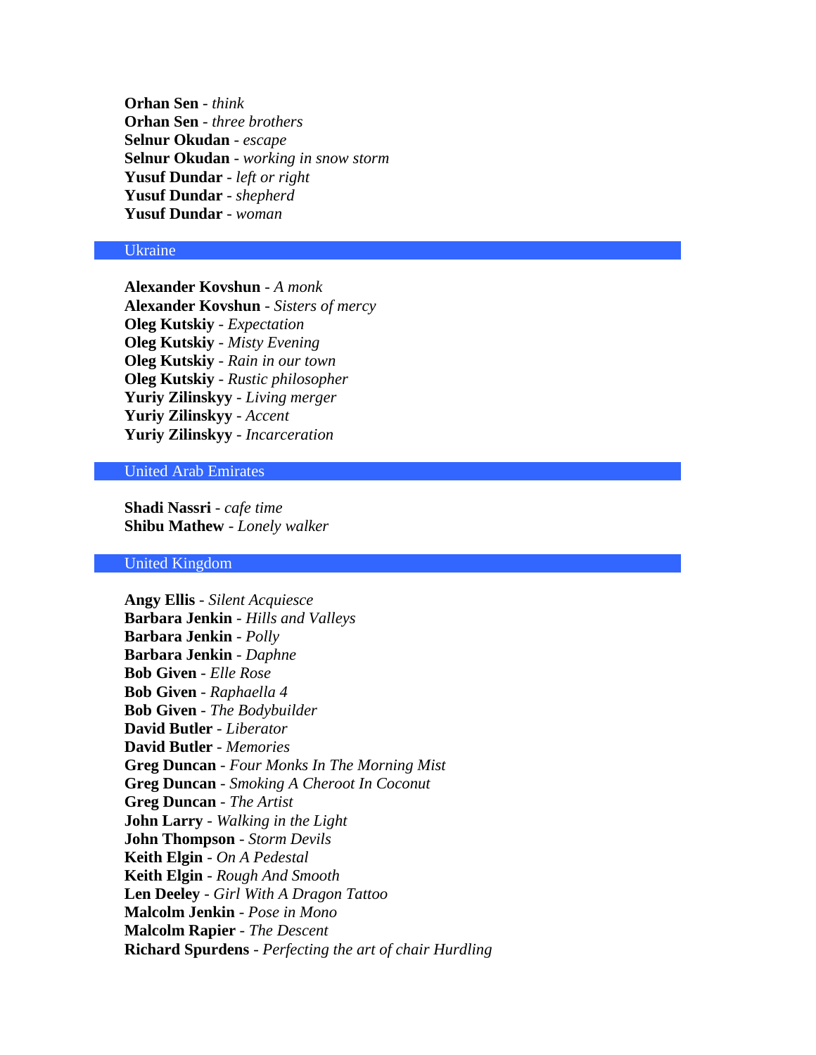**Orhan Sen** - *think*
**Orhan Sen** - *three brothers*
**Selnur Okudan** - *escape*
**Selnur Okudan** - *working in snow storm*
**Yusuf Dundar** - *left or right*
**Yusuf Dundar** - *shepherd*
**Yusuf Dundar** - *woman*

## Ukraine

**Alexander Kovshun** - *A monk*
**Alexander Kovshun** - *Sisters of mercy*
**Oleg Kutskiy** - *Expectation*
**Oleg Kutskiy** - *Misty Evening*
**Oleg Kutskiy** - *Rain in our town*
**Oleg Kutskiy** - *Rustic philosopher*
**Yuriy Zilinskyy** - *Living merger*
**Yuriy Zilinskyy** - *Accent*
**Yuriy Zilinskyy** - *Incarceration*

## United Arab Emirates

**Shadi Nassri** - *cafe time*
**Shibu Mathew** - *Lonely walker*

## United Kingdom

**Angy Ellis** - *Silent Acquiesce*
**Barbara Jenkin** - *Hills and Valleys*
**Barbara Jenkin** - *Polly*
**Barbara Jenkin** - *Daphne*
**Bob Given** - *Elle Rose*
**Bob Given** - *Raphaella 4*
**Bob Given** - *The Bodybuilder*
**David Butler** - *Liberator*
**David Butler** - *Memories*
**Greg Duncan** - *Four Monks In The Morning Mist*
**Greg Duncan** - *Smoking A Cheroot In Coconut*
**Greg Duncan** - *The Artist*
**John Larry** - *Walking in the Light*
**John Thompson** - *Storm Devils*
**Keith Elgin** - *On A Pedestal*
**Keith Elgin** - *Rough And Smooth*
**Len Deeley** - *Girl With A Dragon Tattoo*
**Malcolm Jenkin** - *Pose in Mono*
**Malcolm Rapier** - *The Descent*
**Richard Spurdens** - *Perfecting the art of chair Hurdling*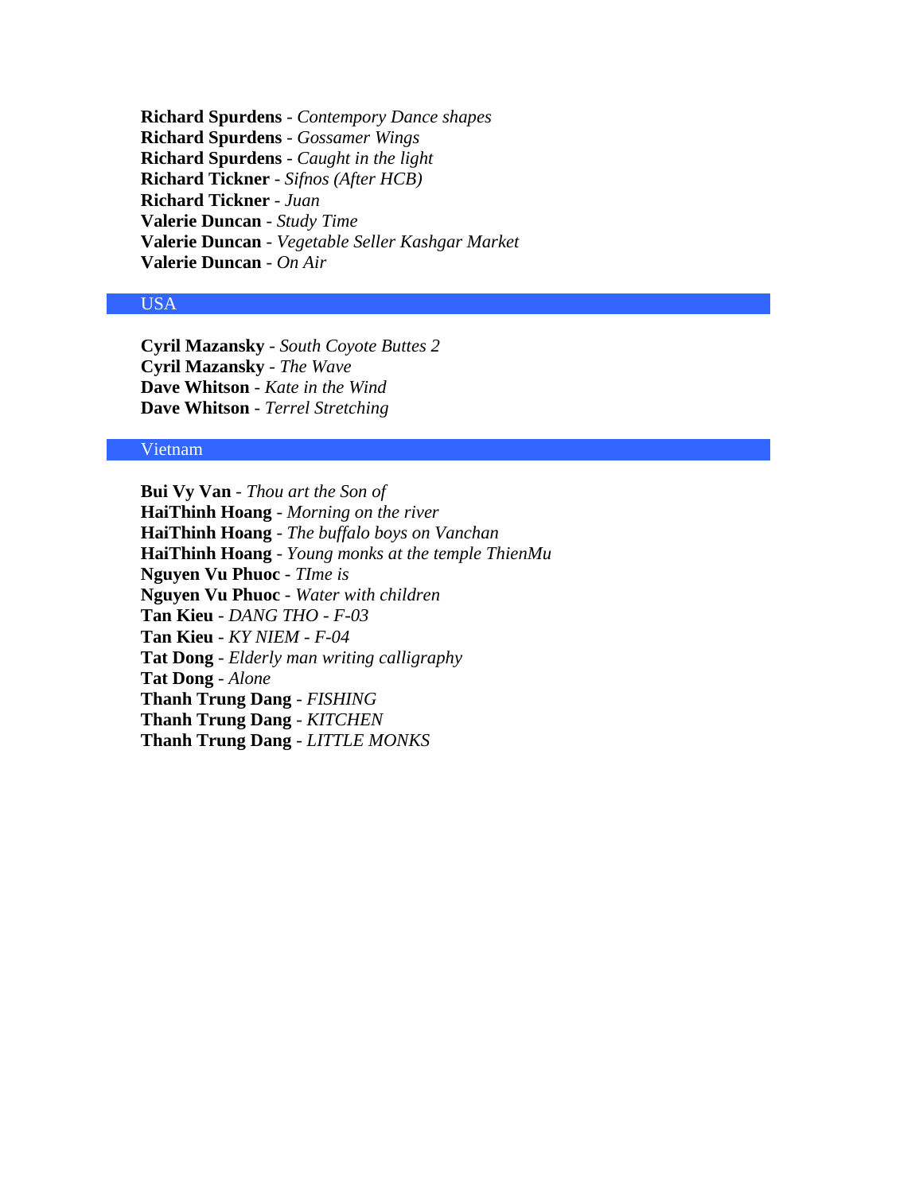**Richard Spurdens** - *Contempory Dance shapes*
**Richard Spurdens** - *Gossamer Wings*
**Richard Spurdens** - *Caught in the light*
**Richard Tickner** - *Sifnos (After HCB)*
**Richard Tickner** - *Juan*
**Valerie Duncan** - *Study Time*
**Valerie Duncan** - *Vegetable Seller Kashgar Market*
**Valerie Duncan** - *On Air*

## USA

**Cyril Mazansky** - *South Coyote Buttes 2*
**Cyril Mazansky** - *The Wave*
**Dave Whitson** - *Kate in the Wind*
**Dave Whitson** - *Terrel Stretching*

## Vietnam

**Bui Vy Van** - *Thou art the Son of*
**HaiThinh Hoang** - *Morning on the river*
**HaiThinh Hoang** - *The buffalo boys on Vanchan*
**HaiThinh Hoang** - *Young monks at the temple ThienMu*
**Nguyen Vu Phuoc** - *TIme is*
**Nguyen Vu Phuoc** - *Water with children*
**Tan Kieu** - *DANG THO - F-03*
**Tan Kieu** - *KY NIEM - F-04*
**Tat Dong** - *Elderly man writing calligraphy*
**Tat Dong** - *Alone*
**Thanh Trung Dang** - *FISHING*
**Thanh Trung Dang** - *KITCHEN*
**Thanh Trung Dang** - *LITTLE MONKS*